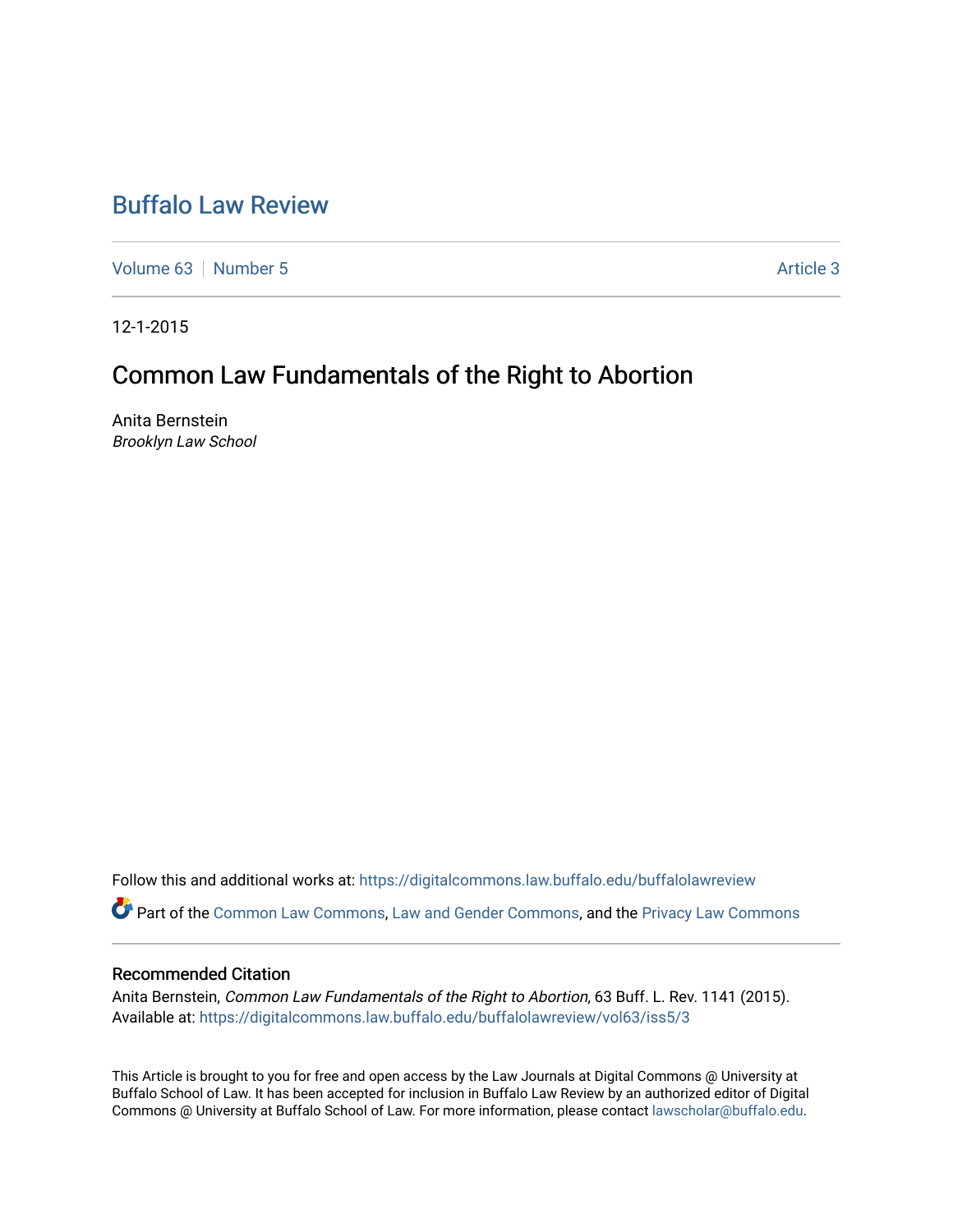# Buffalo Law Review

Volume 63 | Number 5 | Article 3

12-1-2015

## Common Law Fundamentals of the Right to Abortion

Anita Bernstein
*Brooklyn Law School*

Follow this and additional works at: https://digitalcommons.law.buffalo.edu/buffalolawreview

Part of the Common Law Commons, Law and Gender Commons, and the Privacy Law Commons

### Recommended Citation

Anita Bernstein, *Common Law Fundamentals of the Right to Abortion*, 63 Buff. L. Rev. 1141 (2015).
Available at: https://digitalcommons.law.buffalo.edu/buffalolawreview/vol63/iss5/3

This Article is brought to you for free and open access by the Law Journals at Digital Commons @ University at Buffalo School of Law. It has been accepted for inclusion in Buffalo Law Review by an authorized editor of Digital Commons @ University at Buffalo School of Law. For more information, please contact lawscholar@buffalo.edu.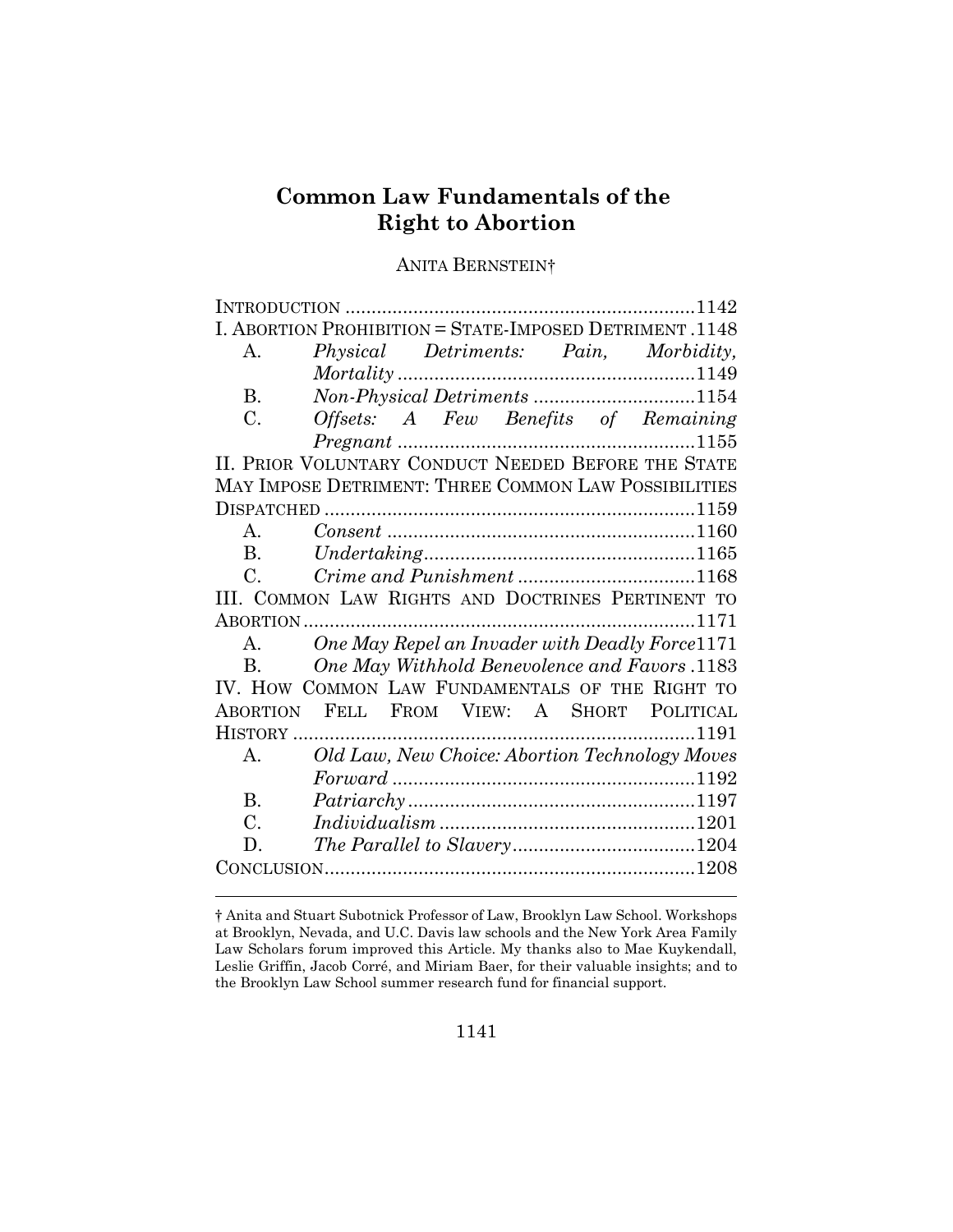# Common Law Fundamentals of the Right to Abortion

ANITA BERNSTEIN†

INTRODUCTION .................................................................. 1142

I. ABORTION PROHIBITION = STATE-IMPOSED DETRIMENT . 1148

- A. *Physical Detriments: Pain, Morbidity, Mortality* ......................................................... 1149
- B. *Non-Physical Detriments* ............................... 1154
- C. *Offsets: A Few Benefits of Remaining Pregnant* ......................................................... 1155

II. PRIOR VOLUNTARY CONDUCT NEEDED BEFORE THE STATE MAY IMPOSE DETRIMENT: THREE COMMON LAW POSSIBILITIES DISPATCHED ....................................................................... 1159

- A. *Consent* .......................................................... 1160
- B. *Undertaking* ................................................... 1165
- C. *Crime and Punishment* ................................. 1168

III. COMMON LAW RIGHTS AND DOCTRINES PERTINENT TO ABORTION .......................................................................... 1171

- A. *One May Repel an Invader with Deadly Force* 1171
- B. *One May Withhold Benevolence and Favors* . 1183

IV. HOW COMMON LAW FUNDAMENTALS OF THE RIGHT TO ABORTION FELL FROM VIEW: A SHORT POLITICAL HISTORY ............................................................................ 1191

- A. *Old Law, New Choice: Abortion Technology Moves Forward* .......................................................... 1192
- B. *Patriarchy* ...................................................... 1197
- C. *Individualism* ................................................ 1201
- D. *The Parallel to Slavery* .................................. 1204

CONCLUSION ...................................................................... 1208

---

† Anita and Stuart Subotnick Professor of Law, Brooklyn Law School. Workshops at Brooklyn, Nevada, and U.C. Davis law schools and the New York Area Family Law Scholars forum improved this Article. My thanks also to Mae Kuykendall, Leslie Griffin, Jacob Corré, and Miriam Baer, for their valuable insights; and to the Brooklyn Law School summer research fund for financial support.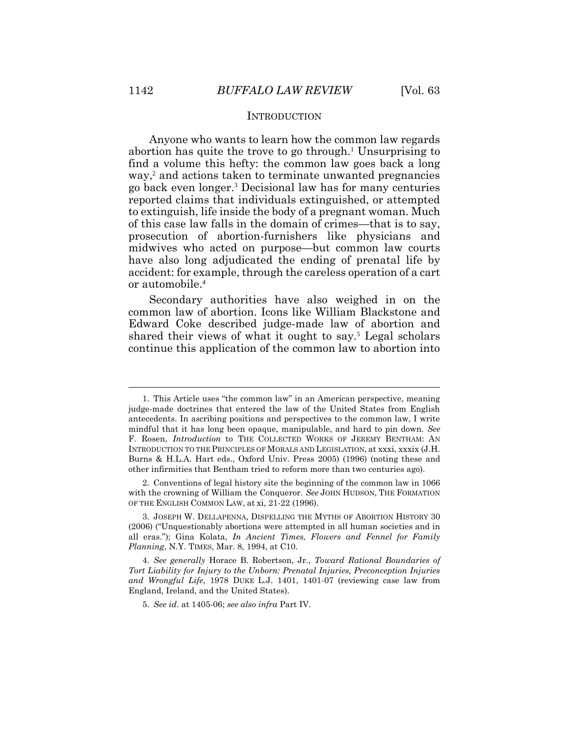## INTRODUCTION

Anyone who wants to learn how the common law regards abortion has quite the trove to go through.[1] Unsurprising to find a volume this hefty: the common law goes back a long way,[2] and actions taken to terminate unwanted pregnancies go back even longer.[3] Decisional law has for many centuries reported claims that individuals extinguished, or attempted to extinguish, life inside the body of a pregnant woman. Much of this case law falls in the domain of crimes—that is to say, prosecution of abortion-furnishers like physicians and midwives who acted on purpose—but common law courts have also long adjudicated the ending of prenatal life by accident: for example, through the careless operation of a cart or automobile.[4]

Secondary authorities have also weighed in on the common law of abortion. Icons like William Blackstone and Edward Coke described judge-made law of abortion and shared their views of what it ought to say.[5] Legal scholars continue this application of the common law to abortion into

---

1. This Article uses "the common law" in an American perspective, meaning judge-made doctrines that entered the law of the United States from English antecedents. In ascribing positions and perspectives to the common law, I write mindful that it has long been opaque, manipulable, and hard to pin down. *See* F. Rosen, *Introduction* to THE COLLECTED WORKS OF JEREMY BENTHAM: AN INTRODUCTION TO THE PRINCIPLES OF MORALS AND LEGISLATION, at xxxi, xxxix (J.H. Burns & H.L.A. Hart eds., Oxford Univ. Press 2005) (1996) (noting these and other infirmities that Bentham tried to reform more than two centuries ago).

2. Conventions of legal history site the beginning of the common law in 1066 with the crowning of William the Conqueror. *See* JOHN HUDSON, THE FORMATION OF THE ENGLISH COMMON LAW, at xi, 21-22 (1996).

3. JOSEPH W. DELLAPENNA, DISPELLING THE MYTHS OF ABORTION HISTORY 30 (2006) ("Unquestionably abortions were attempted in all human societies and in all eras."); Gina Kolata, *In Ancient Times, Flowers and Fennel for Family Planning*, N.Y. TIMES, Mar. 8, 1994, at C10.

4. *See generally* Horace B. Robertson, Jr., *Toward Rational Boundaries of Tort Liability for Injury to the Unborn: Prenatal Injuries, Preconception Injuries and Wrongful Life*, 1978 DUKE L.J. 1401, 1401-07 (reviewing case law from England, Ireland, and the United States).

5. *See id*. at 1405-06; *see also infra* Part IV.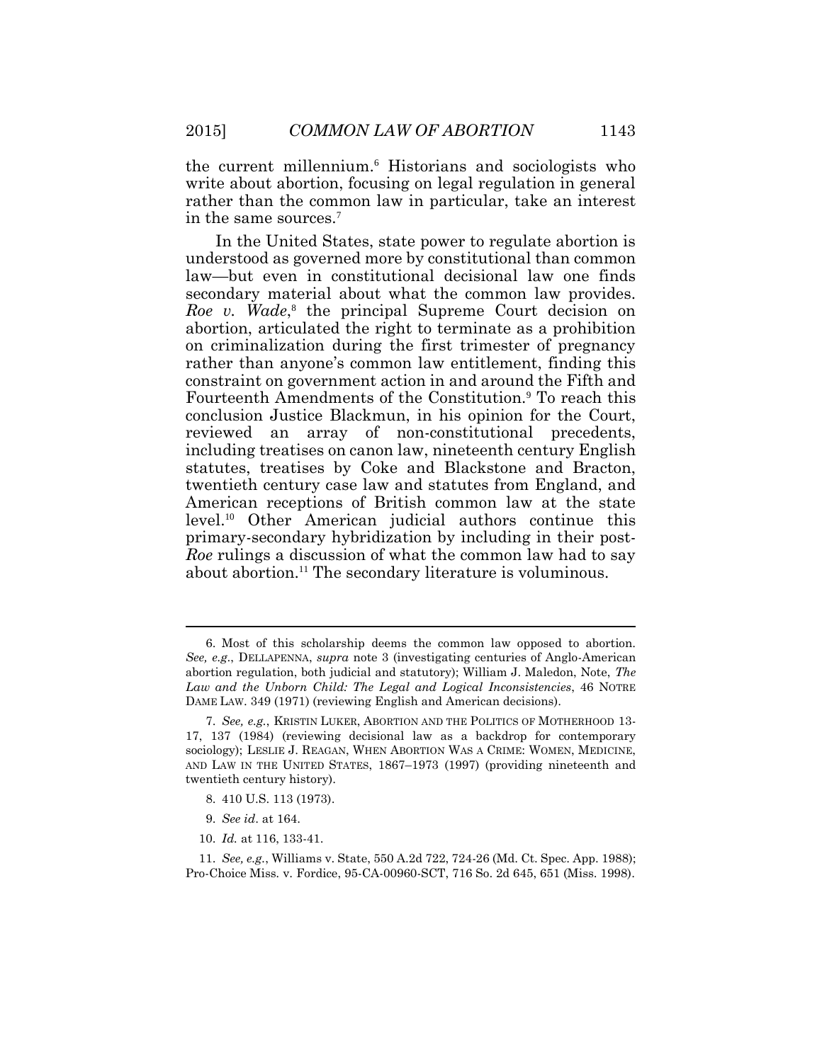the current millennium.[6] Historians and sociologists who write about abortion, focusing on legal regulation in general rather than the common law in particular, take an interest in the same sources.[7]

In the United States, state power to regulate abortion is understood as governed more by constitutional than common law—but even in constitutional decisional law one finds secondary material about what the common law provides. *Roe v. Wade*,[8] the principal Supreme Court decision on abortion, articulated the right to terminate as a prohibition on criminalization during the first trimester of pregnancy rather than anyone's common law entitlement, finding this constraint on government action in and around the Fifth and Fourteenth Amendments of the Constitution.[9] To reach this conclusion Justice Blackmun, in his opinion for the Court, reviewed an array of non-constitutional precedents, including treatises on canon law, nineteenth century English statutes, treatises by Coke and Blackstone and Bracton, twentieth century case law and statutes from England, and American receptions of British common law at the state level.[10] Other American judicial authors continue this primary-secondary hybridization by including in their post-*Roe* rulings a discussion of what the common law had to say about abortion.[11] The secondary literature is voluminous.

---

6. Most of this scholarship deems the common law opposed to abortion. *See, e.g.*, DELLAPENNA, *supra* note 3 (investigating centuries of Anglo-American abortion regulation, both judicial and statutory); William J. Maledon, Note, *The Law and the Unborn Child: The Legal and Logical Inconsistencies*, 46 NOTRE DAME LAW. 349 (1971) (reviewing English and American decisions).

7. *See, e.g.*, KRISTIN LUKER, ABORTION AND THE POLITICS OF MOTHERHOOD 13-17, 137 (1984) (reviewing decisional law as a backdrop for contemporary sociology); LESLIE J. REAGAN, WHEN ABORTION WAS A CRIME: WOMEN, MEDICINE, AND LAW IN THE UNITED STATES, 1867–1973 (1997) (providing nineteenth and twentieth century history).

8. 410 U.S. 113 (1973).

9. *See id*. at 164.

10. *Id.* at 116, 133-41.

11. *See, e.g.*, Williams v. State, 550 A.2d 722, 724-26 (Md. Ct. Spec. App. 1988); Pro-Choice Miss. v. Fordice, 95-CA-00960-SCT, 716 So. 2d 645, 651 (Miss. 1998).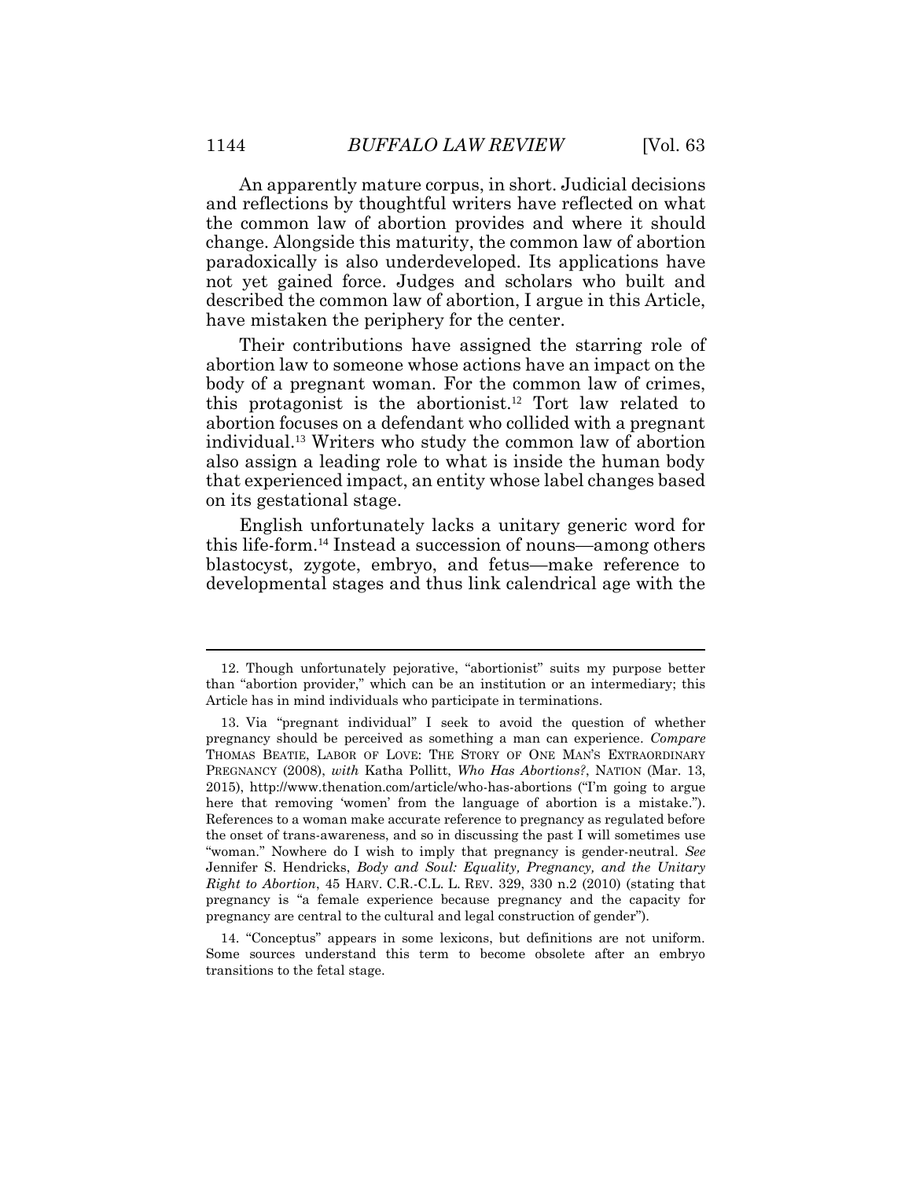An apparently mature corpus, in short. Judicial decisions and reflections by thoughtful writers have reflected on what the common law of abortion provides and where it should change. Alongside this maturity, the common law of abortion paradoxically is also underdeveloped. Its applications have not yet gained force. Judges and scholars who built and described the common law of abortion, I argue in this Article, have mistaken the periphery for the center.

Their contributions have assigned the starring role of abortion law to someone whose actions have an impact on the body of a pregnant woman. For the common law of crimes, this protagonist is the abortionist.[12] Tort law related to abortion focuses on a defendant who collided with a pregnant individual.[13] Writers who study the common law of abortion also assign a leading role to what is inside the human body that experienced impact, an entity whose label changes based on its gestational stage.

English unfortunately lacks a unitary generic word for this life-form.[14] Instead a succession of nouns—among others blastocyst, zygote, embryo, and fetus—make reference to developmental stages and thus link calendrical age with the

---

12. Though unfortunately pejorative, "abortionist" suits my purpose better than "abortion provider," which can be an institution or an intermediary; this Article has in mind individuals who participate in terminations.

13. Via "pregnant individual" I seek to avoid the question of whether pregnancy should be perceived as something a man can experience. *Compare* THOMAS BEATIE, LABOR OF LOVE: THE STORY OF ONE MAN'S EXTRAORDINARY PREGNANCY (2008), *with* Katha Pollitt, *Who Has Abortions?*, NATION (Mar. 13, 2015), http://www.thenation.com/article/who-has-abortions ("I'm going to argue here that removing 'women' from the language of abortion is a mistake."). References to a woman make accurate reference to pregnancy as regulated before the onset of trans-awareness, and so in discussing the past I will sometimes use "woman." Nowhere do I wish to imply that pregnancy is gender-neutral. *See* Jennifer S. Hendricks, *Body and Soul: Equality, Pregnancy, and the Unitary Right to Abortion*, 45 HARV. C.R.-C.L. L. REV. 329, 330 n.2 (2010) (stating that pregnancy is "a female experience because pregnancy and the capacity for pregnancy are central to the cultural and legal construction of gender").

14. "Conceptus" appears in some lexicons, but definitions are not uniform. Some sources understand this term to become obsolete after an embryo transitions to the fetal stage.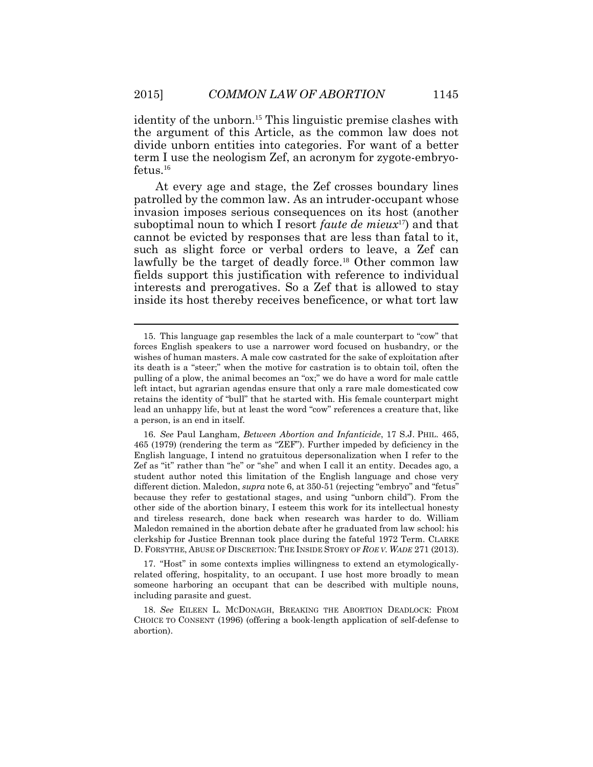identity of the unborn.[15] This linguistic premise clashes with the argument of this Article, as the common law does not divide unborn entities into categories. For want of a better term I use the neologism Zef, an acronym for zygote-embryo-fetus.[16]

At every age and stage, the Zef crosses boundary lines patrolled by the common law. As an intruder-occupant whose invasion imposes serious consequences on its host (another suboptimal noun to which I resort *faute de mieux*[17]) and that cannot be evicted by responses that are less than fatal to it, such as slight force or verbal orders to leave, a Zef can lawfully be the target of deadly force.[18] Other common law fields support this justification with reference to individual interests and prerogatives. So a Zef that is allowed to stay inside its host thereby receives beneficence, or what tort law

---

15. This language gap resembles the lack of a male counterpart to "cow" that forces English speakers to use a narrower word focused on husbandry, or the wishes of human masters. A male cow castrated for the sake of exploitation after its death is a "steer;" when the motive for castration is to obtain toil, often the pulling of a plow, the animal becomes an "ox;" we do have a word for male cattle left intact, but agrarian agendas ensure that only a rare male domesticated cow retains the identity of "bull" that he started with. His female counterpart might lead an unhappy life, but at least the word "cow" references a creature that, like a person, is an end in itself.

16. *See* Paul Langham, *Between Abortion and Infanticide*, 17 S.J. PHIL. 465, 465 (1979) (rendering the term as "ZEF"). Further impeded by deficiency in the English language, I intend no gratuitous depersonalization when I refer to the Zef as "it" rather than "he" or "she" and when I call it an entity. Decades ago, a student author noted this limitation of the English language and chose very different diction. Maledon, *supra* note 6, at 350-51 (rejecting "embryo" and "fetus" because they refer to gestational stages, and using "unborn child"). From the other side of the abortion binary, I esteem this work for its intellectual honesty and tireless research, done back when research was harder to do. William Maledon remained in the abortion debate after he graduated from law school: his clerkship for Justice Brennan took place during the fateful 1972 Term. CLARKE D. FORSYTHE, ABUSE OF DISCRETION: THE INSIDE STORY OF *ROE V. WADE* 271 (2013).

17. "Host" in some contexts implies willingness to extend an etymologically-related offering, hospitality, to an occupant. I use host more broadly to mean someone harboring an occupant that can be described with multiple nouns, including parasite and guest.

18. *See* EILEEN L. MCDONAGH, BREAKING THE ABORTION DEADLOCK: FROM CHOICE TO CONSENT (1996) (offering a book-length application of self-defense to abortion).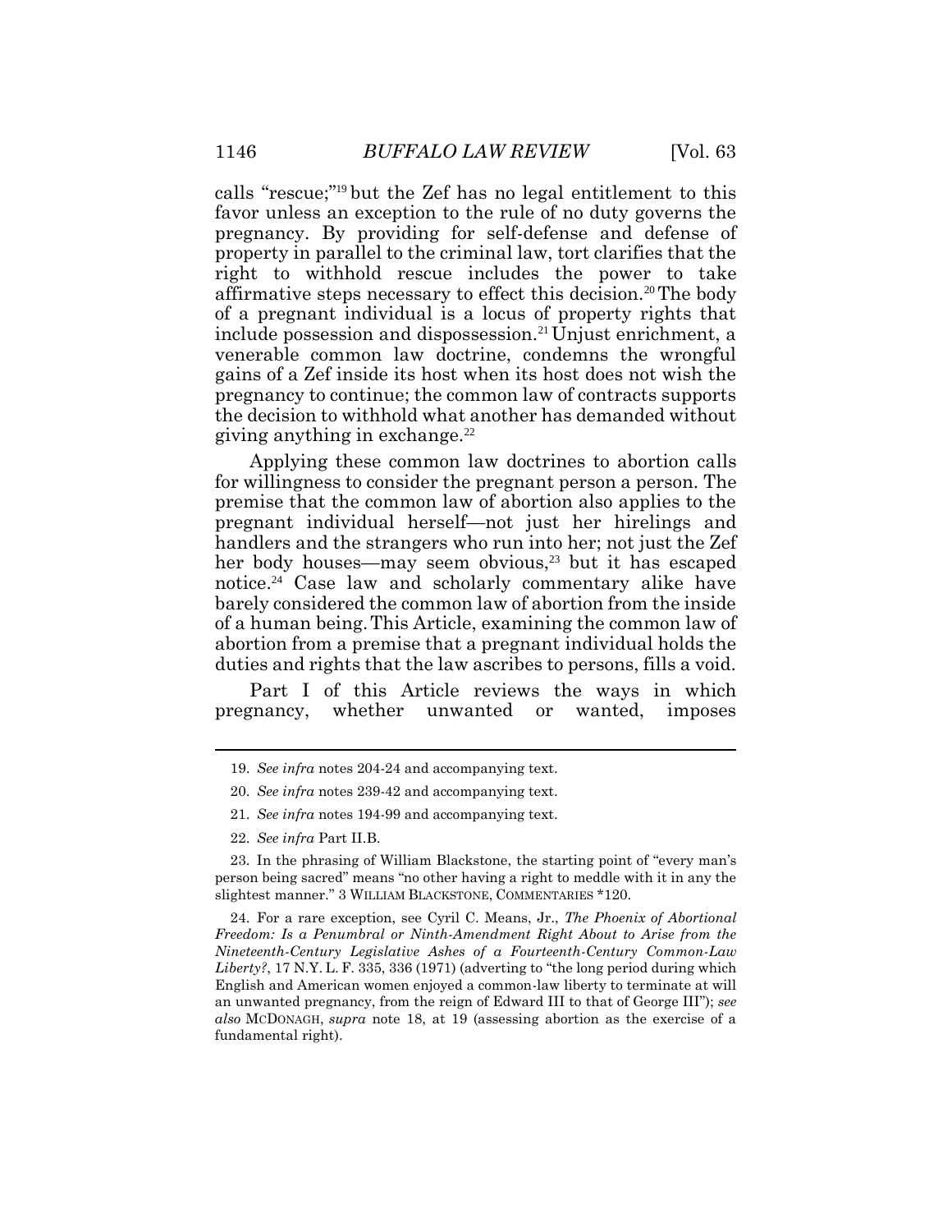calls "rescue;"[19] but the Zef has no legal entitlement to this favor unless an exception to the rule of no duty governs the pregnancy. By providing for self-defense and defense of property in parallel to the criminal law, tort clarifies that the right to withhold rescue includes the power to take affirmative steps necessary to effect this decision.[20] The body of a pregnant individual is a locus of property rights that include possession and dispossession.[21] Unjust enrichment, a venerable common law doctrine, condemns the wrongful gains of a Zef inside its host when its host does not wish the pregnancy to continue; the common law of contracts supports the decision to withhold what another has demanded without giving anything in exchange.[22]

Applying these common law doctrines to abortion calls for willingness to consider the pregnant person a person. The premise that the common law of abortion also applies to the pregnant individual herself—not just her hirelings and handlers and the strangers who run into her; not just the Zef her body houses—may seem obvious,[23] but it has escaped notice.[24] Case law and scholarly commentary alike have barely considered the common law of abortion from the inside of a human being. This Article, examining the common law of abortion from a premise that a pregnant individual holds the duties and rights that the law ascribes to persons, fills a void.

Part I of this Article reviews the ways in which pregnancy, whether unwanted or wanted, imposes

---

19. *See infra* notes 204-24 and accompanying text.

20. *See infra* notes 239-42 and accompanying text.

21. *See infra* notes 194-99 and accompanying text.

22. *See infra* Part II.B.

23. In the phrasing of William Blackstone, the starting point of "every man's person being sacred" means "no other having a right to meddle with it in any the slightest manner." 3 WILLIAM BLACKSTONE, COMMENTARIES *120.

24. For a rare exception, see Cyril C. Means, Jr., *The Phoenix of Abortional Freedom: Is a Penumbral or Ninth-Amendment Right About to Arise from the Nineteenth-Century Legislative Ashes of a Fourteenth-Century Common-Law Liberty?*, 17 N.Y. L. F. 335, 336 (1971) (adverting to "the long period during which English and American women enjoyed a common-law liberty to terminate at will an unwanted pregnancy, from the reign of Edward III to that of George III"); *see also* MCDONAGH, *supra* note 18, at 19 (assessing abortion as the exercise of a fundamental right).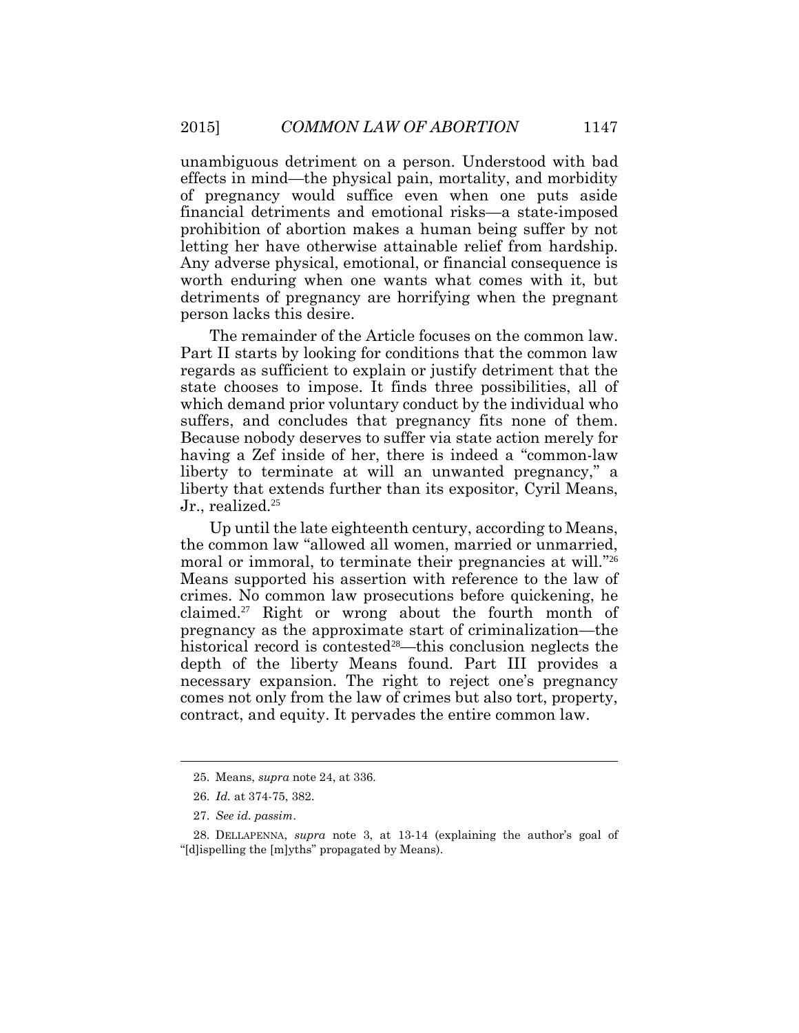unambiguous detriment on a person. Understood with bad effects in mind—the physical pain, mortality, and morbidity of pregnancy would suffice even when one puts aside financial detriments and emotional risks—a state-imposed prohibition of abortion makes a human being suffer by not letting her have otherwise attainable relief from hardship. Any adverse physical, emotional, or financial consequence is worth enduring when one wants what comes with it, but detriments of pregnancy are horrifying when the pregnant person lacks this desire.

The remainder of the Article focuses on the common law. Part II starts by looking for conditions that the common law regards as sufficient to explain or justify detriment that the state chooses to impose. It finds three possibilities, all of which demand prior voluntary conduct by the individual who suffers, and concludes that pregnancy fits none of them. Because nobody deserves to suffer via state action merely for having a Zef inside of her, there is indeed a "common-law liberty to terminate at will an unwanted pregnancy," a liberty that extends further than its expositor, Cyril Means, Jr., realized.[25]

Up until the late eighteenth century, according to Means, the common law "allowed all women, married or unmarried, moral or immoral, to terminate their pregnancies at will."[26] Means supported his assertion with reference to the law of crimes. No common law prosecutions before quickening, he claimed.[27] Right or wrong about the fourth month of pregnancy as the approximate start of criminalization—the historical record is contested[28]—this conclusion neglects the depth of the liberty Means found. Part III provides a necessary expansion. The right to reject one's pregnancy comes not only from the law of crimes but also tort, property, contract, and equity. It pervades the entire common law.

---

25. Means, *supra* note 24, at 336.

26. *Id.* at 374-75, 382.

27. *See id. passim*.

28. DELLAPENNA, *supra* note 3, at 13-14 (explaining the author's goal of "[d]ispelling the [m]yths" propagated by Means).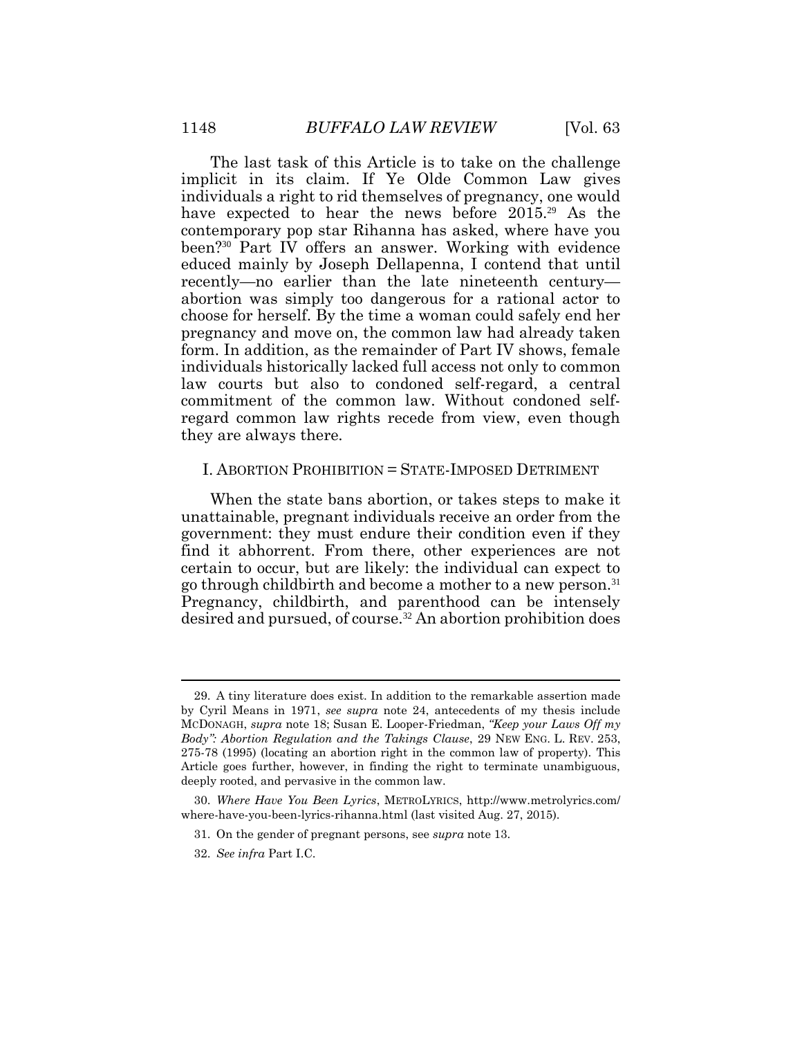The last task of this Article is to take on the challenge implicit in its claim. If Ye Olde Common Law gives individuals a right to rid themselves of pregnancy, one would have expected to hear the news before 2015.[29] As the contemporary pop star Rihanna has asked, where have you been?[30] Part IV offers an answer. Working with evidence educed mainly by Joseph Dellapenna, I contend that until recently—no earlier than the late nineteenth century—abortion was simply too dangerous for a rational actor to choose for herself. By the time a woman could safely end her pregnancy and move on, the common law had already taken form. In addition, as the remainder of Part IV shows, female individuals historically lacked full access not only to common law courts but also to condoned self-regard, a central commitment of the common law. Without condoned self-regard common law rights recede from view, even though they are always there.

## I. ABORTION PROHIBITION = STATE-IMPOSED DETRIMENT

When the state bans abortion, or takes steps to make it unattainable, pregnant individuals receive an order from the government: they must endure their condition even if they find it abhorrent. From there, other experiences are not certain to occur, but are likely: the individual can expect to go through childbirth and become a mother to a new person.[31] Pregnancy, childbirth, and parenthood can be intensely desired and pursued, of course.[32] An abortion prohibition does

---

29. A tiny literature does exist. In addition to the remarkable assertion made by Cyril Means in 1971, *see supra* note 24, antecedents of my thesis include MCDONAGH, *supra* note 18; Susan E. Looper-Friedman, *"Keep your Laws Off my Body": Abortion Regulation and the Takings Clause*, 29 NEW ENG. L. REV. 253, 275-78 (1995) (locating an abortion right in the common law of property). This Article goes further, however, in finding the right to terminate unambiguous, deeply rooted, and pervasive in the common law.

30. *Where Have You Been Lyrics*, METROLYRICS, http://www.metrolyrics.com/where-have-you-been-lyrics-rihanna.html (last visited Aug. 27, 2015).

31. On the gender of pregnant persons, see *supra* note 13.

32. *See infra* Part I.C.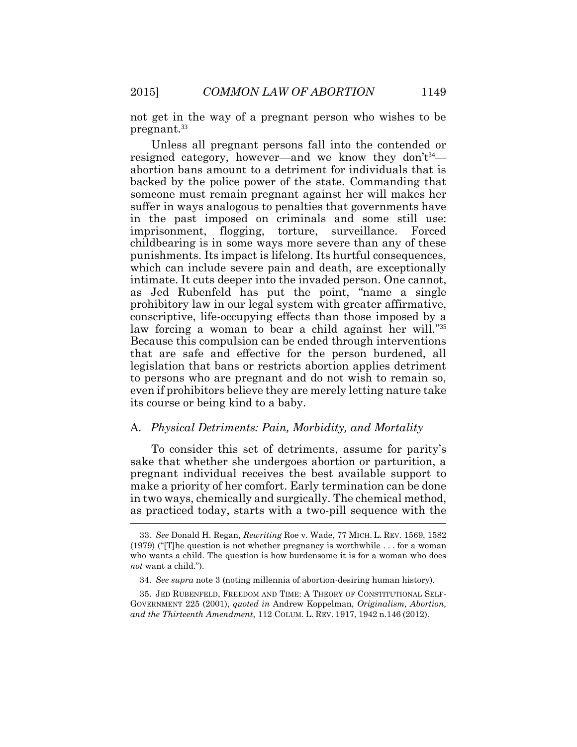not get in the way of a pregnant person who wishes to be pregnant.[33]

Unless all pregnant persons fall into the contended or resigned category, however—and we know they don't[34]—abortion bans amount to a detriment for individuals that is backed by the police power of the state. Commanding that someone must remain pregnant against her will makes her suffer in ways analogous to penalties that governments have in the past imposed on criminals and some still use: imprisonment, flogging, torture, surveillance. Forced childbearing is in some ways more severe than any of these punishments. Its impact is lifelong. Its hurtful consequences, which can include severe pain and death, are exceptionally intimate. It cuts deeper into the invaded person. One cannot, as Jed Rubenfeld has put the point, "name a single prohibitory law in our legal system with greater affirmative, conscriptive, life-occupying effects than those imposed by a law forcing a woman to bear a child against her will."[35] Because this compulsion can be ended through interventions that are safe and effective for the person burdened, all legislation that bans or restricts abortion applies detriment to persons who are pregnant and do not wish to remain so, even if prohibitors believe they are merely letting nature take its course or being kind to a baby.

## A. *Physical Detriments: Pain, Morbidity, and Mortality*

To consider this set of detriments, assume for parity's sake that whether she undergoes abortion or parturition, a pregnant individual receives the best available support to make a priority of her comfort. Early termination can be done in two ways, chemically and surgically. The chemical method, as practiced today, starts with a two-pill sequence with the

---

33. *See* Donald H. Regan, *Rewriting* Roe v. Wade, 77 MICH. L. REV. 1569, 1582 (1979) ("[T]he question is not whether pregnancy is worthwhile . . . for a woman who wants a child. The question is how burdensome it is for a woman who does *not* want a child.").

34. *See supra* note 3 (noting millennia of abortion-desiring human history).

35. JED RUBENFELD, FREEDOM AND TIME: A THEORY OF CONSTITUTIONAL SELF-GOVERNMENT 225 (2001), *quoted in* Andrew Koppelman, *Originalism, Abortion, and the Thirteenth Amendment*, 112 COLUM. L. REV. 1917, 1942 n.146 (2012).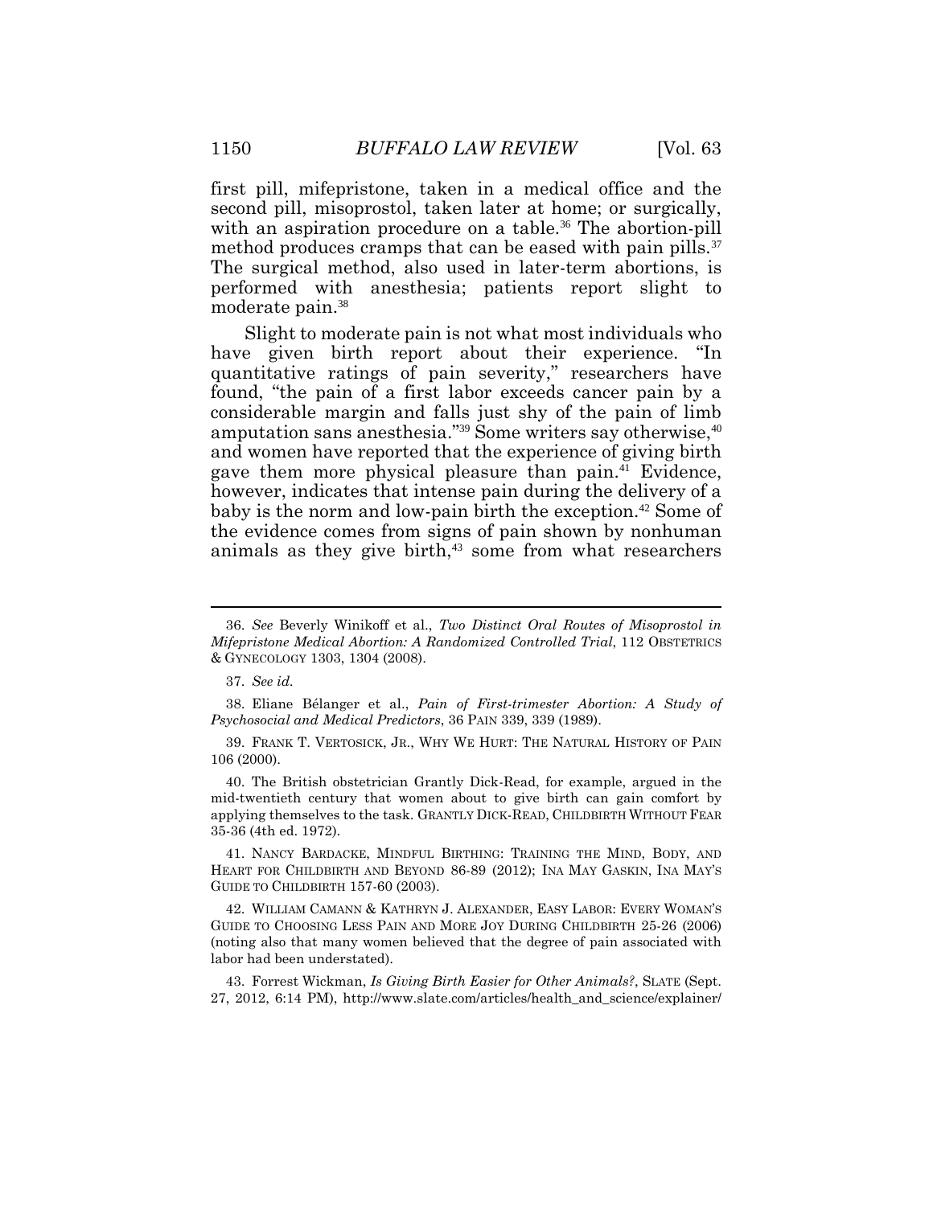first pill, mifepristone, taken in a medical office and the second pill, misoprostol, taken later at home; or surgically, with an aspiration procedure on a table.[36] The abortion-pill method produces cramps that can be eased with pain pills.[37] The surgical method, also used in later-term abortions, is performed with anesthesia; patients report slight to moderate pain.[38]

Slight to moderate pain is not what most individuals who have given birth report about their experience. "In quantitative ratings of pain severity," researchers have found, "the pain of a first labor exceeds cancer pain by a considerable margin and falls just shy of the pain of limb amputation sans anesthesia."[39] Some writers say otherwise,[40] and women have reported that the experience of giving birth gave them more physical pleasure than pain.[41] Evidence, however, indicates that intense pain during the delivery of a baby is the norm and low-pain birth the exception.[42] Some of the evidence comes from signs of pain shown by nonhuman animals as they give birth,[43] some from what researchers

---

36. *See* Beverly Winikoff et al., *Two Distinct Oral Routes of Misoprostol in Mifepristone Medical Abortion: A Randomized Controlled Trial*, 112 OBSTETRICS & GYNECOLOGY 1303, 1304 (2008).

37. *See id.*

38. Eliane Bélanger et al., *Pain of First-trimester Abortion: A Study of Psychosocial and Medical Predictors*, 36 PAIN 339, 339 (1989).

39. FRANK T. VERTOSICK, JR., WHY WE HURT: THE NATURAL HISTORY OF PAIN 106 (2000).

40. The British obstetrician Grantly Dick-Read, for example, argued in the mid-twentieth century that women about to give birth can gain comfort by applying themselves to the task. GRANTLY DICK-READ, CHILDBIRTH WITHOUT FEAR 35-36 (4th ed. 1972).

41. NANCY BARDACKE, MINDFUL BIRTHING: TRAINING THE MIND, BODY, AND HEART FOR CHILDBIRTH AND BEYOND 86-89 (2012); INA MAY GASKIN, INA MAY'S GUIDE TO CHILDBIRTH 157-60 (2003).

42. WILLIAM CAMANN & KATHRYN J. ALEXANDER, EASY LABOR: EVERY WOMAN'S GUIDE TO CHOOSING LESS PAIN AND MORE JOY DURING CHILDBIRTH 25-26 (2006) (noting also that many women believed that the degree of pain associated with labor had been understated).

43. Forrest Wickman, *Is Giving Birth Easier for Other Animals?*, SLATE (Sept. 27, 2012, 6:14 PM), http://www.slate.com/articles/health_and_science/explainer/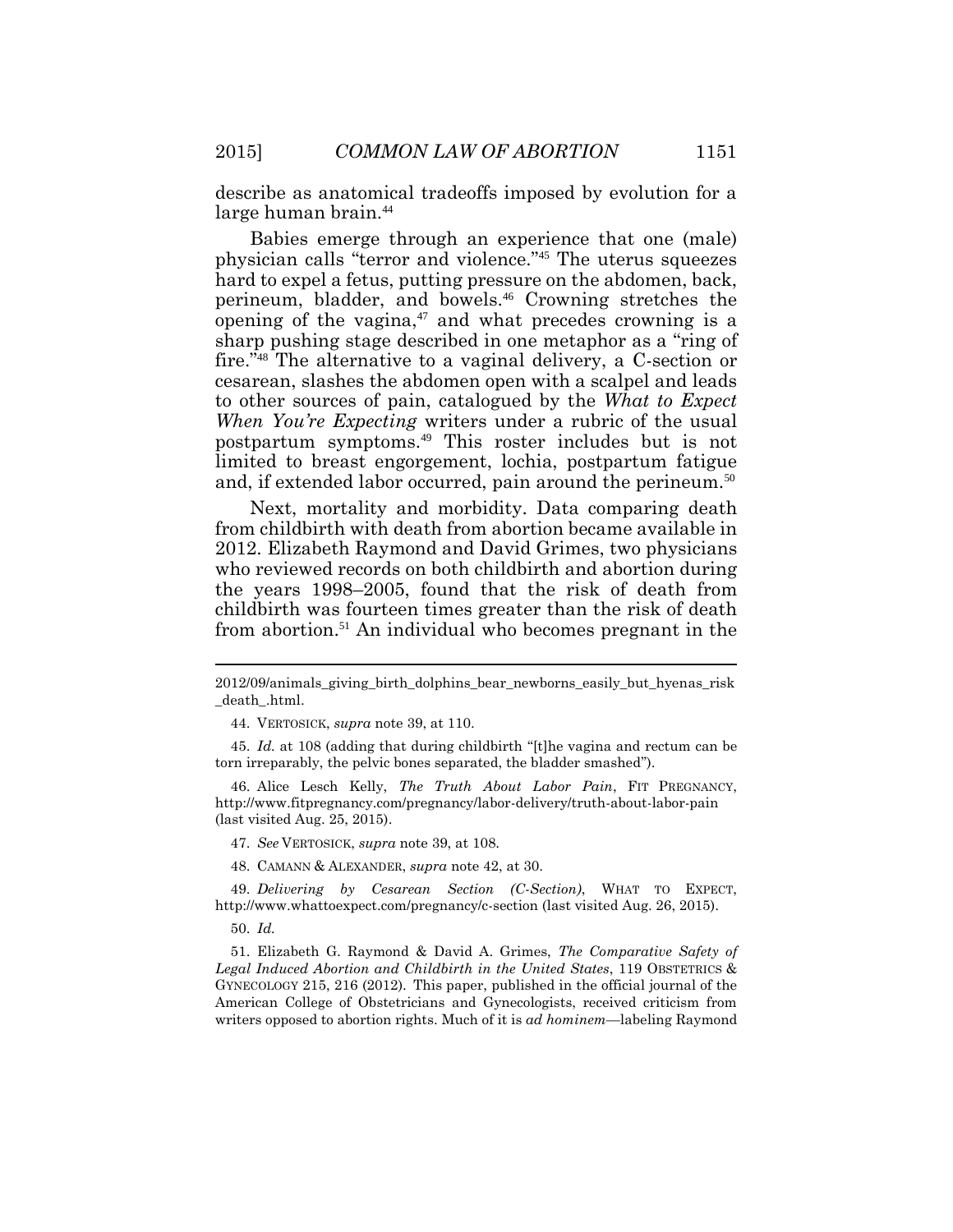describe as anatomical tradeoffs imposed by evolution for a large human brain.[44]

Babies emerge through an experience that one (male) physician calls "terror and violence."[45] The uterus squeezes hard to expel a fetus, putting pressure on the abdomen, back, perineum, bladder, and bowels.[46] Crowning stretches the opening of the vagina,[47] and what precedes crowning is a sharp pushing stage described in one metaphor as a "ring of fire."[48] The alternative to a vaginal delivery, a C-section or cesarean, slashes the abdomen open with a scalpel and leads to other sources of pain, catalogued by the *What to Expect When You're Expecting* writers under a rubric of the usual postpartum symptoms.[49] This roster includes but is not limited to breast engorgement, lochia, postpartum fatigue and, if extended labor occurred, pain around the perineum.[50]

Next, mortality and morbidity. Data comparing death from childbirth with death from abortion became available in 2012. Elizabeth Raymond and David Grimes, two physicians who reviewed records on both childbirth and abortion during the years 1998–2005, found that the risk of death from childbirth was fourteen times greater than the risk of death from abortion.[51] An individual who becomes pregnant in the

---

2012/09/animals_giving_birth_dolphins_bear_newborns_easily_but_hyenas_risk_death_.html.

44. VERTOSICK, *supra* note 39, at 110.

45. *Id.* at 108 (adding that during childbirth "[t]he vagina and rectum can be torn irreparably, the pelvic bones separated, the bladder smashed").

46. Alice Lesch Kelly, *The Truth About Labor Pain*, FIT PREGNANCY, http://www.fitpregnancy.com/pregnancy/labor-delivery/truth-about-labor-pain (last visited Aug. 25, 2015).

47. *See* VERTOSICK, *supra* note 39, at 108.

48. CAMANN & ALEXANDER, *supra* note 42, at 30.

49. *Delivering by Cesarean Section (C-Section)*, WHAT TO EXPECT, http://www.whattoexpect.com/pregnancy/c-section (last visited Aug. 26, 2015).

50. *Id.*

51. Elizabeth G. Raymond & David A. Grimes, *The Comparative Safety of Legal Induced Abortion and Childbirth in the United States*, 119 OBSTETRICS & GYNECOLOGY 215, 216 (2012). This paper, published in the official journal of the American College of Obstetricians and Gynecologists, received criticism from writers opposed to abortion rights. Much of it is *ad hominem*—labeling Raymond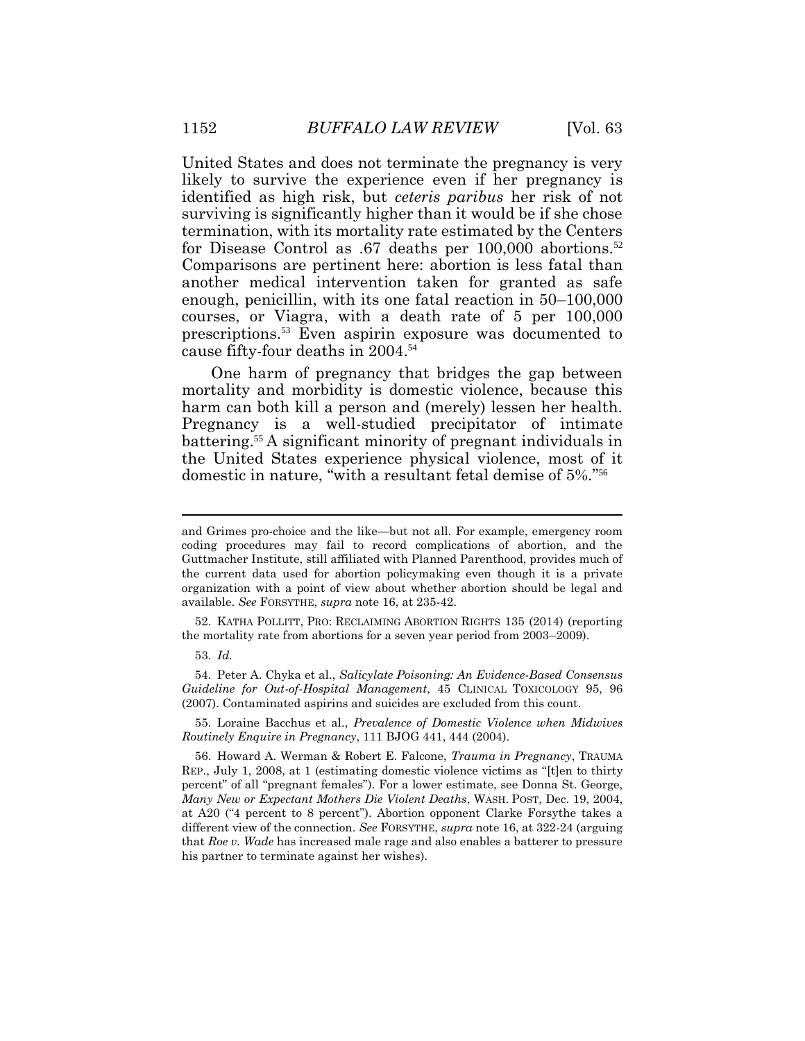United States and does not terminate the pregnancy is very likely to survive the experience even if her pregnancy is identified as high risk, but *ceteris paribus* her risk of not surviving is significantly higher than it would be if she chose termination, with its mortality rate estimated by the Centers for Disease Control as .67 deaths per 100,000 abortions.[52] Comparisons are pertinent here: abortion is less fatal than another medical intervention taken for granted as safe enough, penicillin, with its one fatal reaction in 50–100,000 courses, or Viagra, with a death rate of 5 per 100,000 prescriptions.[53] Even aspirin exposure was documented to cause fifty-four deaths in 2004.[54]

One harm of pregnancy that bridges the gap between mortality and morbidity is domestic violence, because this harm can both kill a person and (merely) lessen her health. Pregnancy is a well-studied precipitator of intimate battering.[55] A significant minority of pregnant individuals in the United States experience physical violence, most of it domestic in nature, "with a resultant fetal demise of 5%."[56]

---

and Grimes pro-choice and the like—but not all. For example, emergency room coding procedures may fail to record complications of abortion, and the Guttmacher Institute, still affiliated with Planned Parenthood, provides much of the current data used for abortion policymaking even though it is a private organization with a point of view about whether abortion should be legal and available. *See* FORSYTHE, *supra* note 16, at 235-42.

52. KATHA POLLITT, PRO: RECLAIMING ABORTION RIGHTS 135 (2014) (reporting the mortality rate from abortions for a seven year period from 2003–2009).

53. *Id.*

54. Peter A. Chyka et al., *Salicylate Poisoning: An Evidence-Based Consensus Guideline for Out-of-Hospital Management*, 45 CLINICAL TOXICOLOGY 95, 96 (2007). Contaminated aspirins and suicides are excluded from this count.

55. Loraine Bacchus et al., *Prevalence of Domestic Violence when Midwives Routinely Enquire in Pregnancy*, 111 BJOG 441, 444 (2004).

56. Howard A. Werman & Robert E. Falcone, *Trauma in Pregnancy*, TRAUMA REP., July 1, 2008, at 1 (estimating domestic violence victims as "[t]en to thirty percent" of all "pregnant females"). For a lower estimate, see Donna St. George, *Many New or Expectant Mothers Die Violent Deaths*, WASH. POST, Dec. 19, 2004, at A20 ("4 percent to 8 percent"). Abortion opponent Clarke Forsythe takes a different view of the connection. *See* FORSYTHE, *supra* note 16, at 322-24 (arguing that *Roe v. Wade* has increased male rage and also enables a batterer to pressure his partner to terminate against her wishes).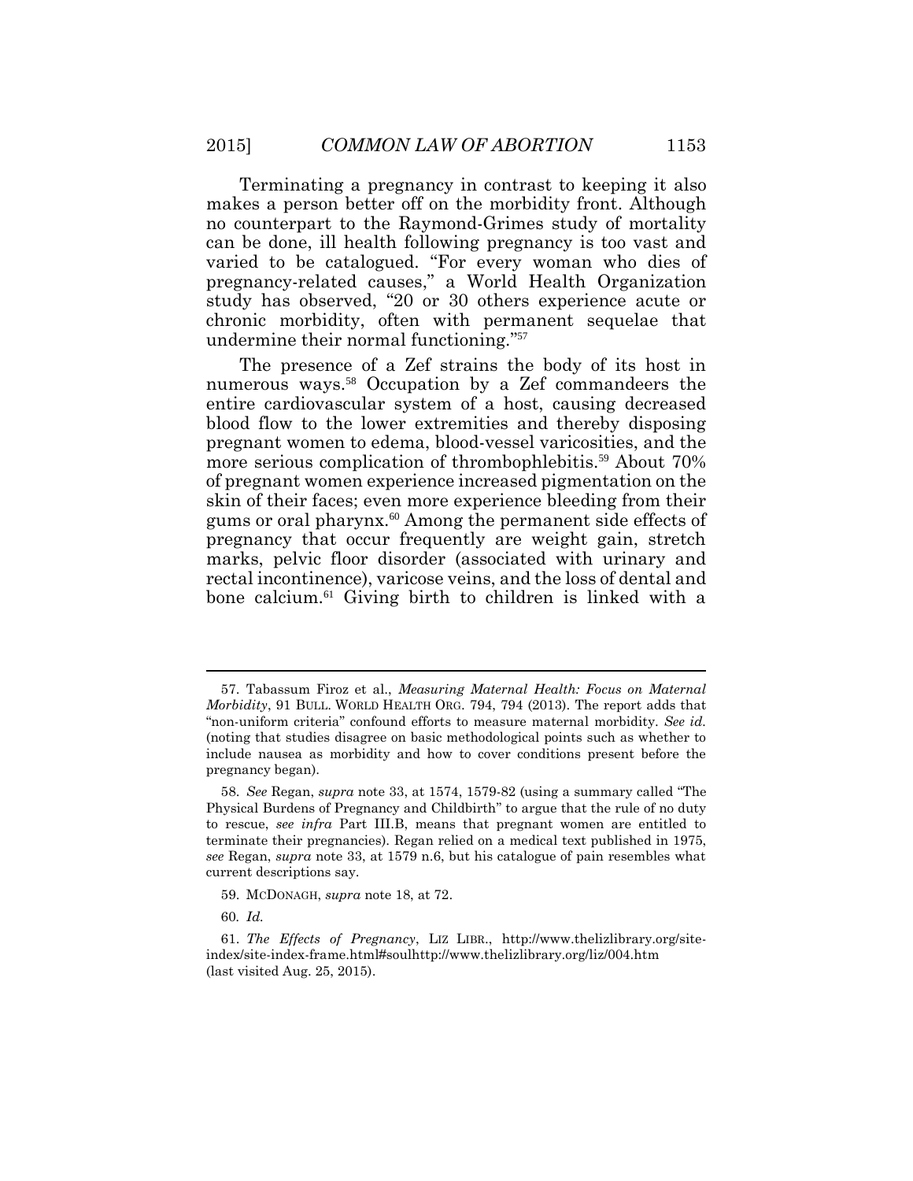Terminating a pregnancy in contrast to keeping it also makes a person better off on the morbidity front. Although no counterpart to the Raymond-Grimes study of mortality can be done, ill health following pregnancy is too vast and varied to be catalogued. "For every woman who dies of pregnancy-related causes," a World Health Organization study has observed, "20 or 30 others experience acute or chronic morbidity, often with permanent sequelae that undermine their normal functioning."[57]

The presence of a Zef strains the body of its host in numerous ways.[58] Occupation by a Zef commandeers the entire cardiovascular system of a host, causing decreased blood flow to the lower extremities and thereby disposing pregnant women to edema, blood-vessel varicosities, and the more serious complication of thrombophlebitis.[59] About 70% of pregnant women experience increased pigmentation on the skin of their faces; even more experience bleeding from their gums or oral pharynx.[60] Among the permanent side effects of pregnancy that occur frequently are weight gain, stretch marks, pelvic floor disorder (associated with urinary and rectal incontinence), varicose veins, and the loss of dental and bone calcium.[61] Giving birth to children is linked with a

---

57. Tabassum Firoz et al., *Measuring Maternal Health: Focus on Maternal Morbidity*, 91 BULL. WORLD HEALTH ORG. 794, 794 (2013). The report adds that "non-uniform criteria" confound efforts to measure maternal morbidity. *See id.* (noting that studies disagree on basic methodological points such as whether to include nausea as morbidity and how to cover conditions present before the pregnancy began).

58. *See* Regan, *supra* note 33, at 1574, 1579-82 (using a summary called "The Physical Burdens of Pregnancy and Childbirth" to argue that the rule of no duty to rescue, *see infra* Part III.B, means that pregnant women are entitled to terminate their pregnancies). Regan relied on a medical text published in 1975, *see* Regan, *supra* note 33, at 1579 n.6, but his catalogue of pain resembles what current descriptions say.

59. MCDONAGH, *supra* note 18, at 72.

60. *Id.*

61. *The Effects of Pregnancy*, LIZ LIBR., http://www.thelizlibrary.org/site-index/site-index-frame.html#soulhttp://www.thelizlibrary.org/liz/004.htm (last visited Aug. 25, 2015).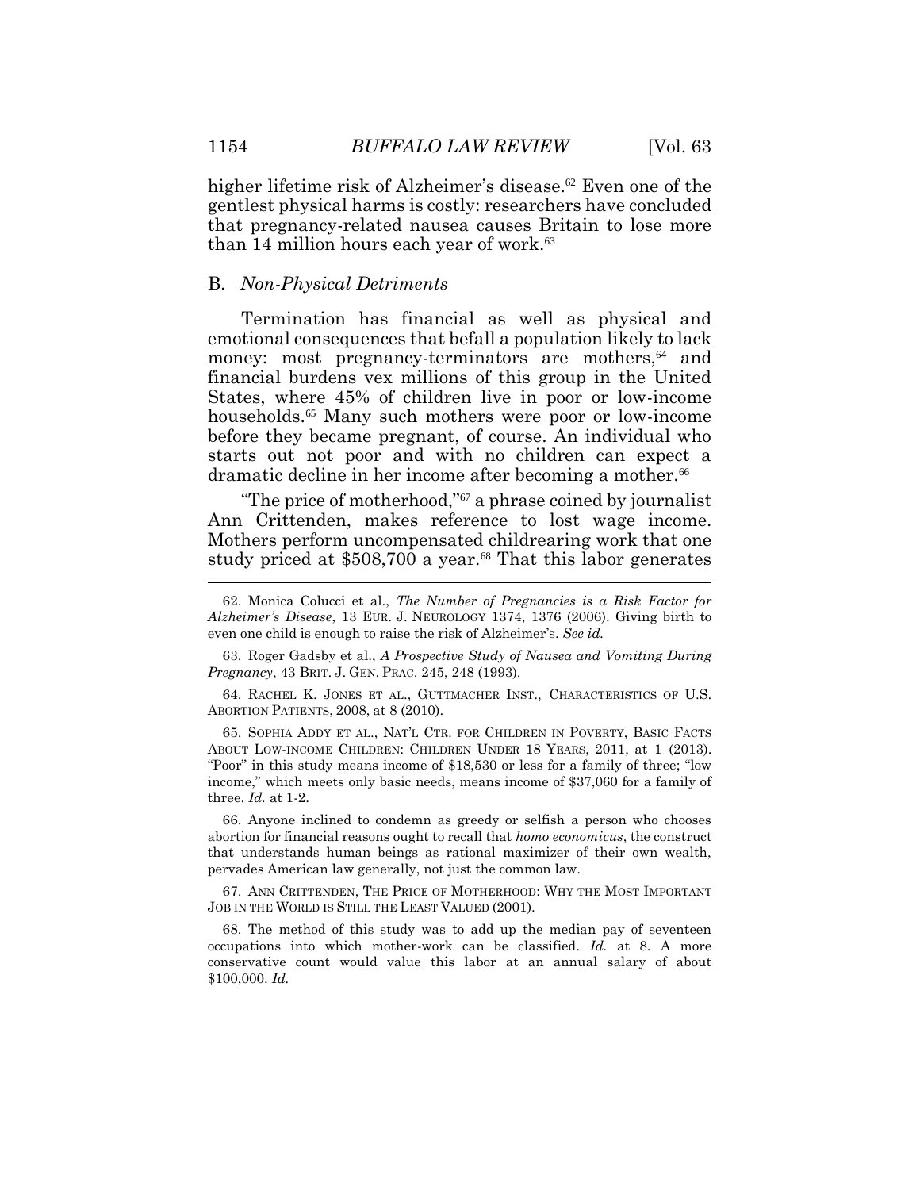higher lifetime risk of Alzheimer's disease.[62] Even one of the gentlest physical harms is costly: researchers have concluded that pregnancy-related nausea causes Britain to lose more than 14 million hours each year of work.[63]

## B. *Non-Physical Detriments*

Termination has financial as well as physical and emotional consequences that befall a population likely to lack money: most pregnancy-terminators are mothers,[64] and financial burdens vex millions of this group in the United States, where 45% of children live in poor or low-income households.[65] Many such mothers were poor or low-income before they became pregnant, of course. An individual who starts out not poor and with no children can expect a dramatic decline in her income after becoming a mother.[66]

"The price of motherhood,"[67] a phrase coined by journalist Ann Crittenden, makes reference to lost wage income. Mothers perform uncompensated childrearing work that one study priced at $508,700 a year.[68] That this labor generates

---

62. Monica Colucci et al., *The Number of Pregnancies is a Risk Factor for Alzheimer's Disease*, 13 EUR. J. NEUROLOGY 1374, 1376 (2006). Giving birth to even one child is enough to raise the risk of Alzheimer's. *See id.*

63. Roger Gadsby et al., *A Prospective Study of Nausea and Vomiting During Pregnancy*, 43 BRIT. J. GEN. PRAC. 245, 248 (1993).

64. RACHEL K. JONES ET AL., GUTTMACHER INST., CHARACTERISTICS OF U.S. ABORTION PATIENTS, 2008, at 8 (2010).

65. SOPHIA ADDY ET AL., NAT'L CTR. FOR CHILDREN IN POVERTY, BASIC FACTS ABOUT LOW-INCOME CHILDREN: CHILDREN UNDER 18 YEARS, 2011, at 1 (2013). "Poor" in this study means income of $18,530 or less for a family of three; "low income," which meets only basic needs, means income of $37,060 for a family of three. *Id.* at 1-2.

66. Anyone inclined to condemn as greedy or selfish a person who chooses abortion for financial reasons ought to recall that *homo economicus*, the construct that understands human beings as rational maximizer of their own wealth, pervades American law generally, not just the common law.

67. ANN CRITTENDEN, THE PRICE OF MOTHERHOOD: WHY THE MOST IMPORTANT JOB IN THE WORLD IS STILL THE LEAST VALUED (2001).

68. The method of this study was to add up the median pay of seventeen occupations into which mother-work can be classified. *Id.* at 8. A more conservative count would value this labor at an annual salary of about $100,000. *Id.*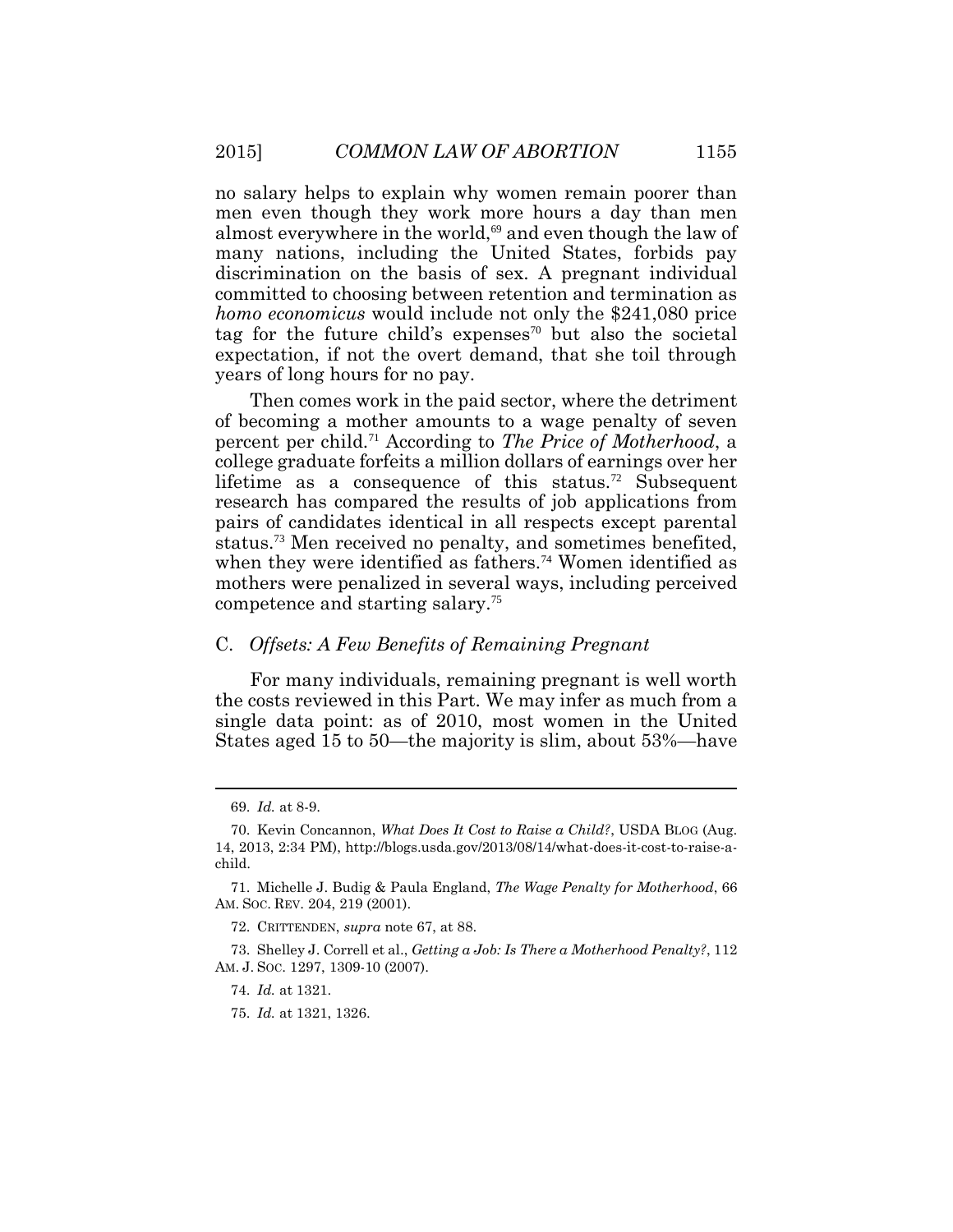no salary helps to explain why women remain poorer than men even though they work more hours a day than men almost everywhere in the world,[69] and even though the law of many nations, including the United States, forbids pay discrimination on the basis of sex. A pregnant individual committed to choosing between retention and termination as *homo economicus* would include not only the $241,080 price tag for the future child's expenses[70] but also the societal expectation, if not the overt demand, that she toil through years of long hours for no pay.

Then comes work in the paid sector, where the detriment of becoming a mother amounts to a wage penalty of seven percent per child.[71] According to *The Price of Motherhood*, a college graduate forfeits a million dollars of earnings over her lifetime as a consequence of this status.[72] Subsequent research has compared the results of job applications from pairs of candidates identical in all respects except parental status.[73] Men received no penalty, and sometimes benefited, when they were identified as fathers.[74] Women identified as mothers were penalized in several ways, including perceived competence and starting salary.[75]

## C. *Offsets: A Few Benefits of Remaining Pregnant*

For many individuals, remaining pregnant is well worth the costs reviewed in this Part. We may infer as much from a single data point: as of 2010, most women in the United States aged 15 to 50—the majority is slim, about 53%—have

---

69. *Id.* at 8-9.

70. Kevin Concannon, *What Does It Cost to Raise a Child?*, USDA BLOG (Aug. 14, 2013, 2:34 PM), http://blogs.usda.gov/2013/08/14/what-does-it-cost-to-raise-a-child.

71. Michelle J. Budig & Paula England, *The Wage Penalty for Motherhood*, 66 AM. SOC. REV. 204, 219 (2001).

72. CRITTENDEN, *supra* note 67, at 88.

73. Shelley J. Correll et al., *Getting a Job: Is There a Motherhood Penalty?*, 112 AM. J. SOC. 1297, 1309-10 (2007).

74. *Id.* at 1321.

75. *Id.* at 1321, 1326.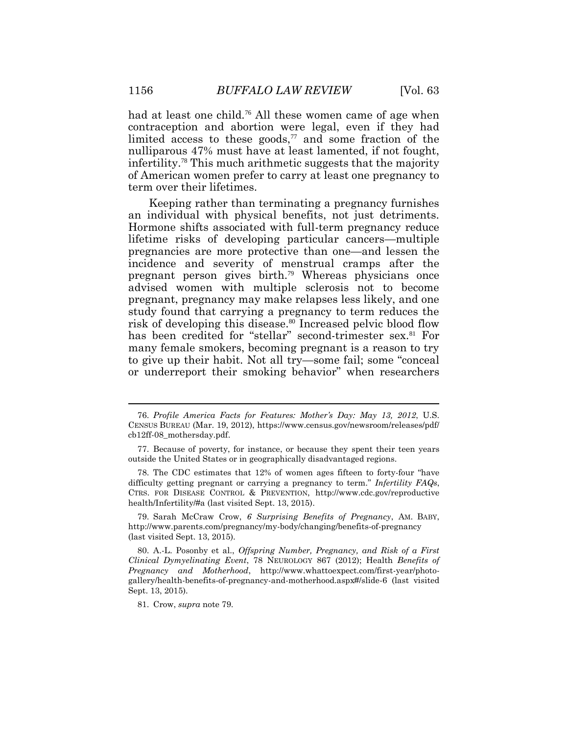had at least one child.[76] All these women came of age when contraception and abortion were legal, even if they had limited access to these goods,[77] and some fraction of the nulliparous 47% must have at least lamented, if not fought, infertility.[78] This much arithmetic suggests that the majority of American women prefer to carry at least one pregnancy to term over their lifetimes.

Keeping rather than terminating a pregnancy furnishes an individual with physical benefits, not just detriments. Hormone shifts associated with full-term pregnancy reduce lifetime risks of developing particular cancers—multiple pregnancies are more protective than one—and lessen the incidence and severity of menstrual cramps after the pregnant person gives birth.[79] Whereas physicians once advised women with multiple sclerosis not to become pregnant, pregnancy may make relapses less likely, and one study found that carrying a pregnancy to term reduces the risk of developing this disease.[80] Increased pelvic blood flow has been credited for "stellar" second-trimester sex.[81] For many female smokers, becoming pregnant is a reason to try to give up their habit. Not all try—some fail; some "conceal or underreport their smoking behavior" when researchers

---

76. *Profile America Facts for Features: Mother's Day: May 13, 2012*, U.S. CENSUS BUREAU (Mar. 19, 2012), https://www.census.gov/newsroom/releases/pdf/cb12ff-08_mothersday.pdf.

77. Because of poverty, for instance, or because they spent their teen years outside the United States or in geographically disadvantaged regions.

78. The CDC estimates that 12% of women ages fifteen to forty-four "have difficulty getting pregnant or carrying a pregnancy to term." *Infertility FAQs*, CTRS. FOR DISEASE CONTROL & PREVENTION, http://www.cdc.gov/reproductivehealth/Infertility/#a (last visited Sept. 13, 2015).

79. Sarah McCraw Crow, *6 Surprising Benefits of Pregnancy*, AM. BABY, http://www.parents.com/pregnancy/my-body/changing/benefits-of-pregnancy (last visited Sept. 13, 2015).

80. A.-L. Posonby et al., *Offspring Number, Pregnancy, and Risk of a First Clinical Dymyelinating Event*, 78 NEUROLOGY 867 (2012); Health *Benefits of Pregnancy and Motherhood*, http://www.whattoexpect.com/first-year/photo-gallery/health-benefits-of-pregnancy-and-motherhood.aspx#/slide-6 (last visited Sept. 13, 2015).

81. Crow, *supra* note 79.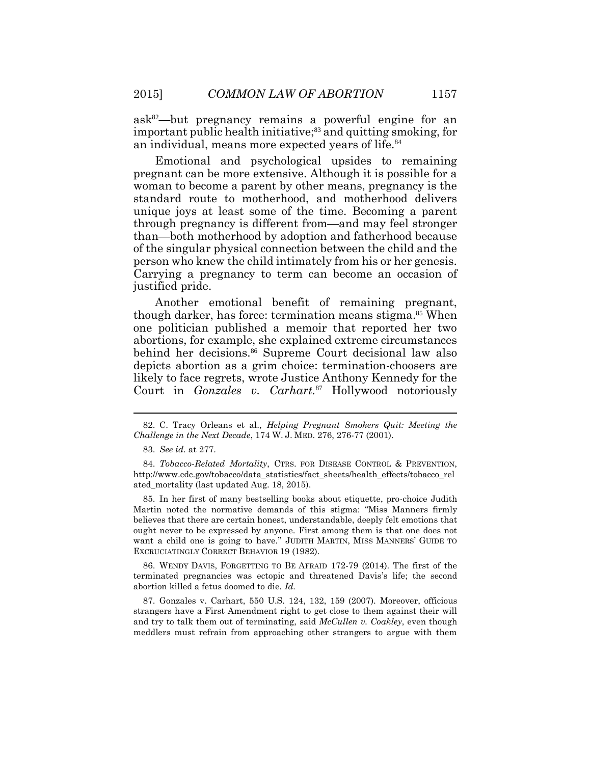ask[82]—but pregnancy remains a powerful engine for an important public health initiative;[83] and quitting smoking, for an individual, means more expected years of life.[84]

Emotional and psychological upsides to remaining pregnant can be more extensive. Although it is possible for a woman to become a parent by other means, pregnancy is the standard route to motherhood, and motherhood delivers unique joys at least some of the time. Becoming a parent through pregnancy is different from—and may feel stronger than—both motherhood by adoption and fatherhood because of the singular physical connection between the child and the person who knew the child intimately from his or her genesis. Carrying a pregnancy to term can become an occasion of justified pride.

Another emotional benefit of remaining pregnant, though darker, has force: termination means stigma.[85] When one politician published a memoir that reported her two abortions, for example, she explained extreme circumstances behind her decisions.[86] Supreme Court decisional law also depicts abortion as a grim choice: termination-choosers are likely to face regrets, wrote Justice Anthony Kennedy for the Court in *Gonzales v. Carhart*.[87] Hollywood notoriously

---

82. C. Tracy Orleans et al., *Helping Pregnant Smokers Quit: Meeting the Challenge in the Next Decade*, 174 W. J. MED. 276, 276-77 (2001).

83. *See id.* at 277.

84. *Tobacco-Related Mortality*, CTRS. FOR DISEASE CONTROL & PREVENTION, http://www.cdc.gov/tobacco/data_statistics/fact_sheets/health_effects/tobacco_related_mortality (last updated Aug. 18, 2015).

85. In her first of many bestselling books about etiquette, pro-choice Judith Martin noted the normative demands of this stigma: "Miss Manners firmly believes that there are certain honest, understandable, deeply felt emotions that ought never to be expressed by anyone. First among them is that one does not want a child one is going to have." JUDITH MARTIN, MISS MANNERS' GUIDE TO EXCRUCIATINGLY CORRECT BEHAVIOR 19 (1982).

86. WENDY DAVIS, FORGETTING TO BE AFRAID 172-79 (2014). The first of the terminated pregnancies was ectopic and threatened Davis's life; the second abortion killed a fetus doomed to die. *Id.*

87. Gonzales v. Carhart, 550 U.S. 124, 132, 159 (2007). Moreover, officious strangers have a First Amendment right to get close to them against their will and try to talk them out of terminating, said *McCullen v. Coakley*, even though meddlers must refrain from approaching other strangers to argue with them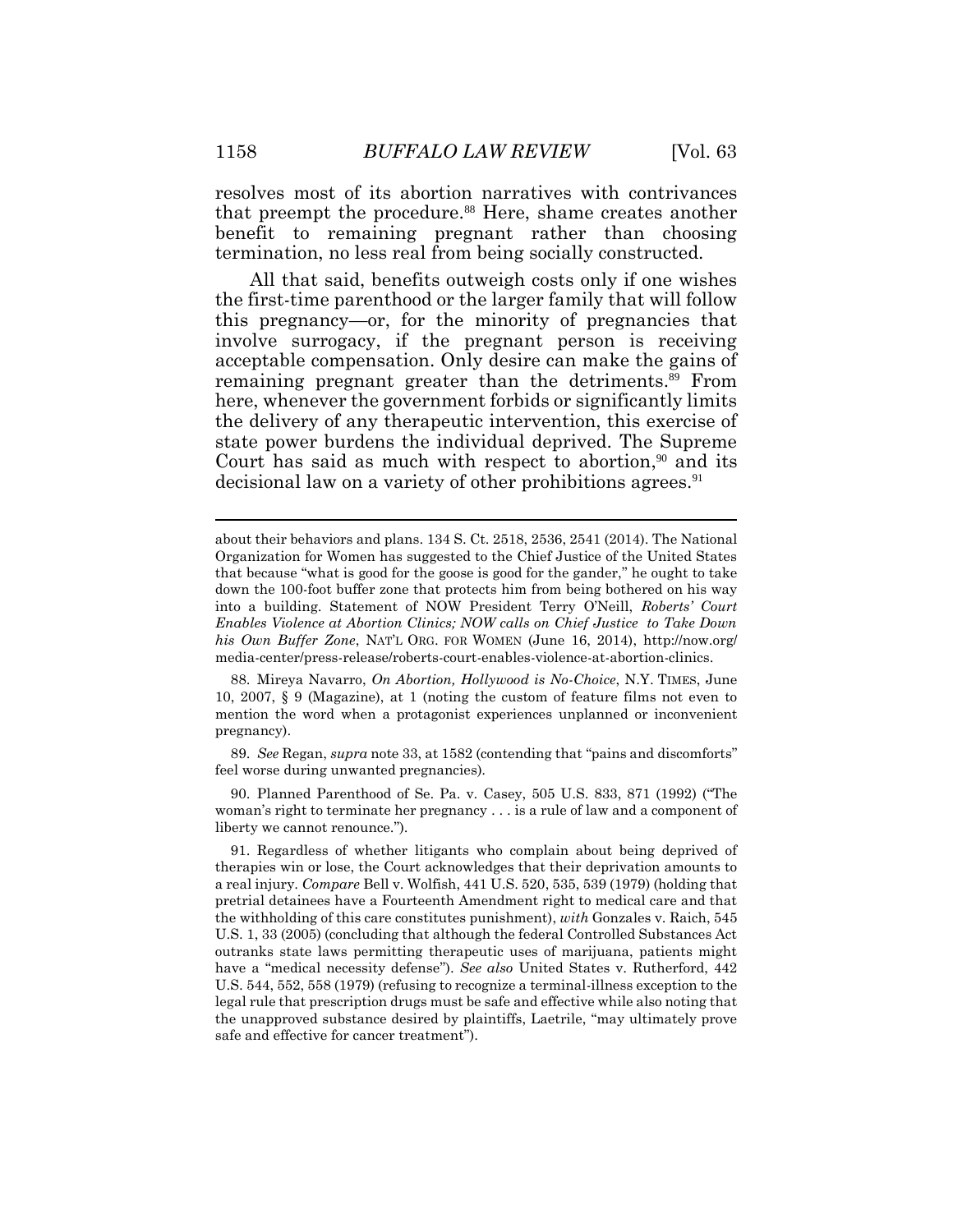resolves most of its abortion narratives with contrivances that preempt the procedure.[88] Here, shame creates another benefit to remaining pregnant rather than choosing termination, no less real from being socially constructed.

All that said, benefits outweigh costs only if one wishes the first-time parenthood or the larger family that will follow this pregnancy—or, for the minority of pregnancies that involve surrogacy, if the pregnant person is receiving acceptable compensation. Only desire can make the gains of remaining pregnant greater than the detriments.[89] From here, whenever the government forbids or significantly limits the delivery of any therapeutic intervention, this exercise of state power burdens the individual deprived. The Supreme Court has said as much with respect to abortion,[90] and its decisional law on a variety of other prohibitions agrees.[91]

---

about their behaviors and plans. 134 S. Ct. 2518, 2536, 2541 (2014). The National Organization for Women has suggested to the Chief Justice of the United States that because "what is good for the goose is good for the gander," he ought to take down the 100-foot buffer zone that protects him from being bothered on his way into a building. Statement of NOW President Terry O'Neill, *Roberts' Court Enables Violence at Abortion Clinics; NOW calls on Chief Justice to Take Down his Own Buffer Zone*, NAT'L ORG. FOR WOMEN (June 16, 2014), http://now.org/media-center/press-release/roberts-court-enables-violence-at-abortion-clinics.

88. Mireya Navarro, *On Abortion, Hollywood is No-Choice*, N.Y. TIMES, June 10, 2007, § 9 (Magazine), at 1 (noting the custom of feature films not even to mention the word when a protagonist experiences unplanned or inconvenient pregnancy).

89. *See* Regan, *supra* note 33, at 1582 (contending that "pains and discomforts" feel worse during unwanted pregnancies).

90. Planned Parenthood of Se. Pa. v. Casey, 505 U.S. 833, 871 (1992) ("The woman's right to terminate her pregnancy . . . is a rule of law and a component of liberty we cannot renounce.").

91. Regardless of whether litigants who complain about being deprived of therapies win or lose, the Court acknowledges that their deprivation amounts to a real injury. *Compare* Bell v. Wolfish, 441 U.S. 520, 535, 539 (1979) (holding that pretrial detainees have a Fourteenth Amendment right to medical care and that the withholding of this care constitutes punishment), *with* Gonzales v. Raich, 545 U.S. 1, 33 (2005) (concluding that although the federal Controlled Substances Act outranks state laws permitting therapeutic uses of marijuana, patients might have a "medical necessity defense"). *See also* United States v. Rutherford, 442 U.S. 544, 552, 558 (1979) (refusing to recognize a terminal-illness exception to the legal rule that prescription drugs must be safe and effective while also noting that the unapproved substance desired by plaintiffs, Laetrile, "may ultimately prove safe and effective for cancer treatment").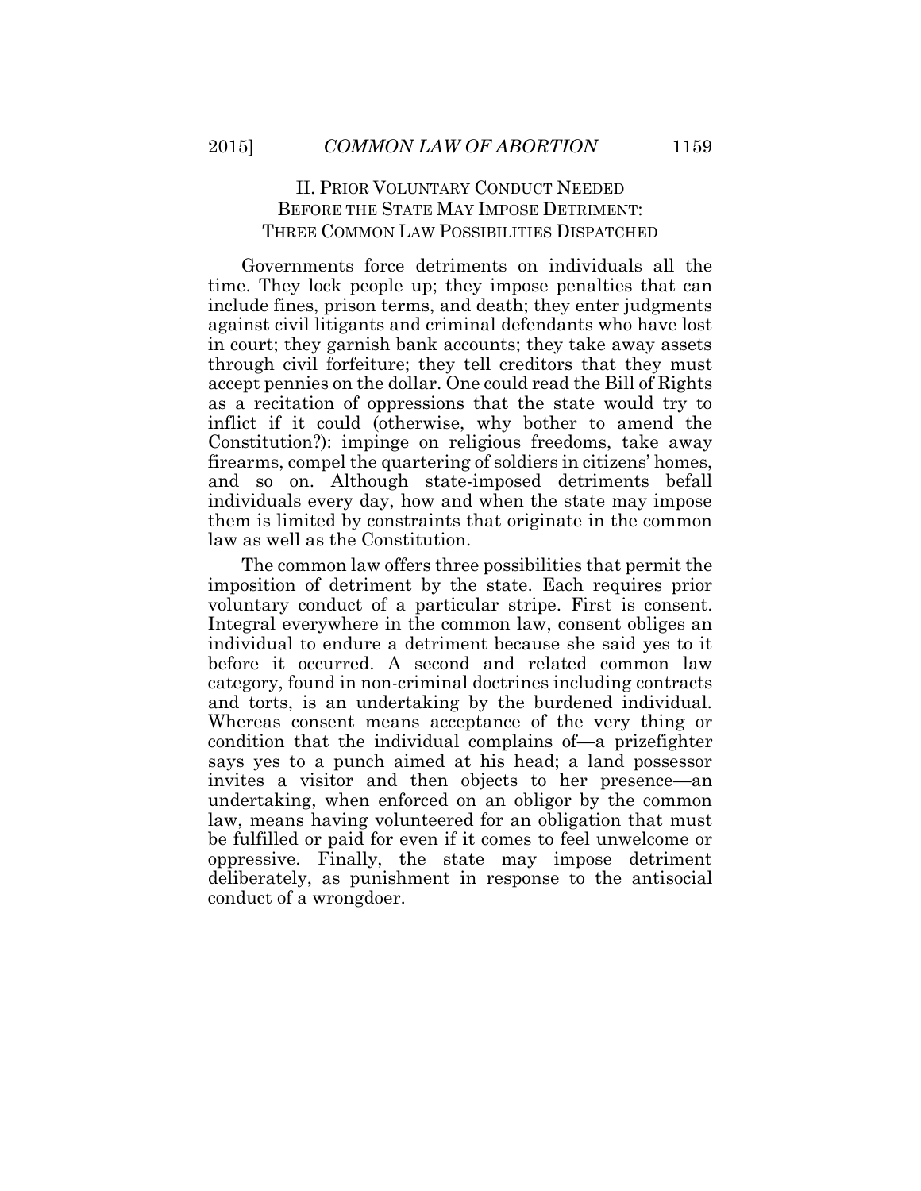## II. Prior Voluntary Conduct Needed Before the State May Impose Detriment: Three Common Law Possibilities Dispatched

Governments force detriments on individuals all the time. They lock people up; they impose penalties that can include fines, prison terms, and death; they enter judgments against civil litigants and criminal defendants who have lost in court; they garnish bank accounts; they take away assets through civil forfeiture; they tell creditors that they must accept pennies on the dollar. One could read the Bill of Rights as a recitation of oppressions that the state would try to inflict if it could (otherwise, why bother to amend the Constitution?): impinge on religious freedoms, take away firearms, compel the quartering of soldiers in citizens' homes, and so on. Although state-imposed detriments befall individuals every day, how and when the state may impose them is limited by constraints that originate in the common law as well as the Constitution.

The common law offers three possibilities that permit the imposition of detriment by the state. Each requires prior voluntary conduct of a particular stripe. First is consent. Integral everywhere in the common law, consent obliges an individual to endure a detriment because she said yes to it before it occurred. A second and related common law category, found in non-criminal doctrines including contracts and torts, is an undertaking by the burdened individual. Whereas consent means acceptance of the very thing or condition that the individual complains of—a prizefighter says yes to a punch aimed at his head; a land possessor invites a visitor and then objects to her presence—an undertaking, when enforced on an obligor by the common law, means having volunteered for an obligation that must be fulfilled or paid for even if it comes to feel unwelcome or oppressive. Finally, the state may impose detriment deliberately, as punishment in response to the antisocial conduct of a wrongdoer.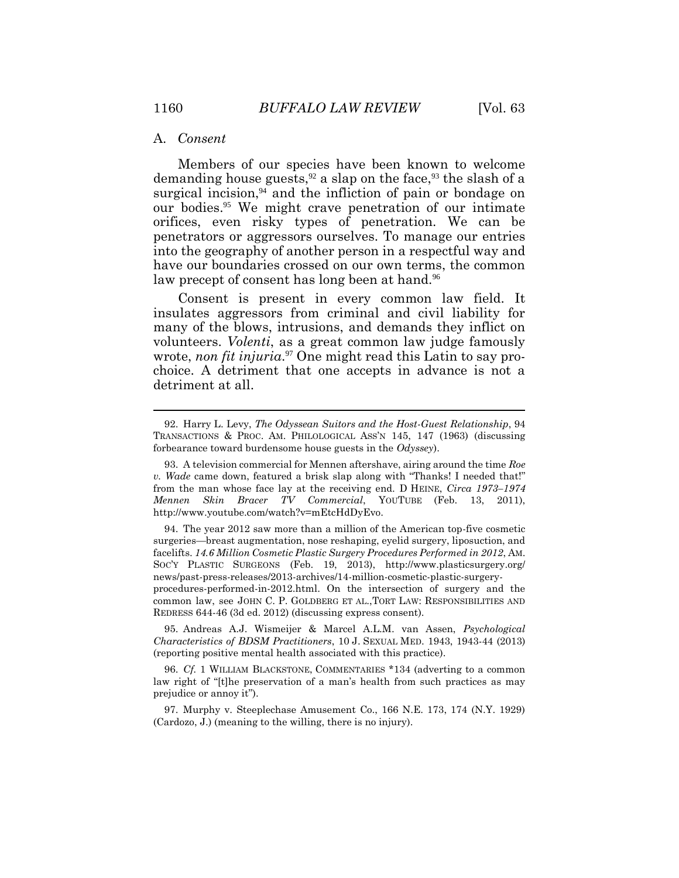### A. *Consent*

Members of our species have been known to welcome demanding house guests,[92] a slap on the face,[93] the slash of a surgical incision,[94] and the infliction of pain or bondage on our bodies.[95] We might crave penetration of our intimate orifices, even risky types of penetration. We can be penetrators or aggressors ourselves. To manage our entries into the geography of another person in a respectful way and have our boundaries crossed on our own terms, the common law precept of consent has long been at hand.[96]

Consent is present in every common law field. It insulates aggressors from criminal and civil liability for many of the blows, intrusions, and demands they inflict on volunteers. *Volenti*, as a great common law judge famously wrote, *non fit injuria*.[97] One might read this Latin to say pro-choice. A detriment that one accepts in advance is not a detriment at all.

---

92. Harry L. Levy, *The Odyssean Suitors and the Host-Guest Relationship*, 94 TRANSACTIONS & PROC. AM. PHILOLOGICAL ASS'N 145, 147 (1963) (discussing forbearance toward burdensome house guests in the *Odyssey*).

93. A television commercial for Mennen aftershave, airing around the time *Roe v. Wade* came down, featured a brisk slap along with "Thanks! I needed that!" from the man whose face lay at the receiving end. D HEINE, *Circa 1973–1974 Mennen Skin Bracer TV Commercial*, YOUTUBE (Feb. 13, 2011), http://www.youtube.com/watch?v=mEtcHdDyEvo.

94. The year 2012 saw more than a million of the American top-five cosmetic surgeries—breast augmentation, nose reshaping, eyelid surgery, liposuction, and facelifts. *14.6 Million Cosmetic Plastic Surgery Procedures Performed in 2012*, AM. SOC'Y PLASTIC SURGEONS (Feb. 19, 2013), http://www.plasticsurgery.org/news/past-press-releases/2013-archives/14-million-cosmetic-plastic-surgery-procedures-performed-in-2012.html. On the intersection of surgery and the common law, see JOHN C. P. GOLDBERG ET AL.,TORT LAW: RESPONSIBILITIES AND REDRESS 644-46 (3d ed. 2012) (discussing express consent).

95. Andreas A.J. Wismeijer & Marcel A.L.M. van Assen, *Psychological Characteristics of BDSM Practitioners*, 10 J. SEXUAL MED. 1943, 1943-44 (2013) (reporting positive mental health associated with this practice).

96. *Cf.* 1 WILLIAM BLACKSTONE, COMMENTARIES *134 (adverting to a common law right of "[t]he preservation of a man's health from such practices as may prejudice or annoy it").

97. Murphy v. Steeplechase Amusement Co., 166 N.E. 173, 174 (N.Y. 1929) (Cardozo, J.) (meaning to the willing, there is no injury).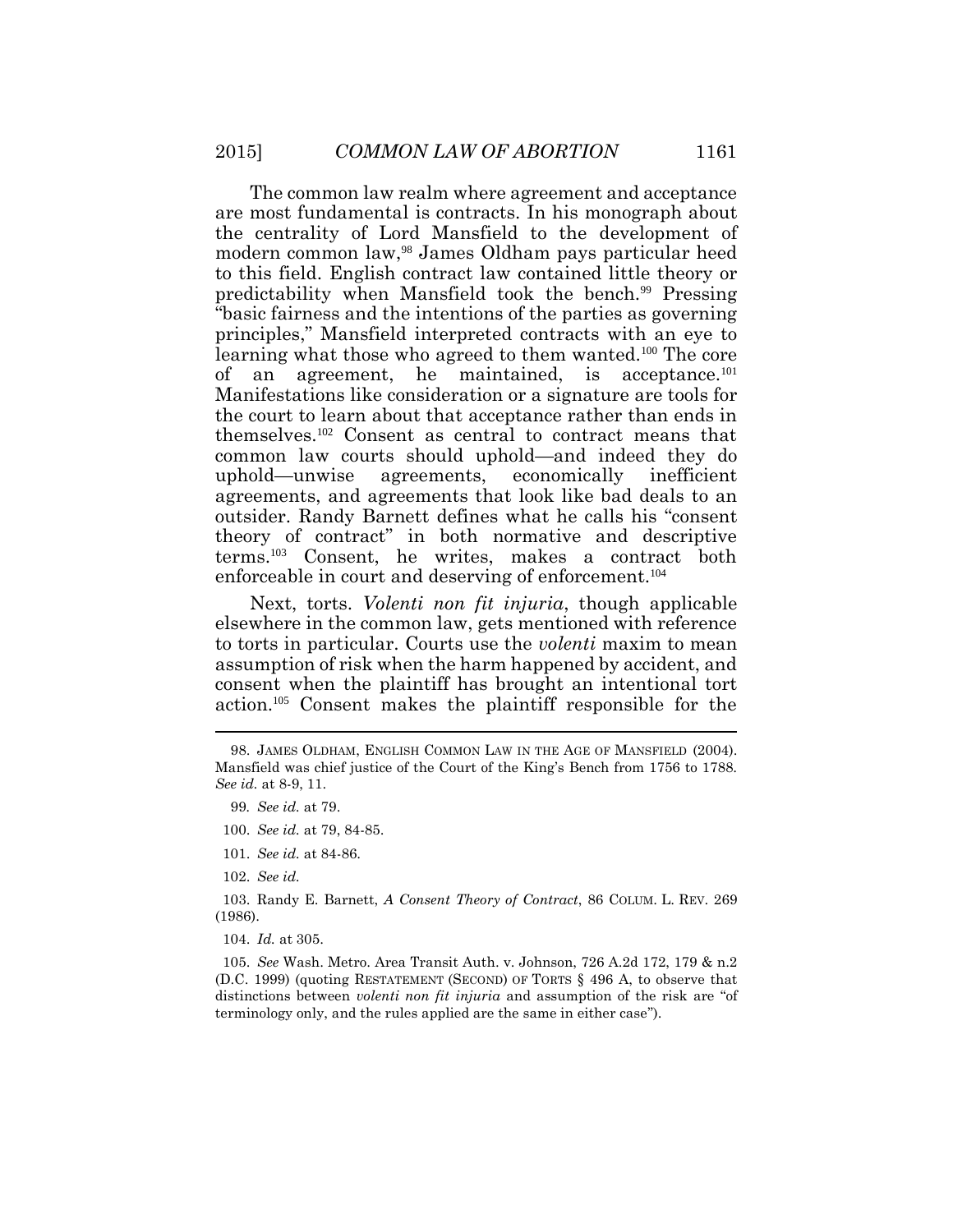The common law realm where agreement and acceptance are most fundamental is contracts. In his monograph about the centrality of Lord Mansfield to the development of modern common law,[98] James Oldham pays particular heed to this field. English contract law contained little theory or predictability when Mansfield took the bench.[99] Pressing "basic fairness and the intentions of the parties as governing principles," Mansfield interpreted contracts with an eye to learning what those who agreed to them wanted.[100] The core of an agreement, he maintained, is acceptance.[101] Manifestations like consideration or a signature are tools for the court to learn about that acceptance rather than ends in themselves.[102] Consent as central to contract means that common law courts should uphold—and indeed they do uphold—unwise agreements, economically inefficient agreements, and agreements that look like bad deals to an outsider. Randy Barnett defines what he calls his "consent theory of contract" in both normative and descriptive terms.[103] Consent, he writes, makes a contract both enforceable in court and deserving of enforcement.[104]

Next, torts. *Volenti non fit injuria*, though applicable elsewhere in the common law, gets mentioned with reference to torts in particular. Courts use the *volenti* maxim to mean assumption of risk when the harm happened by accident, and consent when the plaintiff has brought an intentional tort action.[105] Consent makes the plaintiff responsible for the

---

98. JAMES OLDHAM, ENGLISH COMMON LAW IN THE AGE OF MANSFIELD (2004). Mansfield was chief justice of the Court of the King's Bench from 1756 to 1788. *See id.* at 8-9, 11.

99. *See id.* at 79.

100. *See id.* at 79, 84-85.

101. *See id.* at 84-86.

102. *See id.*

103. Randy E. Barnett, *A Consent Theory of Contract*, 86 COLUM. L. REV. 269 (1986).

104. *Id.* at 305.

105. *See* Wash. Metro. Area Transit Auth. v. Johnson, 726 A.2d 172, 179 & n.2 (D.C. 1999) (quoting RESTATEMENT (SECOND) OF TORTS § 496 A, to observe that distinctions between *volenti non fit injuria* and assumption of the risk are "of terminology only, and the rules applied are the same in either case").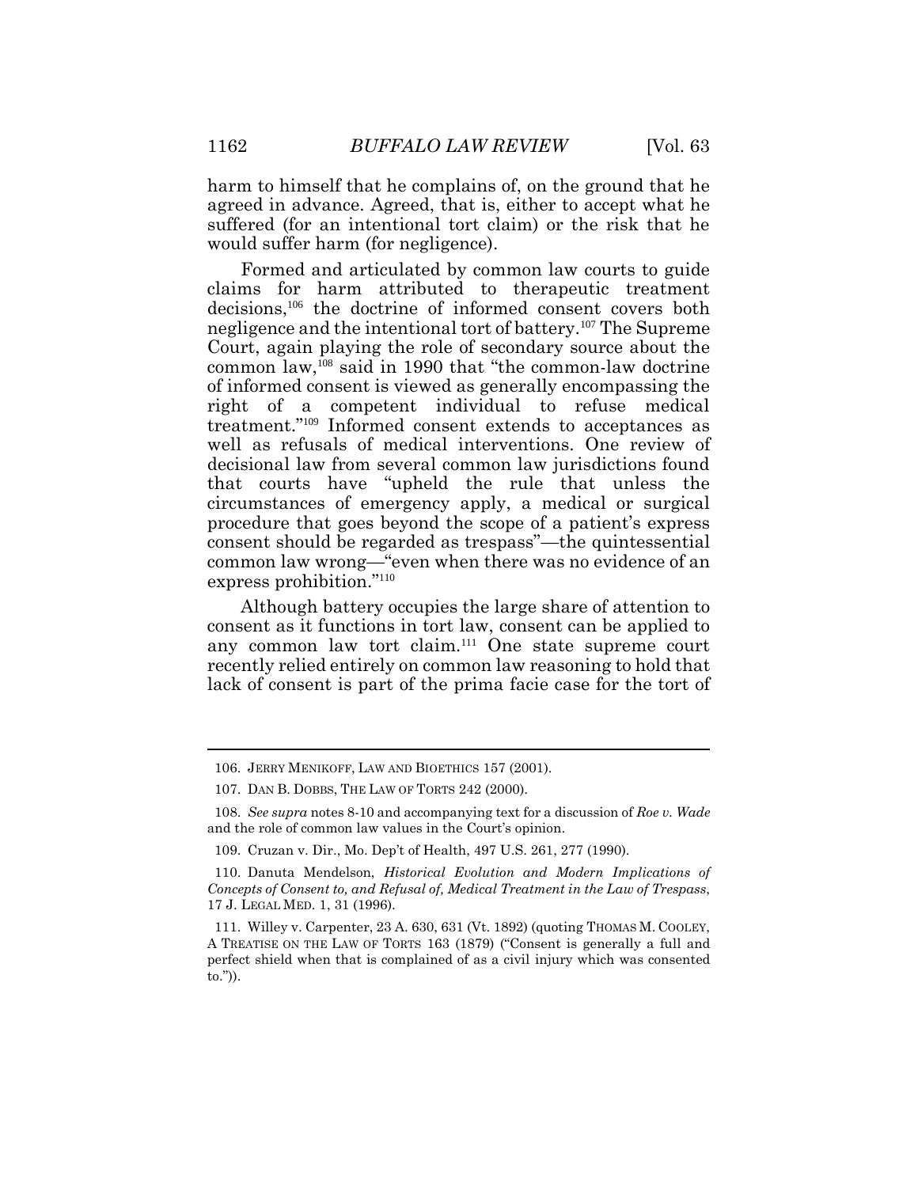harm to himself that he complains of, on the ground that he agreed in advance. Agreed, that is, either to accept what he suffered (for an intentional tort claim) or the risk that he would suffer harm (for negligence).

Formed and articulated by common law courts to guide claims for harm attributed to therapeutic treatment decisions,[106] the doctrine of informed consent covers both negligence and the intentional tort of battery.[107] The Supreme Court, again playing the role of secondary source about the common law,[108] said in 1990 that "the common-law doctrine of informed consent is viewed as generally encompassing the right of a competent individual to refuse medical treatment."[109] Informed consent extends to acceptances as well as refusals of medical interventions. One review of decisional law from several common law jurisdictions found that courts have "upheld the rule that unless the circumstances of emergency apply, a medical or surgical procedure that goes beyond the scope of a patient's express consent should be regarded as trespass"—the quintessential common law wrong—"even when there was no evidence of an express prohibition."[110]

Although battery occupies the large share of attention to consent as it functions in tort law, consent can be applied to any common law tort claim.[111] One state supreme court recently relied entirely on common law reasoning to hold that lack of consent is part of the prima facie case for the tort of

---

106. JERRY MENIKOFF, LAW AND BIOETHICS 157 (2001).

107. DAN B. DOBBS, THE LAW OF TORTS 242 (2000).

108. *See supra* notes 8-10 and accompanying text for a discussion of *Roe v. Wade* and the role of common law values in the Court's opinion.

109. Cruzan v. Dir., Mo. Dep't of Health, 497 U.S. 261, 277 (1990).

110. Danuta Mendelson, *Historical Evolution and Modern Implications of Concepts of Consent to, and Refusal of, Medical Treatment in the Law of Trespass*, 17 J. LEGAL MED. 1, 31 (1996).

111. Willey v. Carpenter, 23 A. 630, 631 (Vt. 1892) (quoting THOMAS M. COOLEY, A TREATISE ON THE LAW OF TORTS 163 (1879) ("Consent is generally a full and perfect shield when that is complained of as a civil injury which was consented to.")).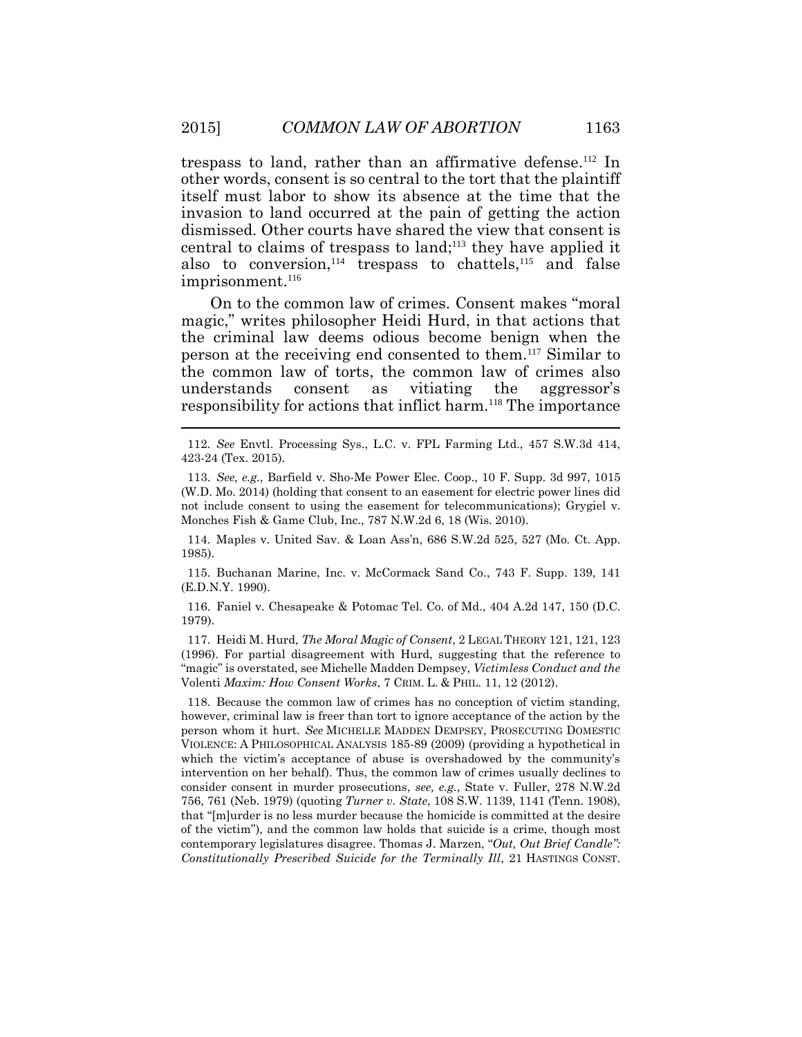trespass to land, rather than an affirmative defense.[112] In other words, consent is so central to the tort that the plaintiff itself must labor to show its absence at the time that the invasion to land occurred at the pain of getting the action dismissed. Other courts have shared the view that consent is central to claims of trespass to land;[113] they have applied it also to conversion,[114] trespass to chattels,[115] and false imprisonment.[116]

On to the common law of crimes. Consent makes "moral magic," writes philosopher Heidi Hurd, in that actions that the criminal law deems odious become benign when the person at the receiving end consented to them.[117] Similar to the common law of torts, the common law of crimes also understands consent as vitiating the aggressor's responsibility for actions that inflict harm.[118] The importance

---

112. *See* Envtl. Processing Sys., L.C. v. FPL Farming Ltd., 457 S.W.3d 414, 423-24 (Tex. 2015).

113. *See, e.g.*, Barfield v. Sho-Me Power Elec. Coop., 10 F. Supp. 3d 997, 1015 (W.D. Mo. 2014) (holding that consent to an easement for electric power lines did not include consent to using the easement for telecommunications); Grygiel v. Monches Fish & Game Club, Inc., 787 N.W.2d 6, 18 (Wis. 2010).

114. Maples v. United Sav. & Loan Ass'n, 686 S.W.2d 525, 527 (Mo. Ct. App. 1985).

115. Buchanan Marine, Inc. v. McCormack Sand Co., 743 F. Supp. 139, 141 (E.D.N.Y. 1990).

116. Faniel v. Chesapeake & Potomac Tel. Co. of Md., 404 A.2d 147, 150 (D.C. 1979).

117. Heidi M. Hurd, *The Moral Magic of Consent*, 2 LEGAL THEORY 121, 121, 123 (1996). For partial disagreement with Hurd, suggesting that the reference to "magic" is overstated, see Michelle Madden Dempsey, *Victimless Conduct and the* Volenti *Maxim: How Consent Works*, 7 CRIM. L. & PHIL. 11, 12 (2012).

118. Because the common law of crimes has no conception of victim standing, however, criminal law is freer than tort to ignore acceptance of the action by the person whom it hurt. *See* MICHELLE MADDEN DEMPSEY, PROSECUTING DOMESTIC VIOLENCE: A PHILOSOPHICAL ANALYSIS 185-89 (2009) (providing a hypothetical in which the victim's acceptance of abuse is overshadowed by the community's intervention on her behalf). Thus, the common law of crimes usually declines to consider consent in murder prosecutions, *see, e.g.*, State v. Fuller, 278 N.W.2d 756, 761 (Neb. 1979) (quoting *Turner v. State*, 108 S.W. 1139, 1141 (Tenn. 1908), that "[m]urder is no less murder because the homicide is committed at the desire of the victim"), and the common law holds that suicide is a crime, though most contemporary legislatures disagree. Thomas J. Marzen, "*Out, Out Brief Candle": Constitutionally Prescribed Suicide for the Terminally Ill*, 21 HASTINGS CONST.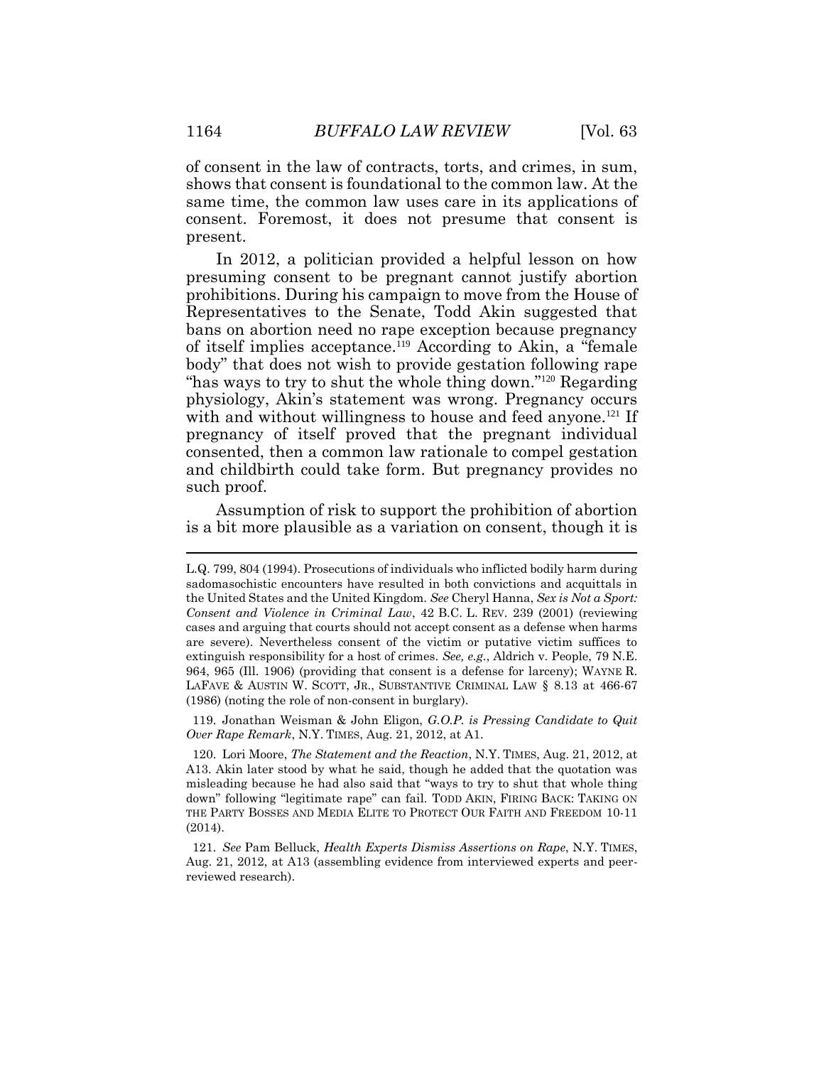of consent in the law of contracts, torts, and crimes, in sum, shows that consent is foundational to the common law. At the same time, the common law uses care in its applications of consent. Foremost, it does not presume that consent is present.

In 2012, a politician provided a helpful lesson on how presuming consent to be pregnant cannot justify abortion prohibitions. During his campaign to move from the House of Representatives to the Senate, Todd Akin suggested that bans on abortion need no rape exception because pregnancy of itself implies acceptance.[119] According to Akin, a "female body" that does not wish to provide gestation following rape "has ways to try to shut the whole thing down."[120] Regarding physiology, Akin's statement was wrong. Pregnancy occurs with and without willingness to house and feed anyone.[121] If pregnancy of itself proved that the pregnant individual consented, then a common law rationale to compel gestation and childbirth could take form. But pregnancy provides no such proof.

Assumption of risk to support the prohibition of abortion is a bit more plausible as a variation on consent, though it is

---

L.Q. 799, 804 (1994). Prosecutions of individuals who inflicted bodily harm during sadomasochistic encounters have resulted in both convictions and acquittals in the United States and the United Kingdom. *See* Cheryl Hanna, *Sex is Not a Sport: Consent and Violence in Criminal Law*, 42 B.C. L. REV. 239 (2001) (reviewing cases and arguing that courts should not accept consent as a defense when harms are severe). Nevertheless consent of the victim or putative victim suffices to extinguish responsibility for a host of crimes. *See, e.g.*, Aldrich v. People, 79 N.E. 964, 965 (Ill. 1906) (providing that consent is a defense for larceny); WAYNE R. LAFAVE & AUSTIN W. SCOTT, JR., SUBSTANTIVE CRIMINAL LAW § 8.13 at 466-67 (1986) (noting the role of non-consent in burglary).

119. Jonathan Weisman & John Eligon, *G.O.P. is Pressing Candidate to Quit Over Rape Remark*, N.Y. TIMES, Aug. 21, 2012, at A1.

120. Lori Moore, *The Statement and the Reaction*, N.Y. TIMES, Aug. 21, 2012, at A13. Akin later stood by what he said, though he added that the quotation was misleading because he had also said that "ways to try to shut that whole thing down" following "legitimate rape" can fail. TODD AKIN, FIRING BACK: TAKING ON THE PARTY BOSSES AND MEDIA ELITE TO PROTECT OUR FAITH AND FREEDOM 10-11 (2014).

121. *See* Pam Belluck, *Health Experts Dismiss Assertions on Rape*, N.Y. TIMES, Aug. 21, 2012, at A13 (assembling evidence from interviewed experts and peer-reviewed research).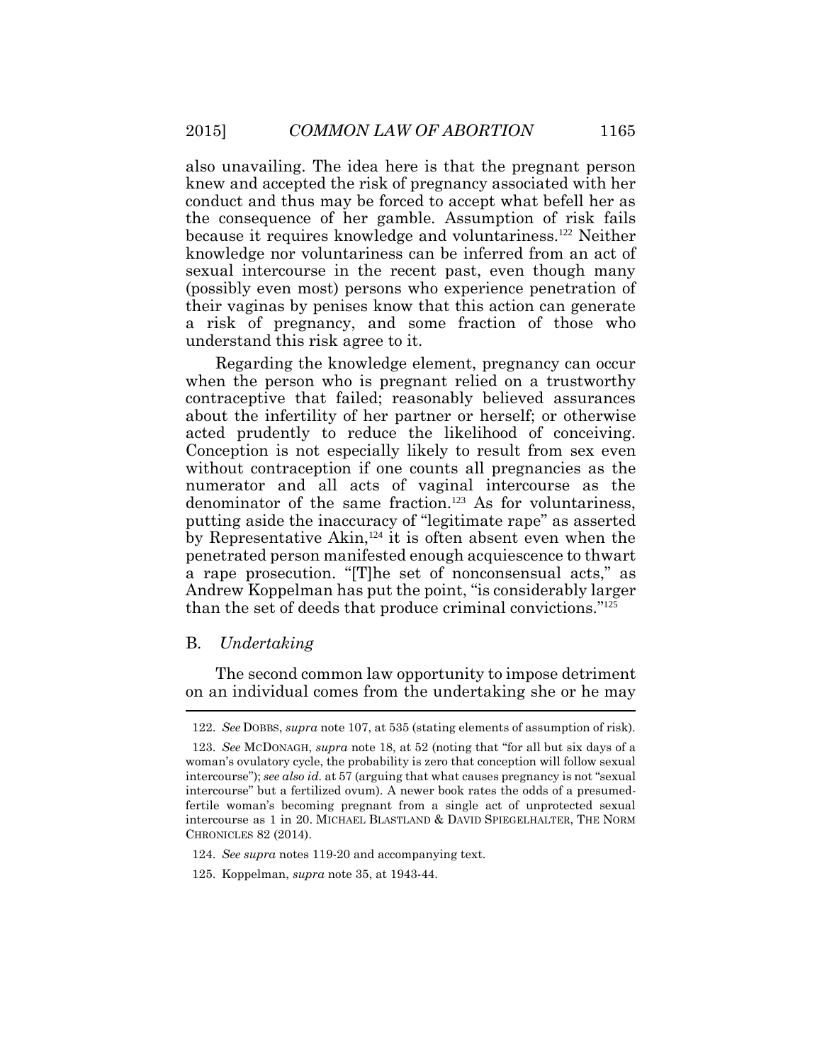also unavailing. The idea here is that the pregnant person knew and accepted the risk of pregnancy associated with her conduct and thus may be forced to accept what befell her as the consequence of her gamble. Assumption of risk fails because it requires knowledge and voluntariness.[122] Neither knowledge nor voluntariness can be inferred from an act of sexual intercourse in the recent past, even though many (possibly even most) persons who experience penetration of their vaginas by penises know that this action can generate a risk of pregnancy, and some fraction of those who understand this risk agree to it.

Regarding the knowledge element, pregnancy can occur when the person who is pregnant relied on a trustworthy contraceptive that failed; reasonably believed assurances about the infertility of her partner or herself; or otherwise acted prudently to reduce the likelihood of conceiving. Conception is not especially likely to result from sex even without contraception if one counts all pregnancies as the numerator and all acts of vaginal intercourse as the denominator of the same fraction.[123] As for voluntariness, putting aside the inaccuracy of "legitimate rape" as asserted by Representative Akin,[124] it is often absent even when the penetrated person manifested enough acquiescence to thwart a rape prosecution. "[T]he set of nonconsensual acts," as Andrew Koppelman has put the point, "is considerably larger than the set of deeds that produce criminal convictions."[125]

### B. *Undertaking*

The second common law opportunity to impose detriment on an individual comes from the undertaking she or he may

---

122. *See* DOBBS, *supra* note 107, at 535 (stating elements of assumption of risk).

123. *See* MCDONAGH, *supra* note 18, at 52 (noting that "for all but six days of a woman's ovulatory cycle, the probability is zero that conception will follow sexual intercourse"); *see also id.* at 57 (arguing that what causes pregnancy is not "sexual intercourse" but a fertilized ovum). A newer book rates the odds of a presumed-fertile woman's becoming pregnant from a single act of unprotected sexual intercourse as 1 in 20. MICHAEL BLASTLAND & DAVID SPIEGELHALTER, THE NORM CHRONICLES 82 (2014).

124. *See supra* notes 119-20 and accompanying text.

125. Koppelman, *supra* note 35, at 1943-44.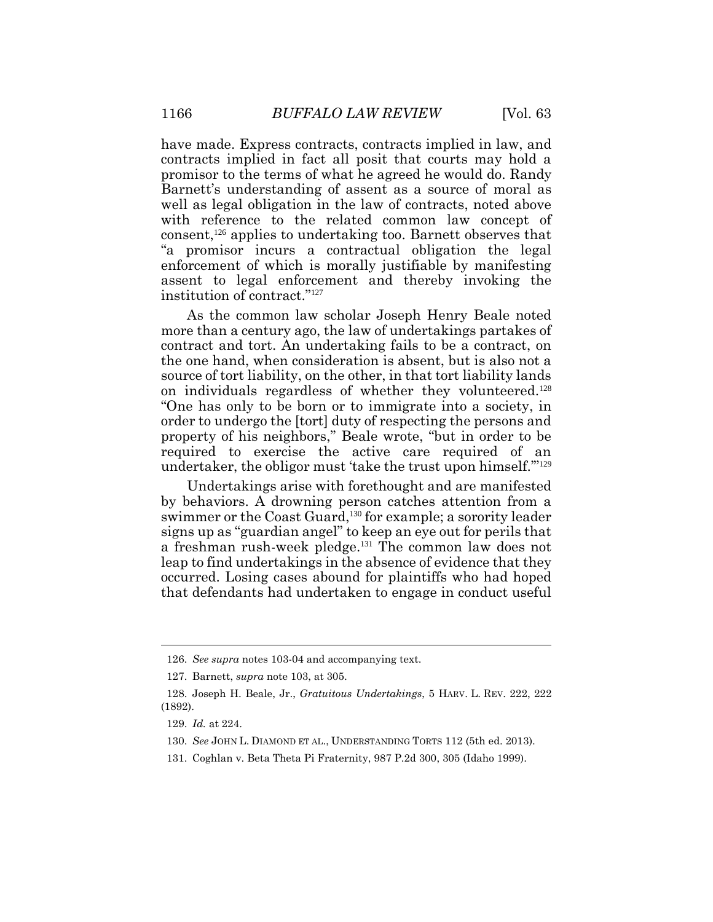have made. Express contracts, contracts implied in law, and contracts implied in fact all posit that courts may hold a promisor to the terms of what he agreed he would do. Randy Barnett's understanding of assent as a source of moral as well as legal obligation in the law of contracts, noted above with reference to the related common law concept of consent,[126] applies to undertaking too. Barnett observes that "a promisor incurs a contractual obligation the legal enforcement of which is morally justifiable by manifesting assent to legal enforcement and thereby invoking the institution of contract."[127]

As the common law scholar Joseph Henry Beale noted more than a century ago, the law of undertakings partakes of contract and tort. An undertaking fails to be a contract, on the one hand, when consideration is absent, but is also not a source of tort liability, on the other, in that tort liability lands on individuals regardless of whether they volunteered.[128] "One has only to be born or to immigrate into a society, in order to undergo the [tort] duty of respecting the persons and property of his neighbors," Beale wrote, "but in order to be required to exercise the active care required of an undertaker, the obligor must 'take the trust upon himself.'"[129]

Undertakings arise with forethought and are manifested by behaviors. A drowning person catches attention from a swimmer or the Coast Guard,[130] for example; a sorority leader signs up as "guardian angel" to keep an eye out for perils that a freshman rush-week pledge.[131] The common law does not leap to find undertakings in the absence of evidence that they occurred. Losing cases abound for plaintiffs who had hoped that defendants had undertaken to engage in conduct useful

---

126. *See supra* notes 103-04 and accompanying text.

127. Barnett, *supra* note 103, at 305.

128. Joseph H. Beale, Jr., *Gratuitous Undertakings*, 5 HARV. L. REV. 222, 222 (1892).

129. *Id.* at 224.

130. *See* JOHN L. DIAMOND ET AL., UNDERSTANDING TORTS 112 (5th ed. 2013).

131. Coghlan v. Beta Theta Pi Fraternity, 987 P.2d 300, 305 (Idaho 1999).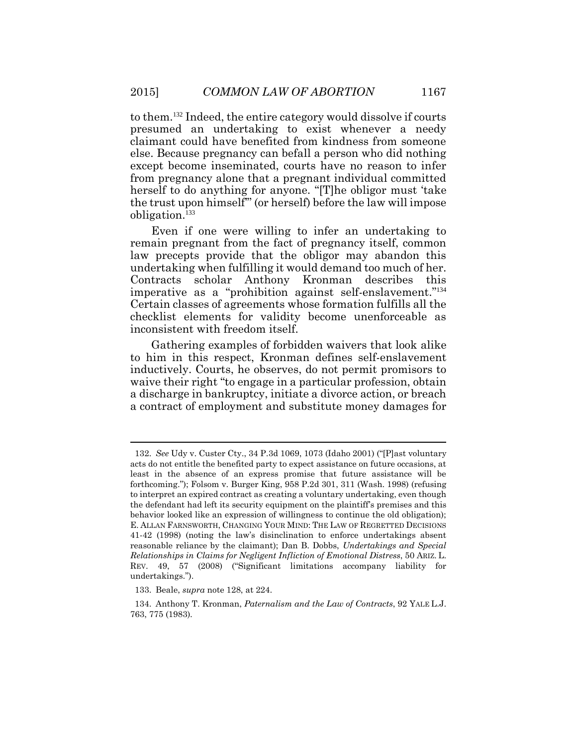to them.[132] Indeed, the entire category would dissolve if courts presumed an undertaking to exist whenever a needy claimant could have benefited from kindness from someone else. Because pregnancy can befall a person who did nothing except become inseminated, courts have no reason to infer from pregnancy alone that a pregnant individual committed herself to do anything for anyone. "[T]he obligor must 'take the trust upon himself'" (or herself) before the law will impose obligation.[133]

Even if one were willing to infer an undertaking to remain pregnant from the fact of pregnancy itself, common law precepts provide that the obligor may abandon this undertaking when fulfilling it would demand too much of her. Contracts scholar Anthony Kronman describes this imperative as a "prohibition against self-enslavement."[134] Certain classes of agreements whose formation fulfills all the checklist elements for validity become unenforceable as inconsistent with freedom itself.

Gathering examples of forbidden waivers that look alike to him in this respect, Kronman defines self-enslavement inductively. Courts, he observes, do not permit promisors to waive their right "to engage in a particular profession, obtain a discharge in bankruptcy, initiate a divorce action, or breach a contract of employment and substitute money damages for

---

132. *See* Udy v. Custer Cty., 34 P.3d 1069, 1073 (Idaho 2001) ("[P]ast voluntary acts do not entitle the benefited party to expect assistance on future occasions, at least in the absence of an express promise that future assistance will be forthcoming."); Folsom v. Burger King, 958 P.2d 301, 311 (Wash. 1998) (refusing to interpret an expired contract as creating a voluntary undertaking, even though the defendant had left its security equipment on the plaintiff's premises and this behavior looked like an expression of willingness to continue the old obligation); E. ALLAN FARNSWORTH, CHANGING YOUR MIND: THE LAW OF REGRETTED DECISIONS 41-42 (1998) (noting the law's disinclination to enforce undertakings absent reasonable reliance by the claimant); Dan B. Dobbs, *Undertakings and Special Relationships in Claims for Negligent Infliction of Emotional Distress*, 50 ARIZ. L. REV. 49, 57 (2008) ("Significant limitations accompany liability for undertakings.").

133. Beale, *supra* note 128, at 224.

134. Anthony T. Kronman, *Paternalism and the Law of Contracts*, 92 YALE L.J. 763, 775 (1983).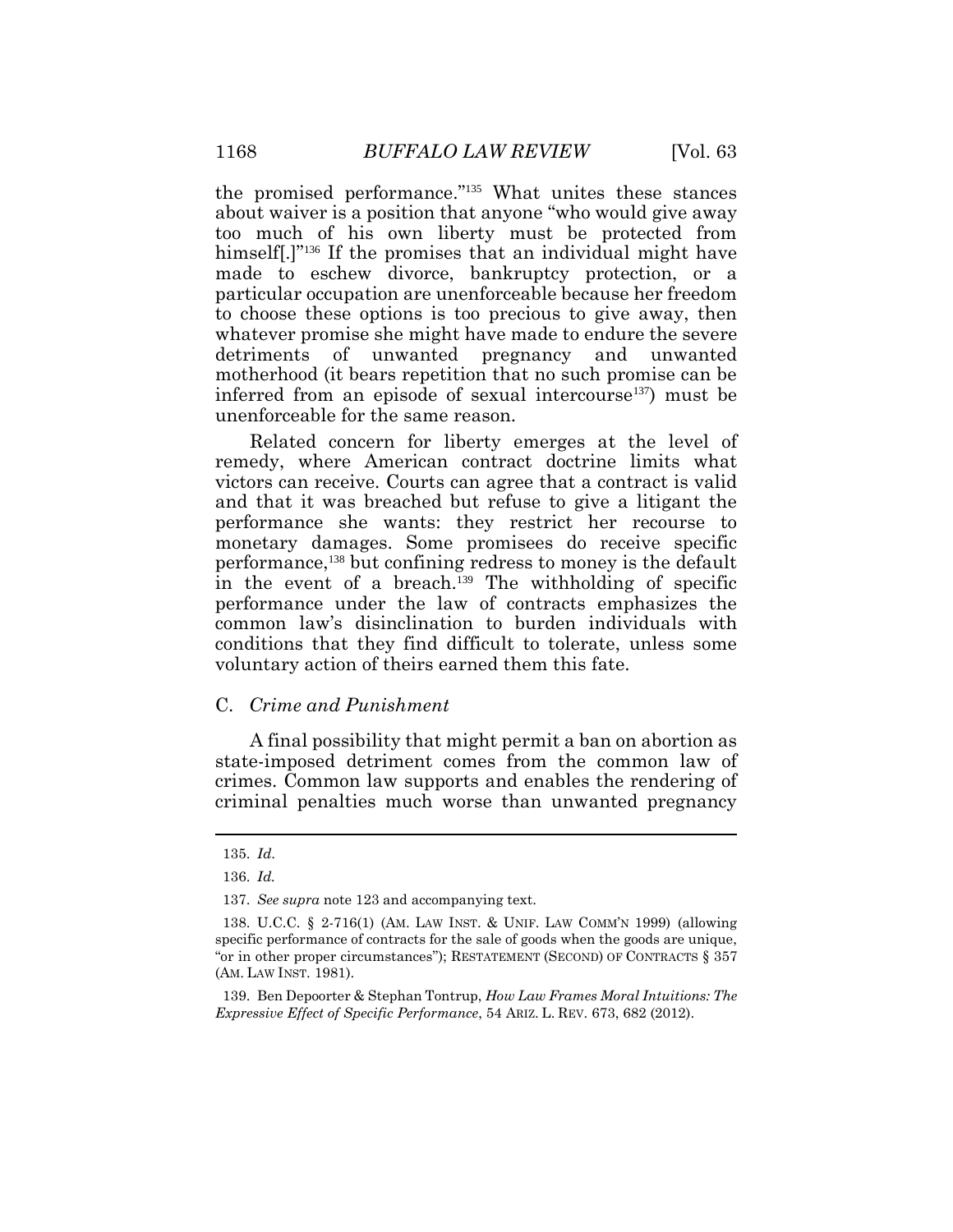the promised performance."[135] What unites these stances about waiver is a position that anyone "who would give away too much of his own liberty must be protected from himself[.]"[136] If the promises that an individual might have made to eschew divorce, bankruptcy protection, or a particular occupation are unenforceable because her freedom to choose these options is too precious to give away, then whatever promise she might have made to endure the severe detriments of unwanted pregnancy and unwanted motherhood (it bears repetition that no such promise can be inferred from an episode of sexual intercourse[137]) must be unenforceable for the same reason.

Related concern for liberty emerges at the level of remedy, where American contract doctrine limits what victors can receive. Courts can agree that a contract is valid and that it was breached but refuse to give a litigant the performance she wants: they restrict her recourse to monetary damages. Some promisees do receive specific performance,[138] but confining redress to money is the default in the event of a breach.[139] The withholding of specific performance under the law of contracts emphasizes the common law's disinclination to burden individuals with conditions that they find difficult to tolerate, unless some voluntary action of theirs earned them this fate.

### C. *Crime and Punishment*

A final possibility that might permit a ban on abortion as state-imposed detriment comes from the common law of crimes. Common law supports and enables the rendering of criminal penalties much worse than unwanted pregnancy

---

135. *Id.*

136. *Id.*

137. *See supra* note 123 and accompanying text.

138. U.C.C. § 2-716(1) (AM. LAW INST. & UNIF. LAW COMM'N 1999) (allowing specific performance of contracts for the sale of goods when the goods are unique, "or in other proper circumstances"); RESTATEMENT (SECOND) OF CONTRACTS § 357 (AM. LAW INST. 1981).

139. Ben Depoorter & Stephan Tontrup, *How Law Frames Moral Intuitions: The Expressive Effect of Specific Performance*, 54 ARIZ. L. REV. 673, 682 (2012).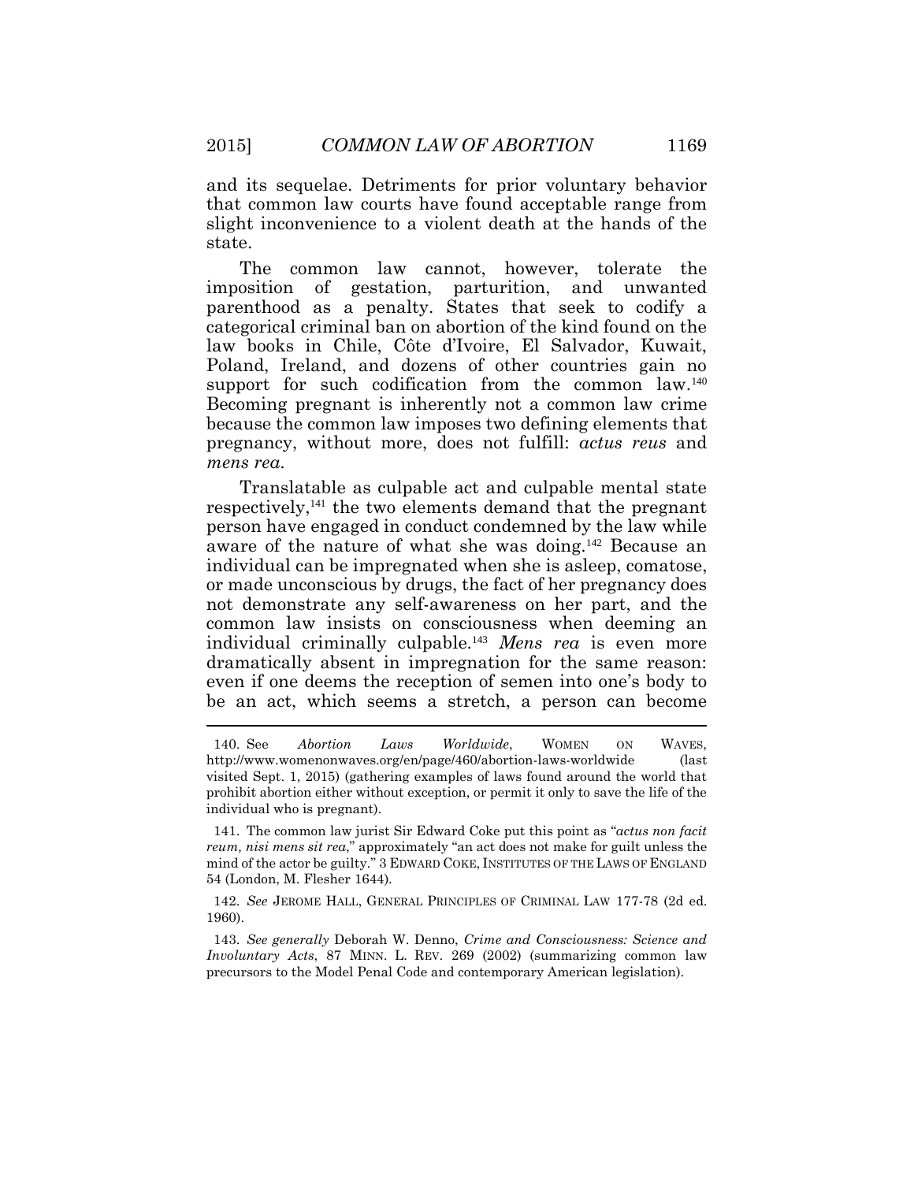and its sequelae. Detriments for prior voluntary behavior that common law courts have found acceptable range from slight inconvenience to a violent death at the hands of the state.

The common law cannot, however, tolerate the imposition of gestation, parturition, and unwanted parenthood as a penalty. States that seek to codify a categorical criminal ban on abortion of the kind found on the law books in Chile, Côte d'Ivoire, El Salvador, Kuwait, Poland, Ireland, and dozens of other countries gain no support for such codification from the common law.[140] Becoming pregnant is inherently not a common law crime because the common law imposes two defining elements that pregnancy, without more, does not fulfill: *actus reus* and *mens rea*.

Translatable as culpable act and culpable mental state respectively,[141] the two elements demand that the pregnant person have engaged in conduct condemned by the law while aware of the nature of what she was doing.[142] Because an individual can be impregnated when she is asleep, comatose, or made unconscious by drugs, the fact of her pregnancy does not demonstrate any self-awareness on her part, and the common law insists on consciousness when deeming an individual criminally culpable.[143] *Mens rea* is even more dramatically absent in impregnation for the same reason: even if one deems the reception of semen into one's body to be an act, which seems a stretch, a person can become

---

140. See *Abortion Laws Worldwide*, WOMEN ON WAVES, http://www.womenonwaves.org/en/page/460/abortion-laws-worldwide (last visited Sept. 1, 2015) (gathering examples of laws found around the world that prohibit abortion either without exception, or permit it only to save the life of the individual who is pregnant).

141. The common law jurist Sir Edward Coke put this point as "*actus non facit reum, nisi mens sit rea*," approximately "an act does not make for guilt unless the mind of the actor be guilty." 3 EDWARD COKE, INSTITUTES OF THE LAWS OF ENGLAND 54 (London, M. Flesher 1644).

142. *See* JEROME HALL, GENERAL PRINCIPLES OF CRIMINAL LAW 177-78 (2d ed. 1960).

143. *See generally* Deborah W. Denno, *Crime and Consciousness: Science and Involuntary Acts*, 87 MINN. L. REV. 269 (2002) (summarizing common law precursors to the Model Penal Code and contemporary American legislation).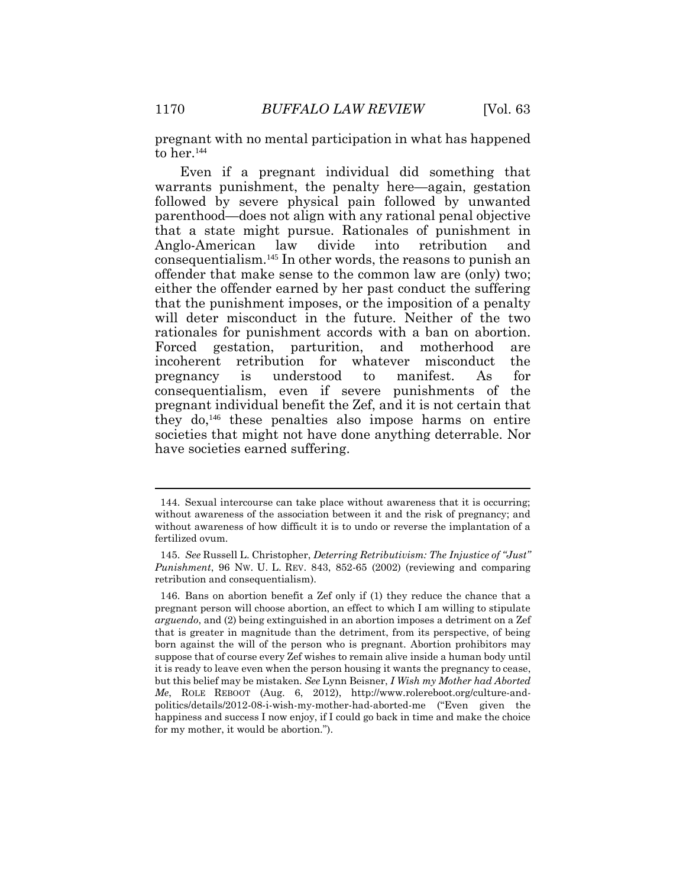pregnant with no mental participation in what has happened to her.[144]

Even if a pregnant individual did something that warrants punishment, the penalty here—again, gestation followed by severe physical pain followed by unwanted parenthood—does not align with any rational penal objective that a state might pursue. Rationales of punishment in Anglo-American law divide into retribution and consequentialism.[145] In other words, the reasons to punish an offender that make sense to the common law are (only) two; either the offender earned by her past conduct the suffering that the punishment imposes, or the imposition of a penalty will deter misconduct in the future. Neither of the two rationales for punishment accords with a ban on abortion. Forced gestation, parturition, and motherhood are incoherent retribution for whatever misconduct the pregnancy is understood to manifest. As for consequentialism, even if severe punishments of the pregnant individual benefit the Zef, and it is not certain that they do,[146] these penalties also impose harms on entire societies that might not have done anything deterrable. Nor have societies earned suffering.

---

144. Sexual intercourse can take place without awareness that it is occurring; without awareness of the association between it and the risk of pregnancy; and without awareness of how difficult it is to undo or reverse the implantation of a fertilized ovum.

145. *See* Russell L. Christopher, *Deterring Retributivism: The Injustice of "Just" Punishment*, 96 NW. U. L. REV. 843, 852-65 (2002) (reviewing and comparing retribution and consequentialism).

146. Bans on abortion benefit a Zef only if (1) they reduce the chance that a pregnant person will choose abortion, an effect to which I am willing to stipulate *arguendo*, and (2) being extinguished in an abortion imposes a detriment on a Zef that is greater in magnitude than the detriment, from its perspective, of being born against the will of the person who is pregnant. Abortion prohibitors may suppose that of course every Zef wishes to remain alive inside a human body until it is ready to leave even when the person housing it wants the pregnancy to cease, but this belief may be mistaken. *See* Lynn Beisner, *I Wish my Mother had Aborted Me*, ROLE REBOOT (Aug. 6, 2012), http://www.rolereboot.org/culture-and-politics/details/2012-08-i-wish-my-mother-had-aborted-me ("Even given the happiness and success I now enjoy, if I could go back in time and make the choice for my mother, it would be abortion.").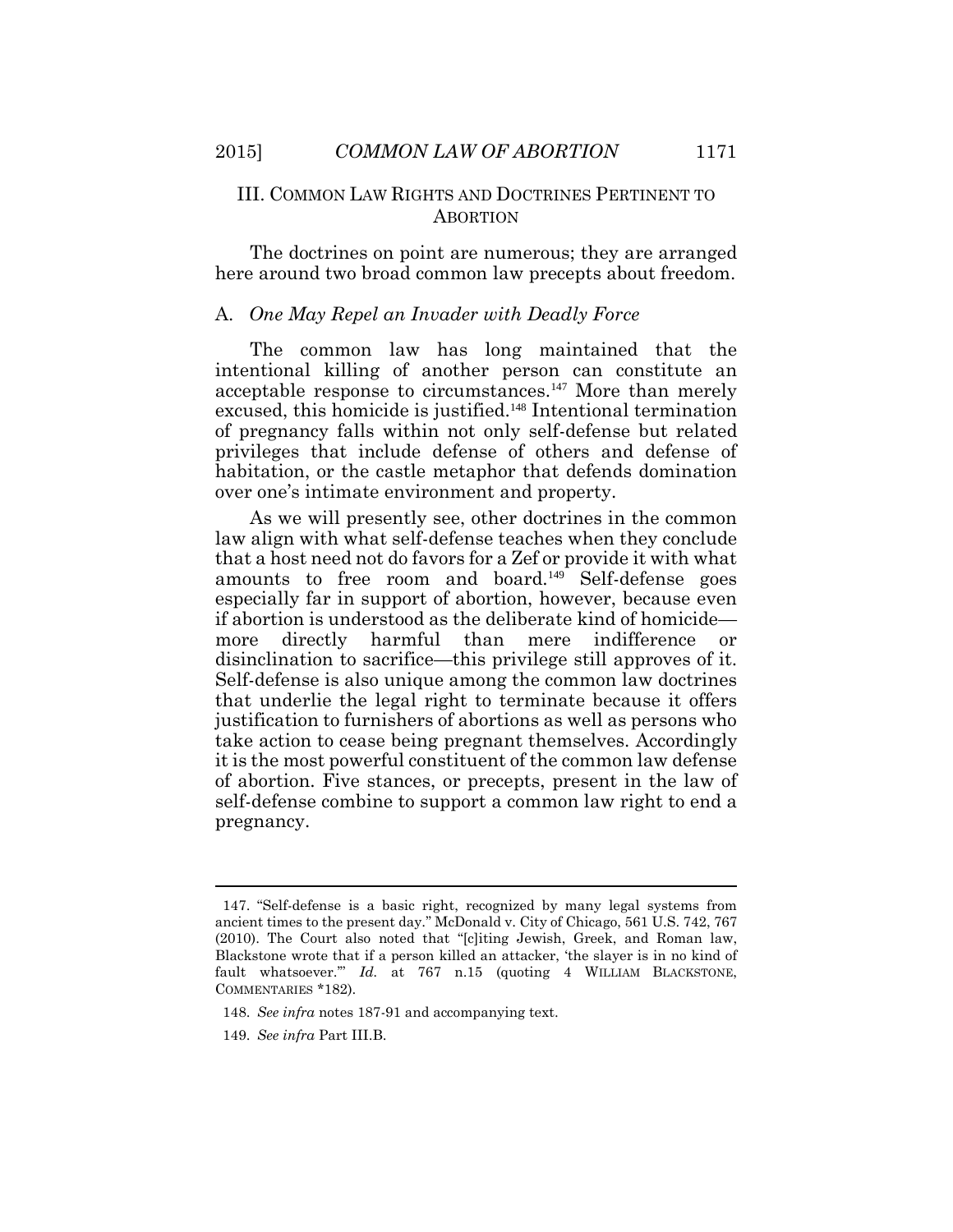## III. COMMON LAW RIGHTS AND DOCTRINES PERTINENT TO ABORTION

The doctrines on point are numerous; they are arranged here around two broad common law precepts about freedom.

### A. *One May Repel an Invader with Deadly Force*

The common law has long maintained that the intentional killing of another person can constitute an acceptable response to circumstances.[147] More than merely excused, this homicide is justified.[148] Intentional termination of pregnancy falls within not only self-defense but related privileges that include defense of others and defense of habitation, or the castle metaphor that defends domination over one's intimate environment and property.

As we will presently see, other doctrines in the common law align with what self-defense teaches when they conclude that a host need not do favors for a Zef or provide it with what amounts to free room and board.[149] Self-defense goes especially far in support of abortion, however, because even if abortion is understood as the deliberate kind of homicide—more directly harmful than mere indifference or disinclination to sacrifice—this privilege still approves of it. Self-defense is also unique among the common law doctrines that underlie the legal right to terminate because it offers justification to furnishers of abortions as well as persons who take action to cease being pregnant themselves. Accordingly it is the most powerful constituent of the common law defense of abortion. Five stances, or precepts, present in the law of self-defense combine to support a common law right to end a pregnancy.

---

147. "Self-defense is a basic right, recognized by many legal systems from ancient times to the present day." McDonald v. City of Chicago, 561 U.S. 742, 767 (2010). The Court also noted that "[c]iting Jewish, Greek, and Roman law, Blackstone wrote that if a person killed an attacker, 'the slayer is in no kind of fault whatsoever.'" *Id.* at 767 n.15 (quoting 4 WILLIAM BLACKSTONE, COMMENTARIES *182).

148. *See infra* notes 187-91 and accompanying text.

149. *See infra* Part III.B.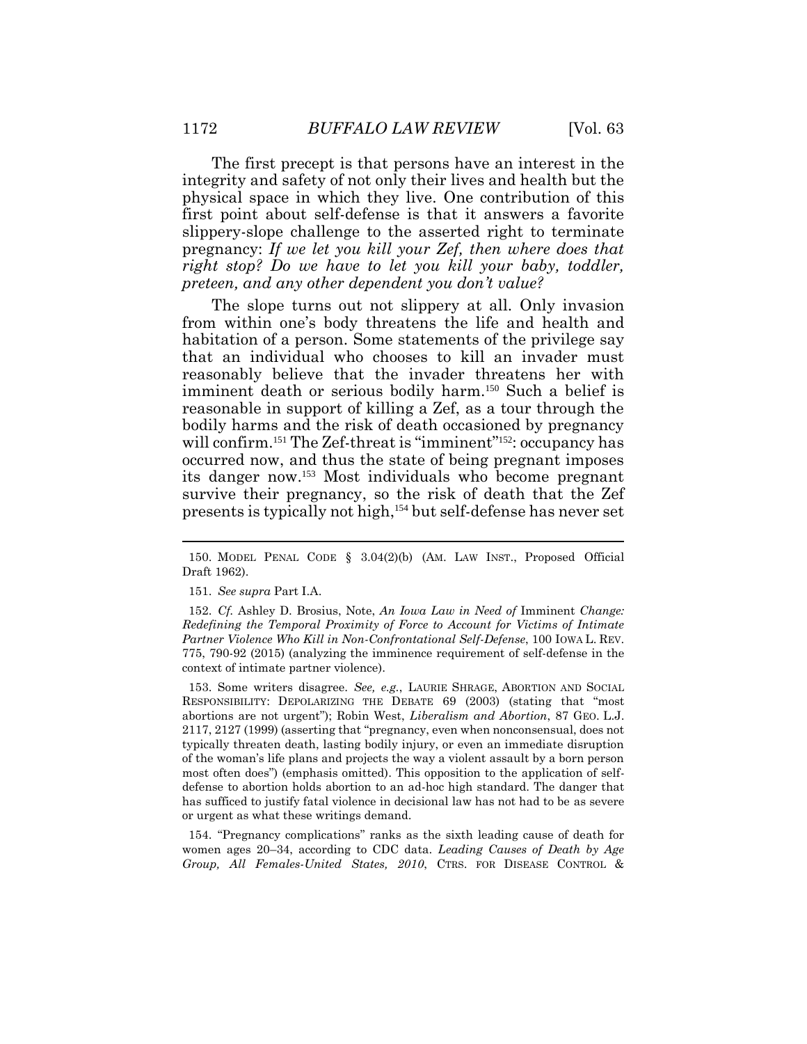The first precept is that persons have an interest in the integrity and safety of not only their lives and health but the physical space in which they live. One contribution of this first point about self-defense is that it answers a favorite slippery-slope challenge to the asserted right to terminate pregnancy: *If we let you kill your Zef, then where does that right stop? Do we have to let you kill your baby, toddler, preteen, and any other dependent you don't value?*

The slope turns out not slippery at all. Only invasion from within one's body threatens the life and health and habitation of a person. Some statements of the privilege say that an individual who chooses to kill an invader must reasonably believe that the invader threatens her with imminent death or serious bodily harm.[150] Such a belief is reasonable in support of killing a Zef, as a tour through the bodily harms and the risk of death occasioned by pregnancy will confirm.[151] The Zef-threat is "imminent"[152]: occupancy has occurred now, and thus the state of being pregnant imposes its danger now.[153] Most individuals who become pregnant survive their pregnancy, so the risk of death that the Zef presents is typically not high,[154] but self-defense has never set

---

150. MODEL PENAL CODE § 3.04(2)(b) (AM. LAW INST., Proposed Official Draft 1962).

151. *See supra* Part I.A.

152. *Cf.* Ashley D. Brosius, Note, *An Iowa Law in Need of* Imminent *Change: Redefining the Temporal Proximity of Force to Account for Victims of Intimate Partner Violence Who Kill in Non-Confrontational Self-Defense*, 100 IOWA L. REV. 775, 790-92 (2015) (analyzing the imminence requirement of self-defense in the context of intimate partner violence).

153. Some writers disagree. *See, e.g.*, LAURIE SHRAGE, ABORTION AND SOCIAL RESPONSIBILITY: DEPOLARIZING THE DEBATE 69 (2003) (stating that "most abortions are not urgent"); Robin West, *Liberalism and Abortion*, 87 GEO. L.J. 2117, 2127 (1999) (asserting that "pregnancy, even when nonconsensual, does not typically threaten death, lasting bodily injury, or even an immediate disruption of the woman's life plans and projects the way a violent assault by a born person most often does") (emphasis omitted). This opposition to the application of self-defense to abortion holds abortion to an ad-hoc high standard. The danger that has sufficed to justify fatal violence in decisional law has not had to be as severe or urgent as what these writings demand.

154. "Pregnancy complications" ranks as the sixth leading cause of death for women ages 20–34, according to CDC data. *Leading Causes of Death by Age Group, All Females-United States, 2010*, CTRS. FOR DISEASE CONTROL &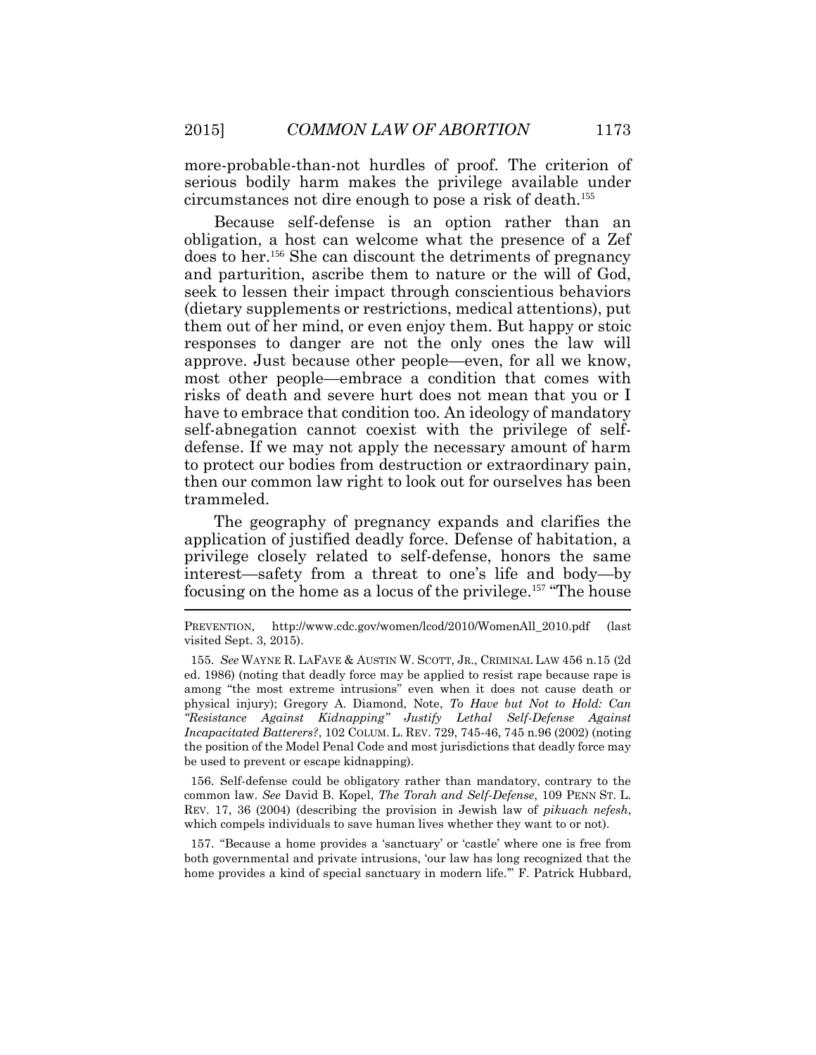more-probable-than-not hurdles of proof. The criterion of serious bodily harm makes the privilege available under circumstances not dire enough to pose a risk of death.[155]

Because self-defense is an option rather than an obligation, a host can welcome what the presence of a Zef does to her.[156] She can discount the detriments of pregnancy and parturition, ascribe them to nature or the will of God, seek to lessen their impact through conscientious behaviors (dietary supplements or restrictions, medical attentions), put them out of her mind, or even enjoy them. But happy or stoic responses to danger are not the only ones the law will approve. Just because other people—even, for all we know, most other people—embrace a condition that comes with risks of death and severe hurt does not mean that you or I have to embrace that condition too. An ideology of mandatory self-abnegation cannot coexist with the privilege of self-defense. If we may not apply the necessary amount of harm to protect our bodies from destruction or extraordinary pain, then our common law right to look out for ourselves has been trammeled.

The geography of pregnancy expands and clarifies the application of justified deadly force. Defense of habitation, a privilege closely related to self-defense, honors the same interest—safety from a threat to one's life and body—by focusing on the home as a locus of the privilege.[157] "The house

---

PREVENTION, http://www.cdc.gov/women/lcod/2010/WomenAll_2010.pdf (last visited Sept. 3, 2015).

155. *See* WAYNE R. LAFAVE & AUSTIN W. SCOTT, JR., CRIMINAL LAW 456 n.15 (2d ed. 1986) (noting that deadly force may be applied to resist rape because rape is among "the most extreme intrusions" even when it does not cause death or physical injury); Gregory A. Diamond, Note, *To Have but Not to Hold: Can "Resistance Against Kidnapping" Justify Lethal Self-Defense Against Incapacitated Batterers?*, 102 COLUM. L. REV. 729, 745-46, 745 n.96 (2002) (noting the position of the Model Penal Code and most jurisdictions that deadly force may be used to prevent or escape kidnapping).

156. Self-defense could be obligatory rather than mandatory, contrary to the common law. *See* David B. Kopel, *The Torah and Self-Defense*, 109 PENN ST. L. REV. 17, 36 (2004) (describing the provision in Jewish law of *pikuach nefesh*, which compels individuals to save human lives whether they want to or not).

157. "Because a home provides a 'sanctuary' or 'castle' where one is free from both governmental and private intrusions, 'our law has long recognized that the home provides a kind of special sanctuary in modern life.'" F. Patrick Hubbard,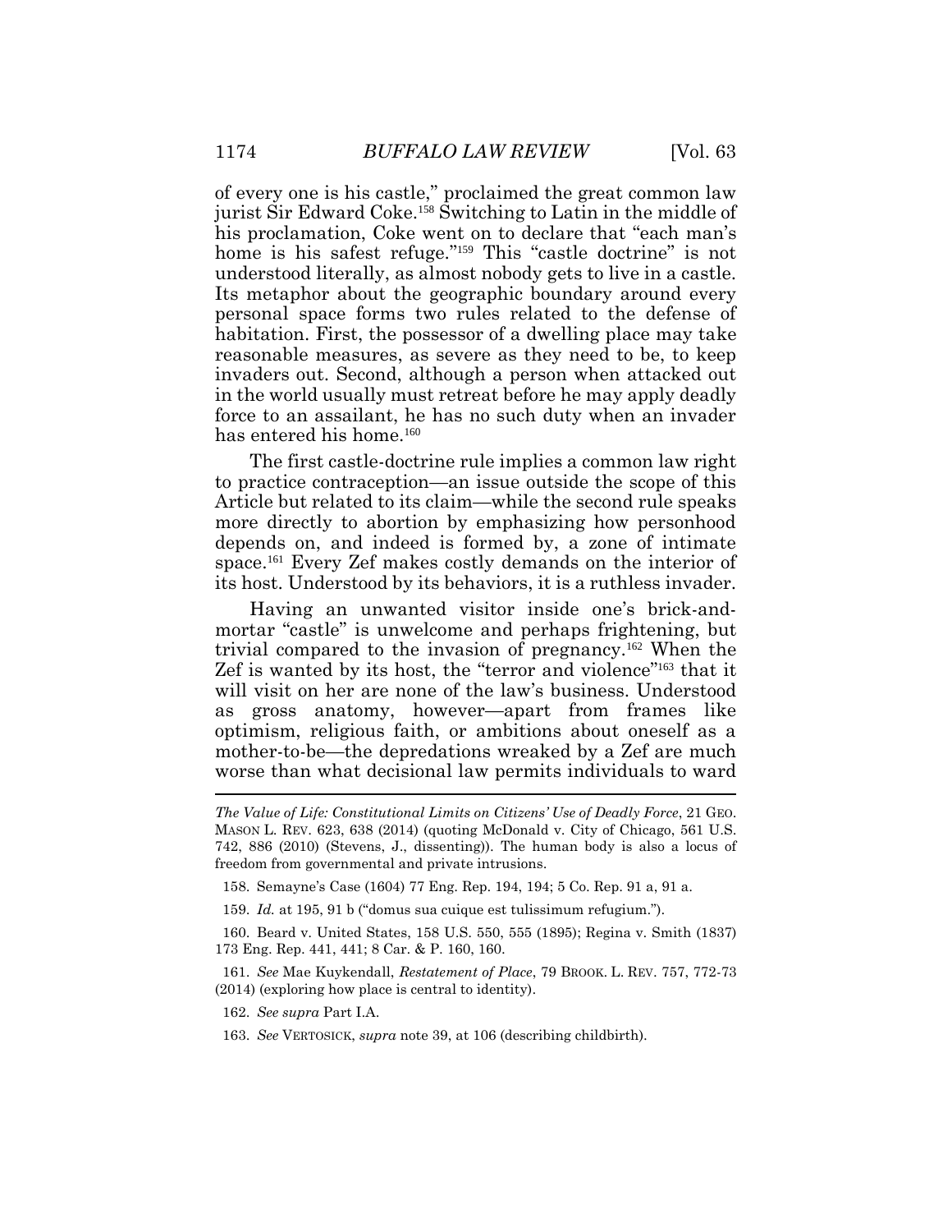of every one is his castle," proclaimed the great common law jurist Sir Edward Coke.[158] Switching to Latin in the middle of his proclamation, Coke went on to declare that "each man's home is his safest refuge."[159] This "castle doctrine" is not understood literally, as almost nobody gets to live in a castle. Its metaphor about the geographic boundary around every personal space forms two rules related to the defense of habitation. First, the possessor of a dwelling place may take reasonable measures, as severe as they need to be, to keep invaders out. Second, although a person when attacked out in the world usually must retreat before he may apply deadly force to an assailant, he has no such duty when an invader has entered his home.[160]

The first castle-doctrine rule implies a common law right to practice contraception—an issue outside the scope of this Article but related to its claim—while the second rule speaks more directly to abortion by emphasizing how personhood depends on, and indeed is formed by, a zone of intimate space.[161] Every Zef makes costly demands on the interior of its host. Understood by its behaviors, it is a ruthless invader.

Having an unwanted visitor inside one's brick-and-mortar "castle" is unwelcome and perhaps frightening, but trivial compared to the invasion of pregnancy.[162] When the Zef is wanted by its host, the "terror and violence"[163] that it will visit on her are none of the law's business. Understood as gross anatomy, however—apart from frames like optimism, religious faith, or ambitions about oneself as a mother-to-be—the depredations wreaked by a Zef are much worse than what decisional law permits individuals to ward

---

*The Value of Life: Constitutional Limits on Citizens' Use of Deadly Force*, 21 GEO. MASON L. REV. 623, 638 (2014) (quoting McDonald v. City of Chicago, 561 U.S. 742, 886 (2010) (Stevens, J., dissenting)). The human body is also a locus of freedom from governmental and private intrusions.

158. Semayne's Case (1604) 77 Eng. Rep. 194, 194; 5 Co. Rep. 91 a, 91 a.

159. *Id.* at 195, 91 b ("domus sua cuique est tulissimum refugium.").

160. Beard v. United States, 158 U.S. 550, 555 (1895); Regina v. Smith (1837) 173 Eng. Rep. 441, 441; 8 Car. & P. 160, 160.

161. *See* Mae Kuykendall, *Restatement of Place*, 79 BROOK. L. REV. 757, 772-73 (2014) (exploring how place is central to identity).

162. *See supra* Part I.A.

163. *See* VERTOSICK, *supra* note 39, at 106 (describing childbirth).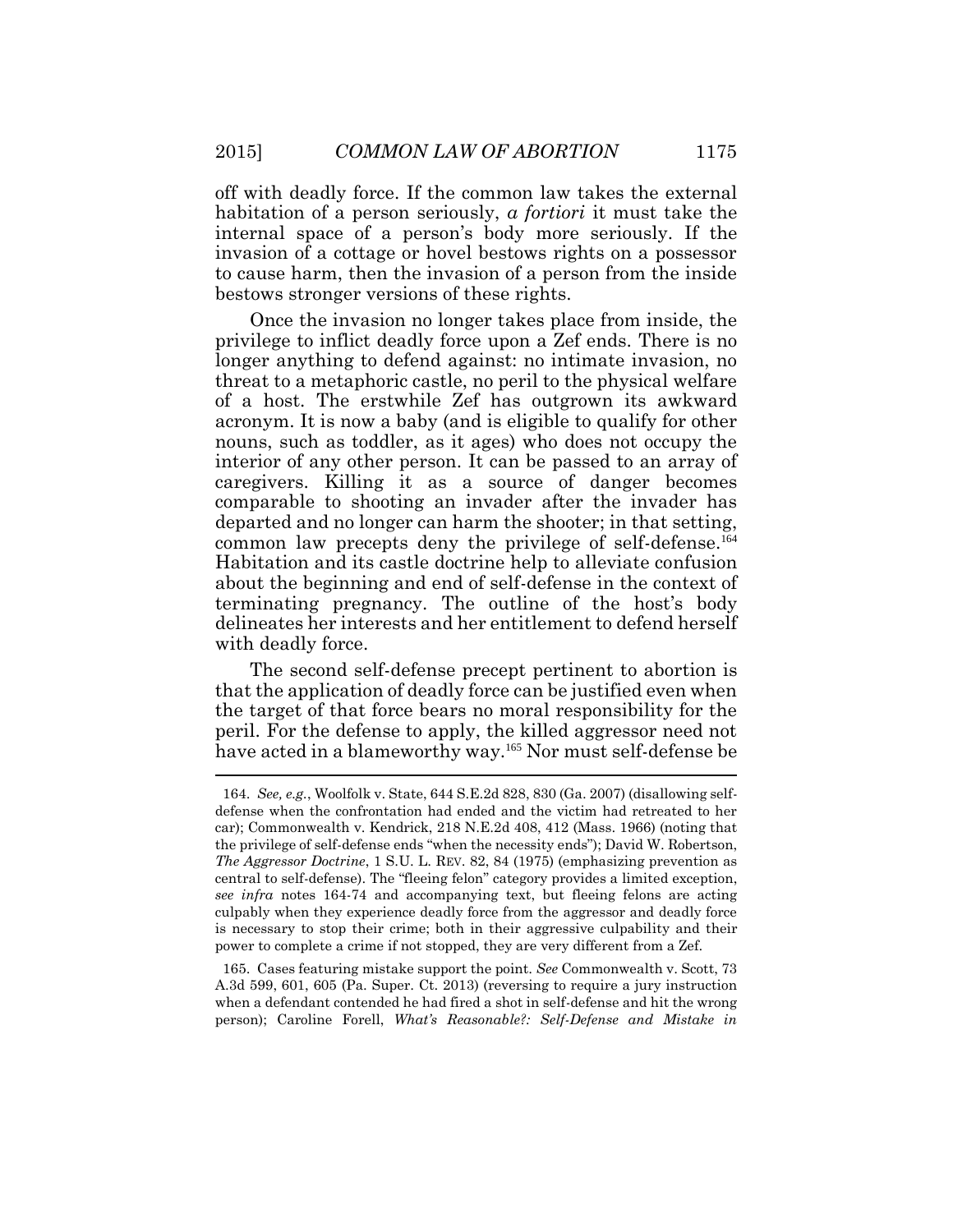off with deadly force. If the common law takes the external habitation of a person seriously, *a fortiori* it must take the internal space of a person's body more seriously. If the invasion of a cottage or hovel bestows rights on a possessor to cause harm, then the invasion of a person from the inside bestows stronger versions of these rights.

Once the invasion no longer takes place from inside, the privilege to inflict deadly force upon a Zef ends. There is no longer anything to defend against: no intimate invasion, no threat to a metaphoric castle, no peril to the physical welfare of a host. The erstwhile Zef has outgrown its awkward acronym. It is now a baby (and is eligible to qualify for other nouns, such as toddler, as it ages) who does not occupy the interior of any other person. It can be passed to an array of caregivers. Killing it as a source of danger becomes comparable to shooting an invader after the invader has departed and no longer can harm the shooter; in that setting, common law precepts deny the privilege of self-defense.[164] Habitation and its castle doctrine help to alleviate confusion about the beginning and end of self-defense in the context of terminating pregnancy. The outline of the host's body delineates her interests and her entitlement to defend herself with deadly force.

The second self-defense precept pertinent to abortion is that the application of deadly force can be justified even when the target of that force bears no moral responsibility for the peril. For the defense to apply, the killed aggressor need not have acted in a blameworthy way.[165] Nor must self-defense be

---

164. *See, e.g.*, Woolfolk v. State, 644 S.E.2d 828, 830 (Ga. 2007) (disallowing self-defense when the confrontation had ended and the victim had retreated to her car); Commonwealth v. Kendrick, 218 N.E.2d 408, 412 (Mass. 1966) (noting that the privilege of self-defense ends "when the necessity ends"); David W. Robertson, *The Aggressor Doctrine*, 1 S.U. L. REV. 82, 84 (1975) (emphasizing prevention as central to self-defense). The "fleeing felon" category provides a limited exception, *see infra* notes 164-74 and accompanying text, but fleeing felons are acting culpably when they experience deadly force from the aggressor and deadly force is necessary to stop their crime; both in their aggressive culpability and their power to complete a crime if not stopped, they are very different from a Zef.

165. Cases featuring mistake support the point. *See* Commonwealth v. Scott, 73 A.3d 599, 601, 605 (Pa. Super. Ct. 2013) (reversing to require a jury instruction when a defendant contended he had fired a shot in self-defense and hit the wrong person); Caroline Forell, *What's Reasonable?: Self-Defense and Mistake in*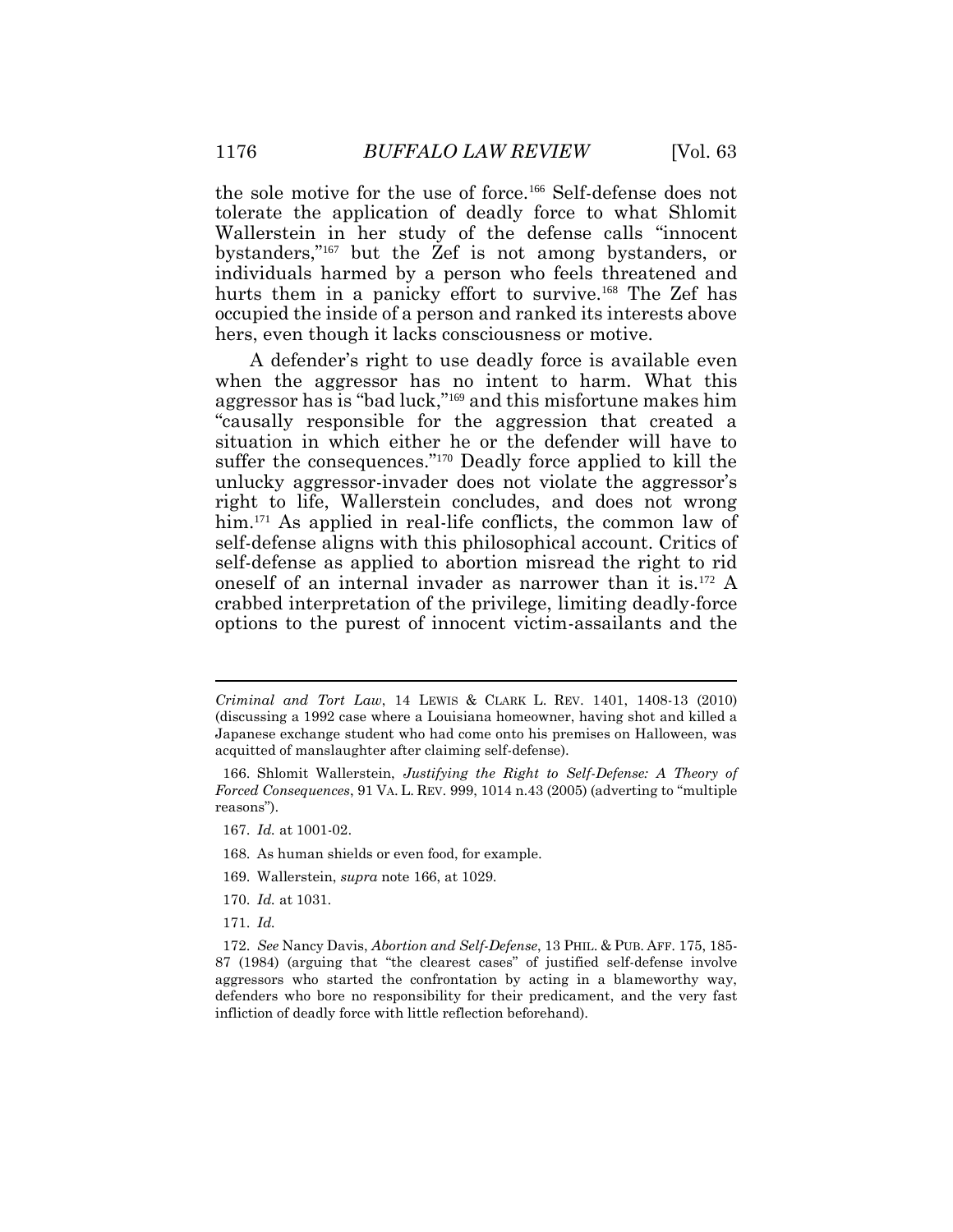the sole motive for the use of force.[166] Self-defense does not tolerate the application of deadly force to what Shlomit Wallerstein in her study of the defense calls "innocent bystanders,"[167] but the Zef is not among bystanders, or individuals harmed by a person who feels threatened and hurts them in a panicky effort to survive.[168] The Zef has occupied the inside of a person and ranked its interests above hers, even though it lacks consciousness or motive.

A defender's right to use deadly force is available even when the aggressor has no intent to harm. What this aggressor has is "bad luck,"[169] and this misfortune makes him "causally responsible for the aggression that created a situation in which either he or the defender will have to suffer the consequences."[170] Deadly force applied to kill the unlucky aggressor-invader does not violate the aggressor's right to life, Wallerstein concludes, and does not wrong him.[171] As applied in real-life conflicts, the common law of self-defense aligns with this philosophical account. Critics of self-defense as applied to abortion misread the right to rid oneself of an internal invader as narrower than it is.[172] A crabbed interpretation of the privilege, limiting deadly-force options to the purest of innocent victim-assailants and the

---

*Criminal and Tort Law*, 14 LEWIS & CLARK L. REV. 1401, 1408-13 (2010) (discussing a 1992 case where a Louisiana homeowner, having shot and killed a Japanese exchange student who had come onto his premises on Halloween, was acquitted of manslaughter after claiming self-defense).

166. Shlomit Wallerstein, *Justifying the Right to Self-Defense: A Theory of Forced Consequences*, 91 VA. L. REV. 999, 1014 n.43 (2005) (adverting to "multiple reasons").

167. *Id.* at 1001-02.

168. As human shields or even food, for example.

169. Wallerstein, *supra* note 166, at 1029.

170. *Id.* at 1031.

171. *Id.*

172. *See* Nancy Davis, *Abortion and Self-Defense*, 13 PHIL. & PUB. AFF. 175, 185-87 (1984) (arguing that "the clearest cases" of justified self-defense involve aggressors who started the confrontation by acting in a blameworthy way, defenders who bore no responsibility for their predicament, and the very fast infliction of deadly force with little reflection beforehand).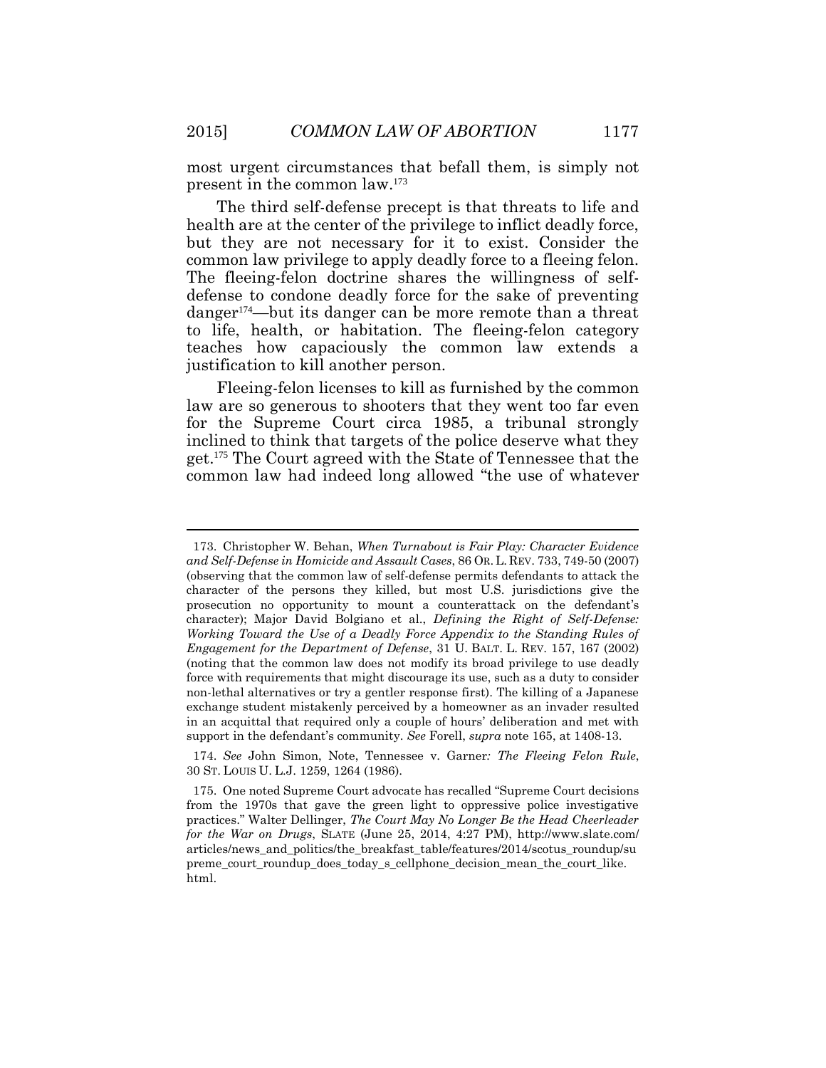most urgent circumstances that befall them, is simply not present in the common law.[173]

The third self-defense precept is that threats to life and health are at the center of the privilege to inflict deadly force, but they are not necessary for it to exist. Consider the common law privilege to apply deadly force to a fleeing felon. The fleeing-felon doctrine shares the willingness of self-defense to condone deadly force for the sake of preventing danger[174]—but its danger can be more remote than a threat to life, health, or habitation. The fleeing-felon category teaches how capaciously the common law extends a justification to kill another person.

Fleeing-felon licenses to kill as furnished by the common law are so generous to shooters that they went too far even for the Supreme Court circa 1985, a tribunal strongly inclined to think that targets of the police deserve what they get.[175] The Court agreed with the State of Tennessee that the common law had indeed long allowed "the use of whatever

---

173. Christopher W. Behan, *When Turnabout is Fair Play: Character Evidence and Self-Defense in Homicide and Assault Cases*, 86 OR. L. REV. 733, 749-50 (2007) (observing that the common law of self-defense permits defendants to attack the character of the persons they killed, but most U.S. jurisdictions give the prosecution no opportunity to mount a counterattack on the defendant's character); Major David Bolgiano et al., *Defining the Right of Self-Defense: Working Toward the Use of a Deadly Force Appendix to the Standing Rules of Engagement for the Department of Defense*, 31 U. BALT. L. REV. 157, 167 (2002) (noting that the common law does not modify its broad privilege to use deadly force with requirements that might discourage its use, such as a duty to consider non-lethal alternatives or try a gentler response first). The killing of a Japanese exchange student mistakenly perceived by a homeowner as an invader resulted in an acquittal that required only a couple of hours' deliberation and met with support in the defendant's community. *See* Forell, *supra* note 165, at 1408-13.

174. *See* John Simon, Note, *Tennessee v. Garner: The Fleeing Felon Rule*, 30 ST. LOUIS U. L.J. 1259, 1264 (1986).

175. One noted Supreme Court advocate has recalled "Supreme Court decisions from the 1970s that gave the green light to oppressive police investigative practices." Walter Dellinger, *The Court May No Longer Be the Head Cheerleader for the War on Drugs*, SLATE (June 25, 2014, 4:27 PM), http://www.slate.com/articles/news_and_politics/the_breakfast_table/features/2014/scotus_roundup/supreme_court_roundup_does_today_s_cellphone_decision_mean_the_court_like.html.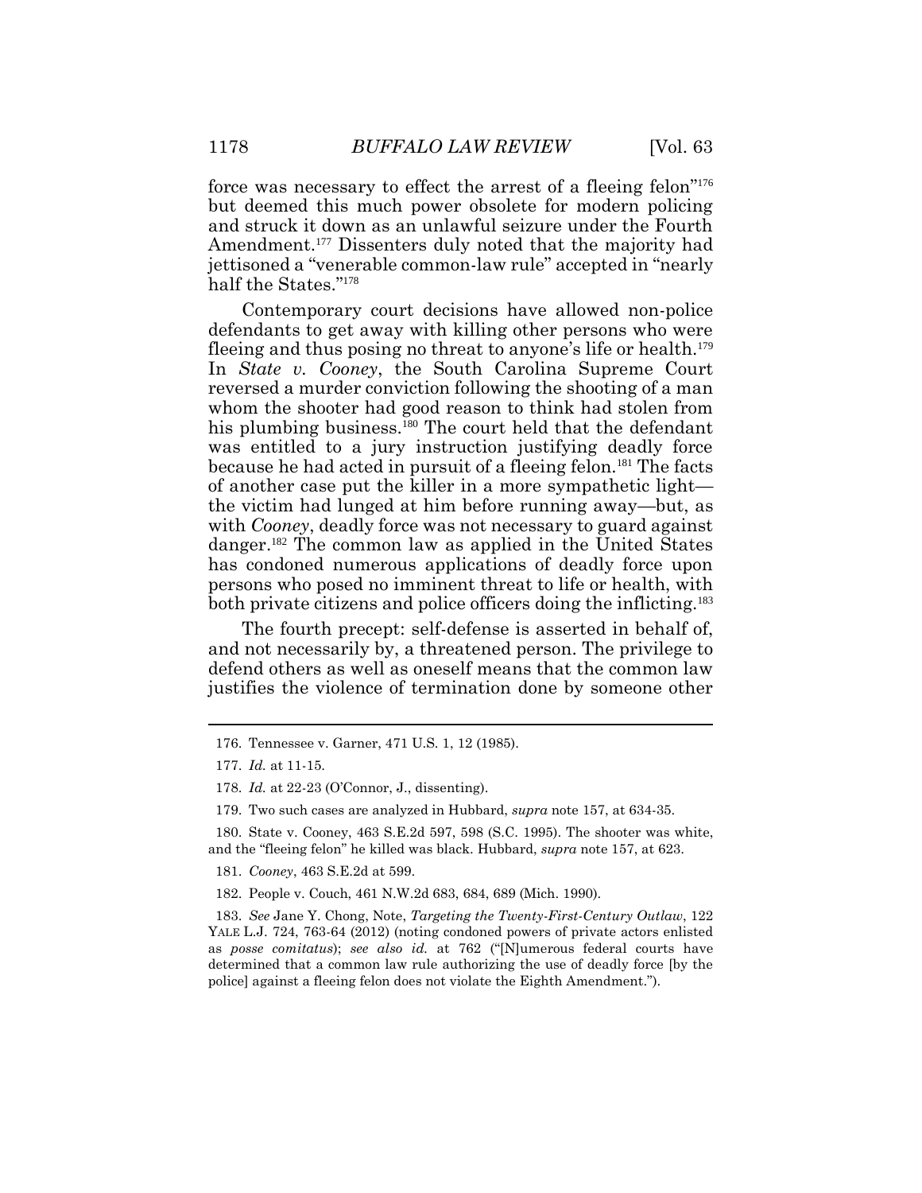force was necessary to effect the arrest of a fleeing felon"[176] but deemed this much power obsolete for modern policing and struck it down as an unlawful seizure under the Fourth Amendment.[177] Dissenters duly noted that the majority had jettisoned a "venerable common-law rule" accepted in "nearly half the States."[178]

Contemporary court decisions have allowed non-police defendants to get away with killing other persons who were fleeing and thus posing no threat to anyone's life or health.[179] In *State v. Cooney*, the South Carolina Supreme Court reversed a murder conviction following the shooting of a man whom the shooter had good reason to think had stolen from his plumbing business.[180] The court held that the defendant was entitled to a jury instruction justifying deadly force because he had acted in pursuit of a fleeing felon.[181] The facts of another case put the killer in a more sympathetic light—the victim had lunged at him before running away—but, as with *Cooney*, deadly force was not necessary to guard against danger.[182] The common law as applied in the United States has condoned numerous applications of deadly force upon persons who posed no imminent threat to life or health, with both private citizens and police officers doing the inflicting.[183]

The fourth precept: self-defense is asserted in behalf of, and not necessarily by, a threatened person. The privilege to defend others as well as oneself means that the common law justifies the violence of termination done by someone other

---

176. Tennessee v. Garner, 471 U.S. 1, 12 (1985).

177. *Id.* at 11-15.

178. *Id.* at 22-23 (O'Connor, J., dissenting).

179. Two such cases are analyzed in Hubbard, *supra* note 157, at 634-35.

180. State v. Cooney, 463 S.E.2d 597, 598 (S.C. 1995). The shooter was white, and the "fleeing felon" he killed was black. Hubbard, *supra* note 157, at 623.

181. *Cooney*, 463 S.E.2d at 599.

182. People v. Couch, 461 N.W.2d 683, 684, 689 (Mich. 1990).

183. *See* Jane Y. Chong, Note, *Targeting the Twenty-First-Century Outlaw*, 122 YALE L.J. 724, 763-64 (2012) (noting condoned powers of private actors enlisted as *posse comitatus*); *see also id.* at 762 ("[N]umerous federal courts have determined that a common law rule authorizing the use of deadly force [by the police] against a fleeing felon does not violate the Eighth Amendment.").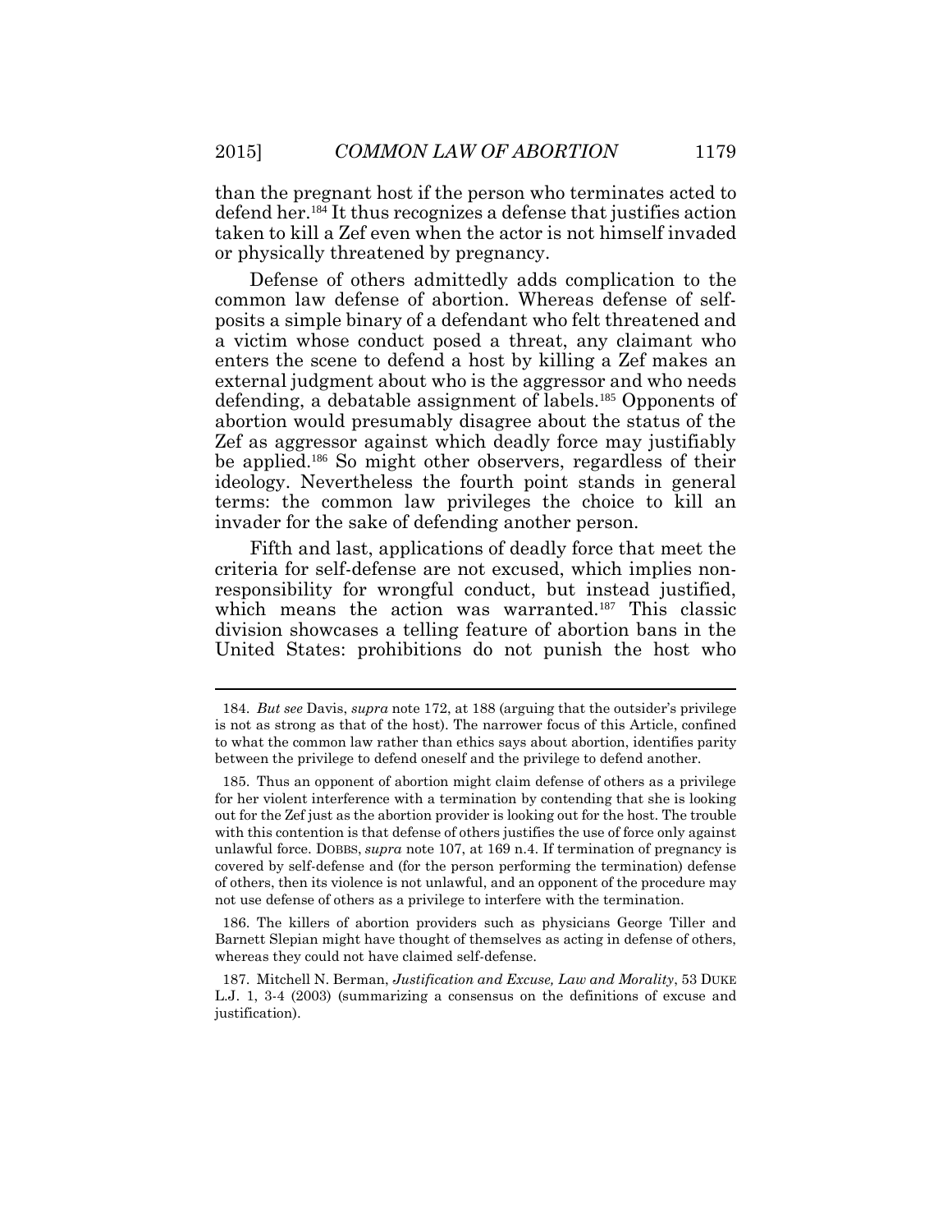than the pregnant host if the person who terminates acted to defend her.[184] It thus recognizes a defense that justifies action taken to kill a Zef even when the actor is not himself invaded or physically threatened by pregnancy.

Defense of others admittedly adds complication to the common law defense of abortion. Whereas defense of self-posits a simple binary of a defendant who felt threatened and a victim whose conduct posed a threat, any claimant who enters the scene to defend a host by killing a Zef makes an external judgment about who is the aggressor and who needs defending, a debatable assignment of labels.[185] Opponents of abortion would presumably disagree about the status of the Zef as aggressor against which deadly force may justifiably be applied.[186] So might other observers, regardless of their ideology. Nevertheless the fourth point stands in general terms: the common law privileges the choice to kill an invader for the sake of defending another person.

Fifth and last, applications of deadly force that meet the criteria for self-defense are not excused, which implies non-responsibility for wrongful conduct, but instead justified, which means the action was warranted.[187] This classic division showcases a telling feature of abortion bans in the United States: prohibitions do not punish the host who

---

184. *But see* Davis, *supra* note 172, at 188 (arguing that the outsider's privilege is not as strong as that of the host). The narrower focus of this Article, confined to what the common law rather than ethics says about abortion, identifies parity between the privilege to defend oneself and the privilege to defend another.

185. Thus an opponent of abortion might claim defense of others as a privilege for her violent interference with a termination by contending that she is looking out for the Zef just as the abortion provider is looking out for the host. The trouble with this contention is that defense of others justifies the use of force only against unlawful force. DOBBS, *supra* note 107, at 169 n.4. If termination of pregnancy is covered by self-defense and (for the person performing the termination) defense of others, then its violence is not unlawful, and an opponent of the procedure may not use defense of others as a privilege to interfere with the termination.

186. The killers of abortion providers such as physicians George Tiller and Barnett Slepian might have thought of themselves as acting in defense of others, whereas they could not have claimed self-defense.

187. Mitchell N. Berman, *Justification and Excuse, Law and Morality*, 53 DUKE L.J. 1, 3-4 (2003) (summarizing a consensus on the definitions of excuse and justification).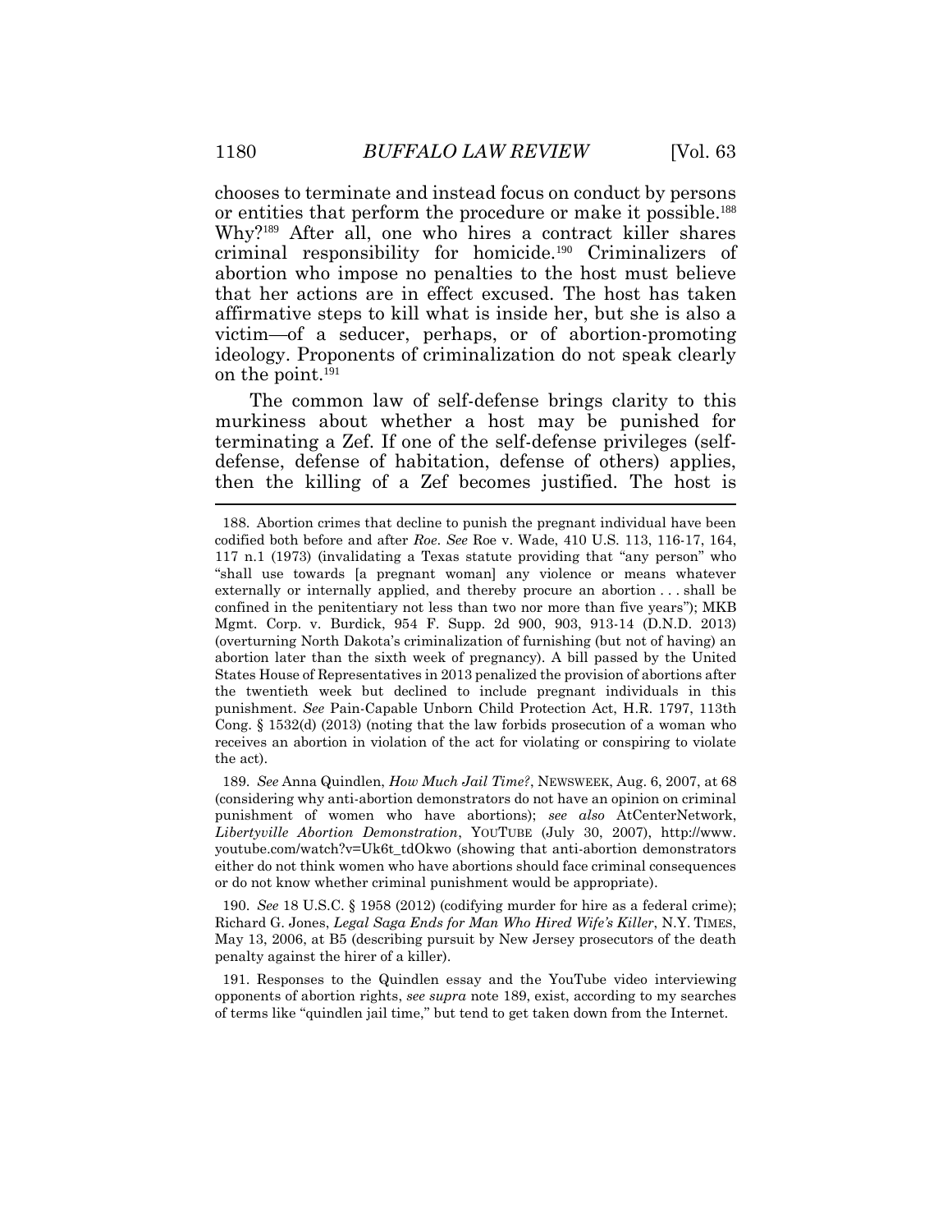chooses to terminate and instead focus on conduct by persons or entities that perform the procedure or make it possible.[188] Why?[189] After all, one who hires a contract killer shares criminal responsibility for homicide.[190] Criminalizers of abortion who impose no penalties to the host must believe that her actions are in effect excused. The host has taken affirmative steps to kill what is inside her, but she is also a victim—of a seducer, perhaps, or of abortion-promoting ideology. Proponents of criminalization do not speak clearly on the point.[191]

The common law of self-defense brings clarity to this murkiness about whether a host may be punished for terminating a Zef. If one of the self-defense privileges (self-defense, defense of habitation, defense of others) applies, then the killing of a Zef becomes justified. The host is

---

188. Abortion crimes that decline to punish the pregnant individual have been codified both before and after *Roe*. *See* Roe v. Wade, 410 U.S. 113, 116-17, 164, 117 n.1 (1973) (invalidating a Texas statute providing that "any person" who "shall use towards [a pregnant woman] any violence or means whatever externally or internally applied, and thereby procure an abortion . . . shall be confined in the penitentiary not less than two nor more than five years"); MKB Mgmt. Corp. v. Burdick, 954 F. Supp. 2d 900, 903, 913-14 (D.N.D. 2013) (overturning North Dakota's criminalization of furnishing (but not of having) an abortion later than the sixth week of pregnancy). A bill passed by the United States House of Representatives in 2013 penalized the provision of abortions after the twentieth week but declined to include pregnant individuals in this punishment. *See* Pain-Capable Unborn Child Protection Act, H.R. 1797, 113th Cong. § 1532(d) (2013) (noting that the law forbids prosecution of a woman who receives an abortion in violation of the act for violating or conspiring to violate the act).

189. *See* Anna Quindlen, *How Much Jail Time?*, NEWSWEEK, Aug. 6, 2007, at 68 (considering why anti-abortion demonstrators do not have an opinion on criminal punishment of women who have abortions); *see also* AtCenterNetwork, *Libertyville Abortion Demonstration*, YOUTUBE (July 30, 2007), http://www.youtube.com/watch?v=Uk6t_tdOkwo (showing that anti-abortion demonstrators either do not think women who have abortions should face criminal consequences or do not know whether criminal punishment would be appropriate).

190. *See* 18 U.S.C. § 1958 (2012) (codifying murder for hire as a federal crime); Richard G. Jones, *Legal Saga Ends for Man Who Hired Wife's Killer*, N.Y. TIMES, May 13, 2006, at B5 (describing pursuit by New Jersey prosecutors of the death penalty against the hirer of a killer).

191. Responses to the Quindlen essay and the YouTube video interviewing opponents of abortion rights, *see supra* note 189, exist, according to my searches of terms like "quindlen jail time," but tend to get taken down from the Internet.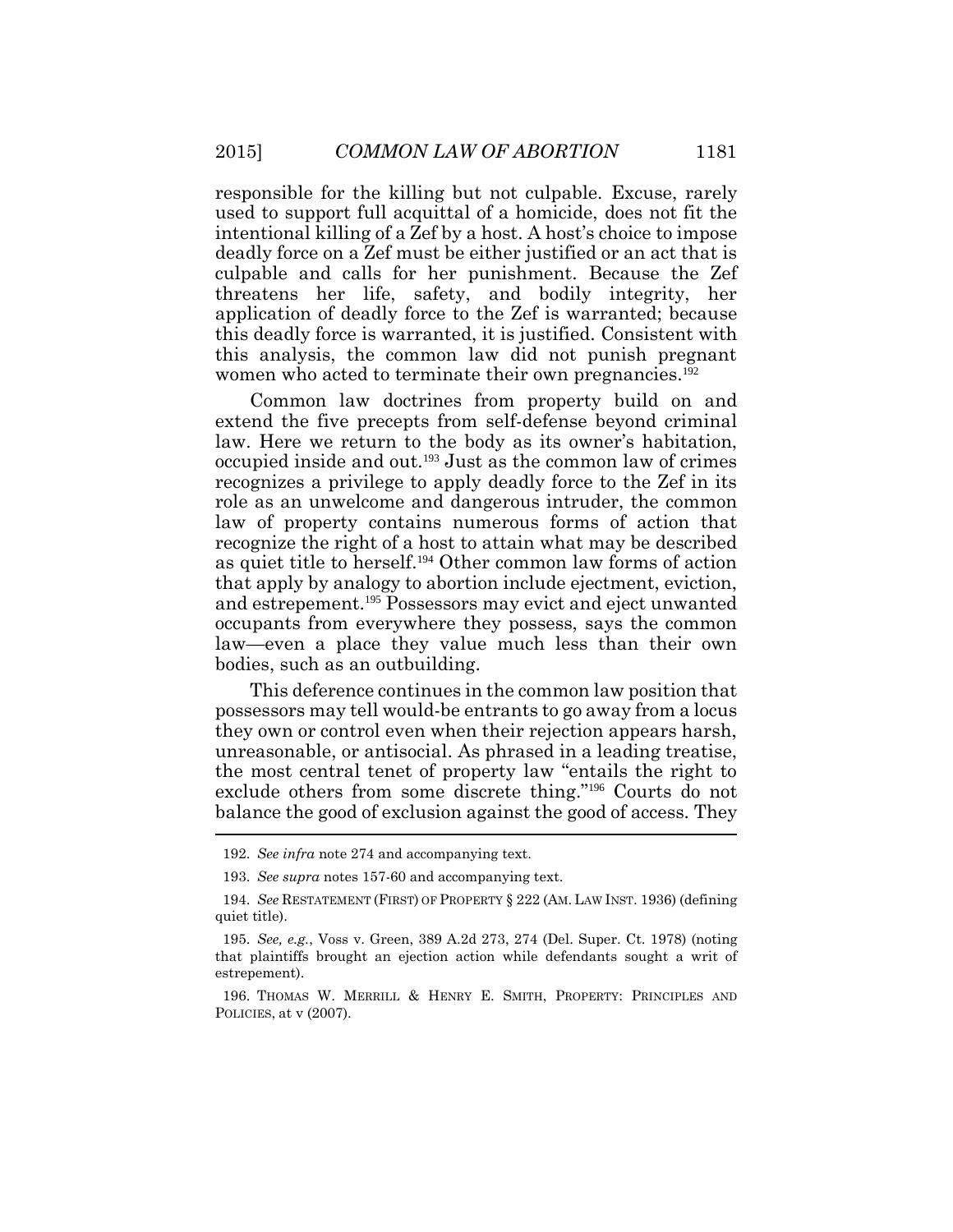responsible for the killing but not culpable. Excuse, rarely used to support full acquittal of a homicide, does not fit the intentional killing of a Zef by a host. A host's choice to impose deadly force on a Zef must be either justified or an act that is culpable and calls for her punishment. Because the Zef threatens her life, safety, and bodily integrity, her application of deadly force to the Zef is warranted; because this deadly force is warranted, it is justified. Consistent with this analysis, the common law did not punish pregnant women who acted to terminate their own pregnancies.[192]

Common law doctrines from property build on and extend the five precepts from self-defense beyond criminal law. Here we return to the body as its owner's habitation, occupied inside and out.[193] Just as the common law of crimes recognizes a privilege to apply deadly force to the Zef in its role as an unwelcome and dangerous intruder, the common law of property contains numerous forms of action that recognize the right of a host to attain what may be described as quiet title to herself.[194] Other common law forms of action that apply by analogy to abortion include ejectment, eviction, and estrepement.[195] Possessors may evict and eject unwanted occupants from everywhere they possess, says the common law—even a place they value much less than their own bodies, such as an outbuilding.

This deference continues in the common law position that possessors may tell would-be entrants to go away from a locus they own or control even when their rejection appears harsh, unreasonable, or antisocial. As phrased in a leading treatise, the most central tenet of property law "entails the right to exclude others from some discrete thing."[196] Courts do not balance the good of exclusion against the good of access. They

---

192. *See infra* note 274 and accompanying text.

193. *See supra* notes 157-60 and accompanying text.

194. *See* RESTATEMENT (FIRST) OF PROPERTY § 222 (AM. LAW INST. 1936) (defining quiet title).

195. *See, e.g.*, Voss v. Green, 389 A.2d 273, 274 (Del. Super. Ct. 1978) (noting that plaintiffs brought an ejection action while defendants sought a writ of estrepement).

196. THOMAS W. MERRILL & HENRY E. SMITH, PROPERTY: PRINCIPLES AND POLICIES, at v (2007).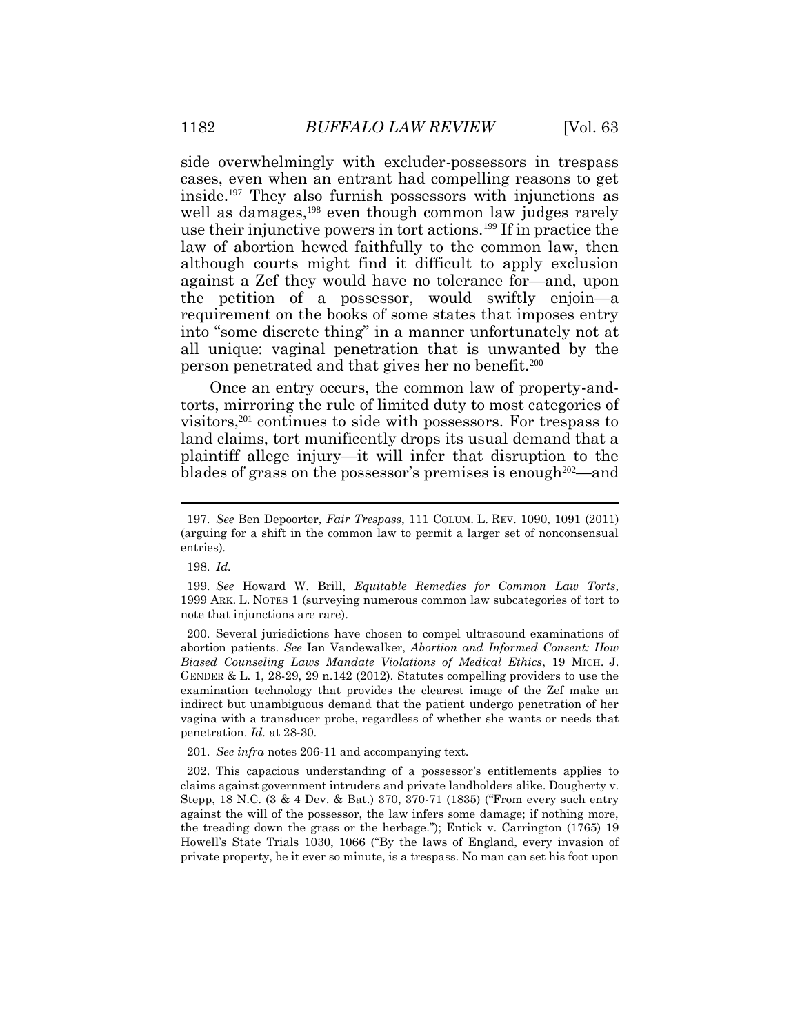side overwhelmingly with excluder-possessors in trespass cases, even when an entrant had compelling reasons to get inside.[197] They also furnish possessors with injunctions as well as damages,[198] even though common law judges rarely use their injunctive powers in tort actions.[199] If in practice the law of abortion hewed faithfully to the common law, then although courts might find it difficult to apply exclusion against a Zef they would have no tolerance for—and, upon the petition of a possessor, would swiftly enjoin—a requirement on the books of some states that imposes entry into "some discrete thing" in a manner unfortunately not at all unique: vaginal penetration that is unwanted by the person penetrated and that gives her no benefit.[200]

Once an entry occurs, the common law of property-and-torts, mirroring the rule of limited duty to most categories of visitors,[201] continues to side with possessors. For trespass to land claims, tort munificently drops its usual demand that a plaintiff allege injury—it will infer that disruption to the blades of grass on the possessor's premises is enough[202]—and

---

197. *See* Ben Depoorter, *Fair Trespass*, 111 COLUM. L. REV. 1090, 1091 (2011) (arguing for a shift in the common law to permit a larger set of nonconsensual entries).

198. *Id.*

199. *See* Howard W. Brill, *Equitable Remedies for Common Law Torts*, 1999 ARK. L. NOTES 1 (surveying numerous common law subcategories of tort to note that injunctions are rare).

200. Several jurisdictions have chosen to compel ultrasound examinations of abortion patients. *See* Ian Vandewalker, *Abortion and Informed Consent: How Biased Counseling Laws Mandate Violations of Medical Ethics*, 19 MICH. J. GENDER & L. 1, 28-29, 29 n.142 (2012). Statutes compelling providers to use the examination technology that provides the clearest image of the Zef make an indirect but unambiguous demand that the patient undergo penetration of her vagina with a transducer probe, regardless of whether she wants or needs that penetration. *Id.* at 28-30.

201. *See infra* notes 206-11 and accompanying text.

202. This capacious understanding of a possessor's entitlements applies to claims against government intruders and private landholders alike. Dougherty v. Stepp, 18 N.C. (3 & 4 Dev. & Bat.) 370, 370-71 (1835) ("From every such entry against the will of the possessor, the law infers some damage; if nothing more, the treading down the grass or the herbage."); Entick v. Carrington (1765) 19 Howell's State Trials 1030, 1066 ("By the laws of England, every invasion of private property, be it ever so minute, is a trespass. No man can set his foot upon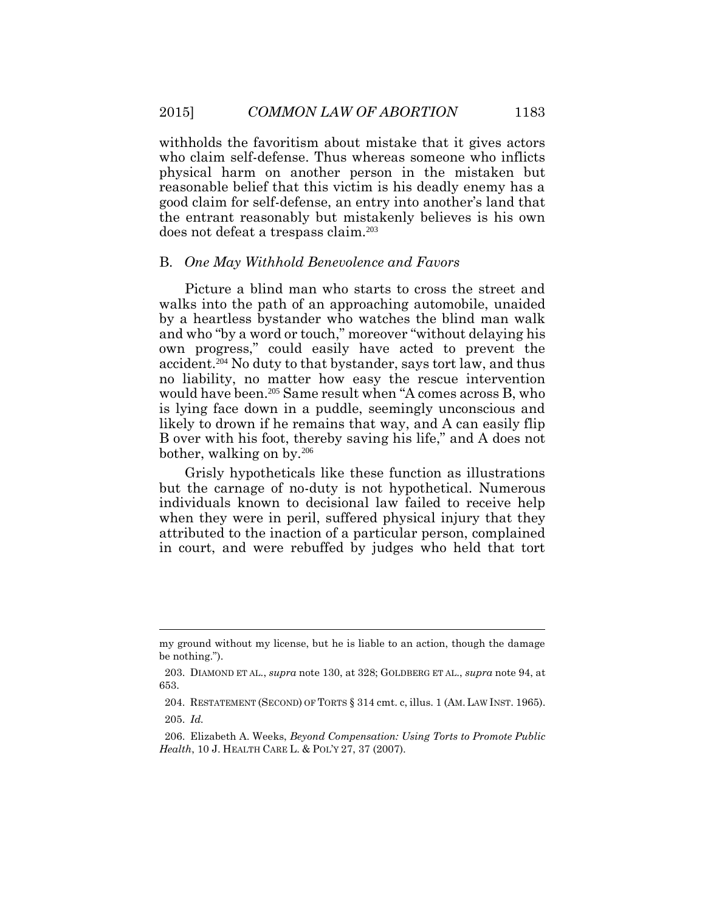withholds the favoritism about mistake that it gives actors who claim self-defense. Thus whereas someone who inflicts physical harm on another person in the mistaken but reasonable belief that this victim is his deadly enemy has a good claim for self-defense, an entry into another's land that the entrant reasonably but mistakenly believes is his own does not defeat a trespass claim.[203]

## B. *One May Withhold Benevolence and Favors*

Picture a blind man who starts to cross the street and walks into the path of an approaching automobile, unaided by a heartless bystander who watches the blind man walk and who "by a word or touch," moreover "without delaying his own progress," could easily have acted to prevent the accident.[204] No duty to that bystander, says tort law, and thus no liability, no matter how easy the rescue intervention would have been.[205] Same result when "A comes across B, who is lying face down in a puddle, seemingly unconscious and likely to drown if he remains that way, and A can easily flip B over with his foot, thereby saving his life," and A does not bother, walking on by.[206]

Grisly hypotheticals like these function as illustrations but the carnage of no-duty is not hypothetical. Numerous individuals known to decisional law failed to receive help when they were in peril, suffered physical injury that they attributed to the inaction of a particular person, complained in court, and were rebuffed by judges who held that tort

---

my ground without my license, but he is liable to an action, though the damage be nothing.").

203. DIAMOND ET AL., *supra* note 130, at 328; GOLDBERG ET AL., *supra* note 94, at 653.

204. RESTATEMENT (SECOND) OF TORTS § 314 cmt. c, illus. 1 (AM. LAW INST. 1965).

205. *Id.*

206. Elizabeth A. Weeks, *Beyond Compensation: Using Torts to Promote Public Health*, 10 J. HEALTH CARE L. & POL'Y 27, 37 (2007).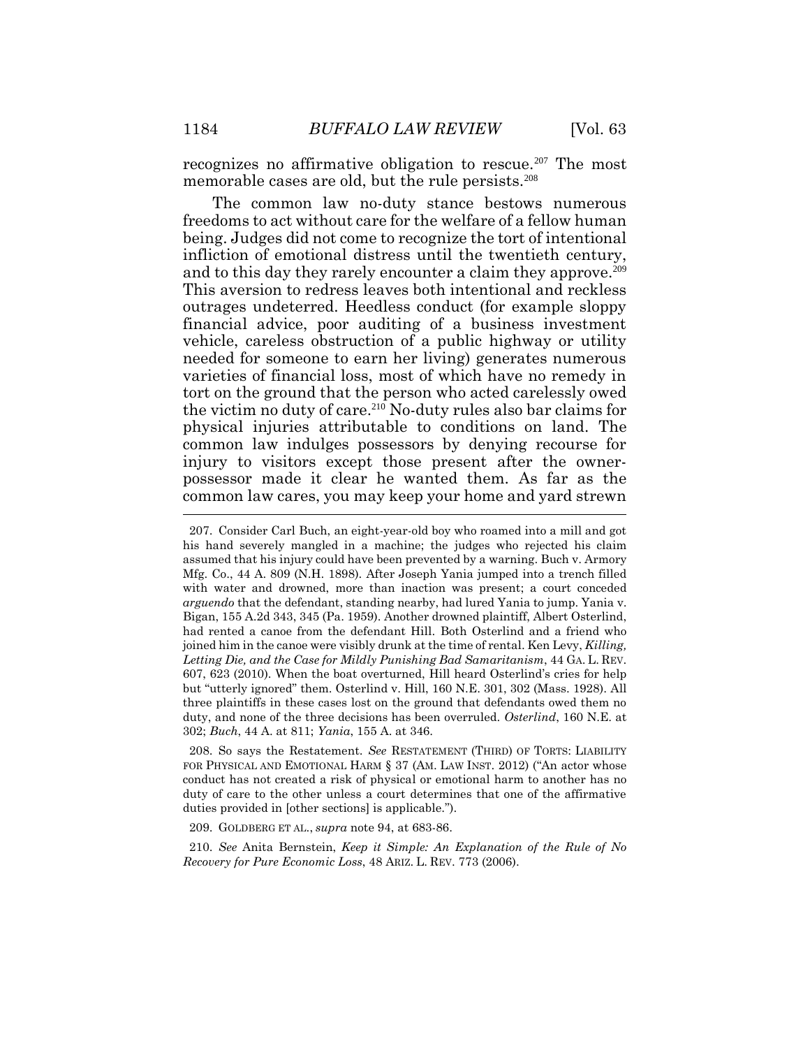recognizes no affirmative obligation to rescue.[207] The most memorable cases are old, but the rule persists.[208]

The common law no-duty stance bestows numerous freedoms to act without care for the welfare of a fellow human being. Judges did not come to recognize the tort of intentional infliction of emotional distress until the twentieth century, and to this day they rarely encounter a claim they approve.[209] This aversion to redress leaves both intentional and reckless outrages undeterred. Heedless conduct (for example sloppy financial advice, poor auditing of a business investment vehicle, careless obstruction of a public highway or utility needed for someone to earn her living) generates numerous varieties of financial loss, most of which have no remedy in tort on the ground that the person who acted carelessly owed the victim no duty of care.[210] No-duty rules also bar claims for physical injuries attributable to conditions on land. The common law indulges possessors by denying recourse for injury to visitors except those present after the owner-possessor made it clear he wanted them. As far as the common law cares, you may keep your home and yard strewn

---

207. Consider Carl Buch, an eight-year-old boy who roamed into a mill and got his hand severely mangled in a machine; the judges who rejected his claim assumed that his injury could have been prevented by a warning. Buch v. Armory Mfg. Co., 44 A. 809 (N.H. 1898). After Joseph Yania jumped into a trench filled with water and drowned, more than inaction was present; a court conceded *arguendo* that the defendant, standing nearby, had lured Yania to jump. Yania v. Bigan, 155 A.2d 343, 345 (Pa. 1959). Another drowned plaintiff, Albert Osterlind, had rented a canoe from the defendant Hill. Both Osterlind and a friend who joined him in the canoe were visibly drunk at the time of rental. Ken Levy, *Killing, Letting Die, and the Case for Mildly Punishing Bad Samaritanism*, 44 GA. L. REV. 607, 623 (2010). When the boat overturned, Hill heard Osterlind's cries for help but "utterly ignored" them. Osterlind v. Hill, 160 N.E. 301, 302 (Mass. 1928). All three plaintiffs in these cases lost on the ground that defendants owed them no duty, and none of the three decisions has been overruled. *Osterlind*, 160 N.E. at 302; *Buch*, 44 A. at 811; *Yania*, 155 A. at 346.

208. So says the Restatement. *See* RESTATEMENT (THIRD) OF TORTS: LIABILITY FOR PHYSICAL AND EMOTIONAL HARM § 37 (AM. LAW INST. 2012) ("An actor whose conduct has not created a risk of physical or emotional harm to another has no duty of care to the other unless a court determines that one of the affirmative duties provided in [other sections] is applicable.").

209. GOLDBERG ET AL., *supra* note 94, at 683-86.

210. *See* Anita Bernstein, *Keep it Simple: An Explanation of the Rule of No Recovery for Pure Economic Loss*, 48 ARIZ. L. REV. 773 (2006).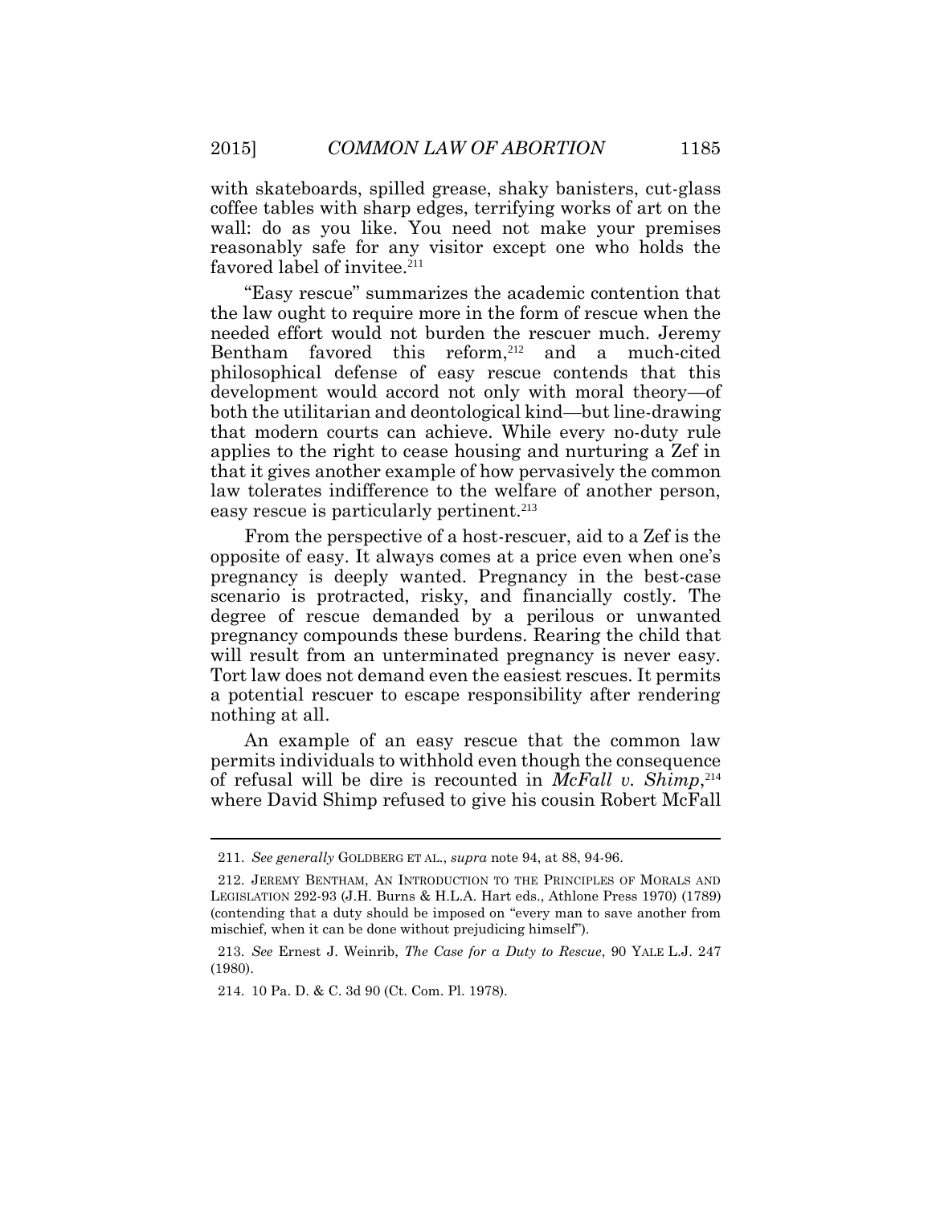with skateboards, spilled grease, shaky banisters, cut-glass coffee tables with sharp edges, terrifying works of art on the wall: do as you like. You need not make your premises reasonably safe for any visitor except one who holds the favored label of invitee.[211]

"Easy rescue" summarizes the academic contention that the law ought to require more in the form of rescue when the needed effort would not burden the rescuer much. Jeremy Bentham favored this reform,[212] and a much-cited philosophical defense of easy rescue contends that this development would accord not only with moral theory—of both the utilitarian and deontological kind—but line-drawing that modern courts can achieve. While every no-duty rule applies to the right to cease housing and nurturing a Zef in that it gives another example of how pervasively the common law tolerates indifference to the welfare of another person, easy rescue is particularly pertinent.[213]

From the perspective of a host-rescuer, aid to a Zef is the opposite of easy. It always comes at a price even when one's pregnancy is deeply wanted. Pregnancy in the best-case scenario is protracted, risky, and financially costly. The degree of rescue demanded by a perilous or unwanted pregnancy compounds these burdens. Rearing the child that will result from an unterminated pregnancy is never easy. Tort law does not demand even the easiest rescues. It permits a potential rescuer to escape responsibility after rendering nothing at all.

An example of an easy rescue that the common law permits individuals to withhold even though the consequence of refusal will be dire is recounted in *McFall v. Shimp*,[214] where David Shimp refused to give his cousin Robert McFall

---

211. *See generally* GOLDBERG ET AL., *supra* note 94, at 88, 94-96.

212. JEREMY BENTHAM, AN INTRODUCTION TO THE PRINCIPLES OF MORALS AND LEGISLATION 292-93 (J.H. Burns & H.L.A. Hart eds., Athlone Press 1970) (1789) (contending that a duty should be imposed on "every man to save another from mischief, when it can be done without prejudicing himself").

213. *See* Ernest J. Weinrib, *The Case for a Duty to Rescue*, 90 YALE L.J. 247 (1980).

214. 10 Pa. D. & C. 3d 90 (Ct. Com. Pl. 1978).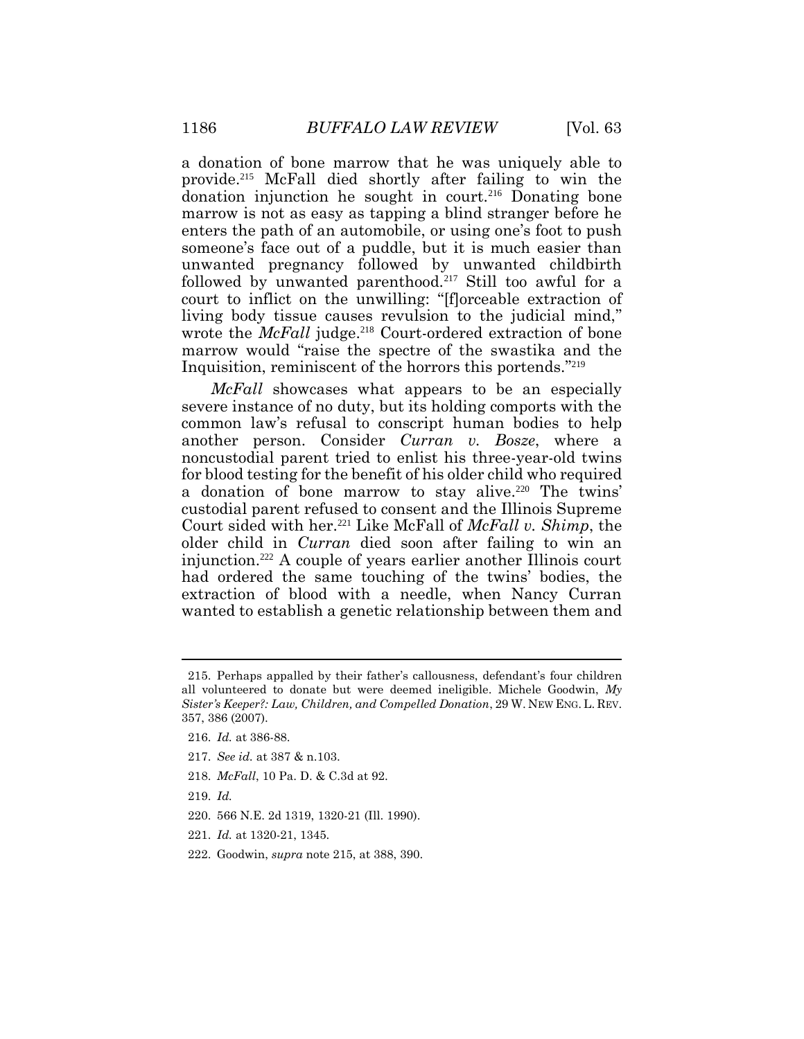a donation of bone marrow that he was uniquely able to provide.[215] McFall died shortly after failing to win the donation injunction he sought in court.[216] Donating bone marrow is not as easy as tapping a blind stranger before he enters the path of an automobile, or using one's foot to push someone's face out of a puddle, but it is much easier than unwanted pregnancy followed by unwanted childbirth followed by unwanted parenthood.[217] Still too awful for a court to inflict on the unwilling: "[f]orceable extraction of living body tissue causes revulsion to the judicial mind," wrote the *McFall* judge.[218] Court-ordered extraction of bone marrow would "raise the spectre of the swastika and the Inquisition, reminiscent of the horrors this portends."[219]

*McFall* showcases what appears to be an especially severe instance of no duty, but its holding comports with the common law's refusal to conscript human bodies to help another person. Consider *Curran v. Bosze*, where a noncustodial parent tried to enlist his three-year-old twins for blood testing for the benefit of his older child who required a donation of bone marrow to stay alive.[220] The twins' custodial parent refused to consent and the Illinois Supreme Court sided with her.[221] Like McFall of *McFall v. Shimp*, the older child in *Curran* died soon after failing to win an injunction.[222] A couple of years earlier another Illinois court had ordered the same touching of the twins' bodies, the extraction of blood with a needle, when Nancy Curran wanted to establish a genetic relationship between them and

---

215. Perhaps appalled by their father's callousness, defendant's four children all volunteered to donate but were deemed ineligible. Michele Goodwin, *My Sister's Keeper?: Law, Children, and Compelled Donation*, 29 W. NEW ENG. L. REV. 357, 386 (2007).

216. *Id.* at 386-88.

217. *See id.* at 387 & n.103.

218. *McFall*, 10 Pa. D. & C.3d at 92.

219. *Id.*

220. 566 N.E. 2d 1319, 1320-21 (Ill. 1990).

221. *Id.* at 1320-21, 1345.

222. Goodwin, *supra* note 215, at 388, 390.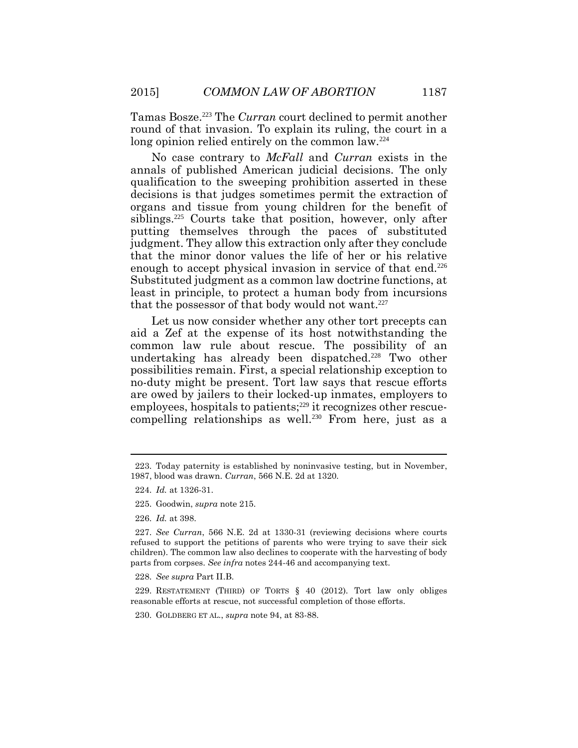Tamas Bosze.[223] The *Curran* court declined to permit another round of that invasion. To explain its ruling, the court in a long opinion relied entirely on the common law.[224]

No case contrary to *McFall* and *Curran* exists in the annals of published American judicial decisions. The only qualification to the sweeping prohibition asserted in these decisions is that judges sometimes permit the extraction of organs and tissue from young children for the benefit of siblings.[225] Courts take that position, however, only after putting themselves through the paces of substituted judgment. They allow this extraction only after they conclude that the minor donor values the life of her or his relative enough to accept physical invasion in service of that end.[226] Substituted judgment as a common law doctrine functions, at least in principle, to protect a human body from incursions that the possessor of that body would not want.[227]

Let us now consider whether any other tort precepts can aid a Zef at the expense of its host notwithstanding the common law rule about rescue. The possibility of an undertaking has already been dispatched.[228] Two other possibilities remain. First, a special relationship exception to no-duty might be present. Tort law says that rescue efforts are owed by jailers to their locked-up inmates, employers to employees, hospitals to patients;[229] it recognizes other rescue-compelling relationships as well.[230] From here, just as a

---

223. Today paternity is established by noninvasive testing, but in November, 1987, blood was drawn. *Curran*, 566 N.E. 2d at 1320.

224. *Id.* at 1326-31.

225. Goodwin, *supra* note 215.

226. *Id.* at 398.

227. *See Curran*, 566 N.E. 2d at 1330-31 (reviewing decisions where courts refused to support the petitions of parents who were trying to save their sick children). The common law also declines to cooperate with the harvesting of body parts from corpses. *See infra* notes 244-46 and accompanying text.

228. *See supra* Part II.B.

229. RESTATEMENT (THIRD) OF TORTS § 40 (2012). Tort law only obliges reasonable efforts at rescue, not successful completion of those efforts.

230. GOLDBERG ET AL., *supra* note 94, at 83-88.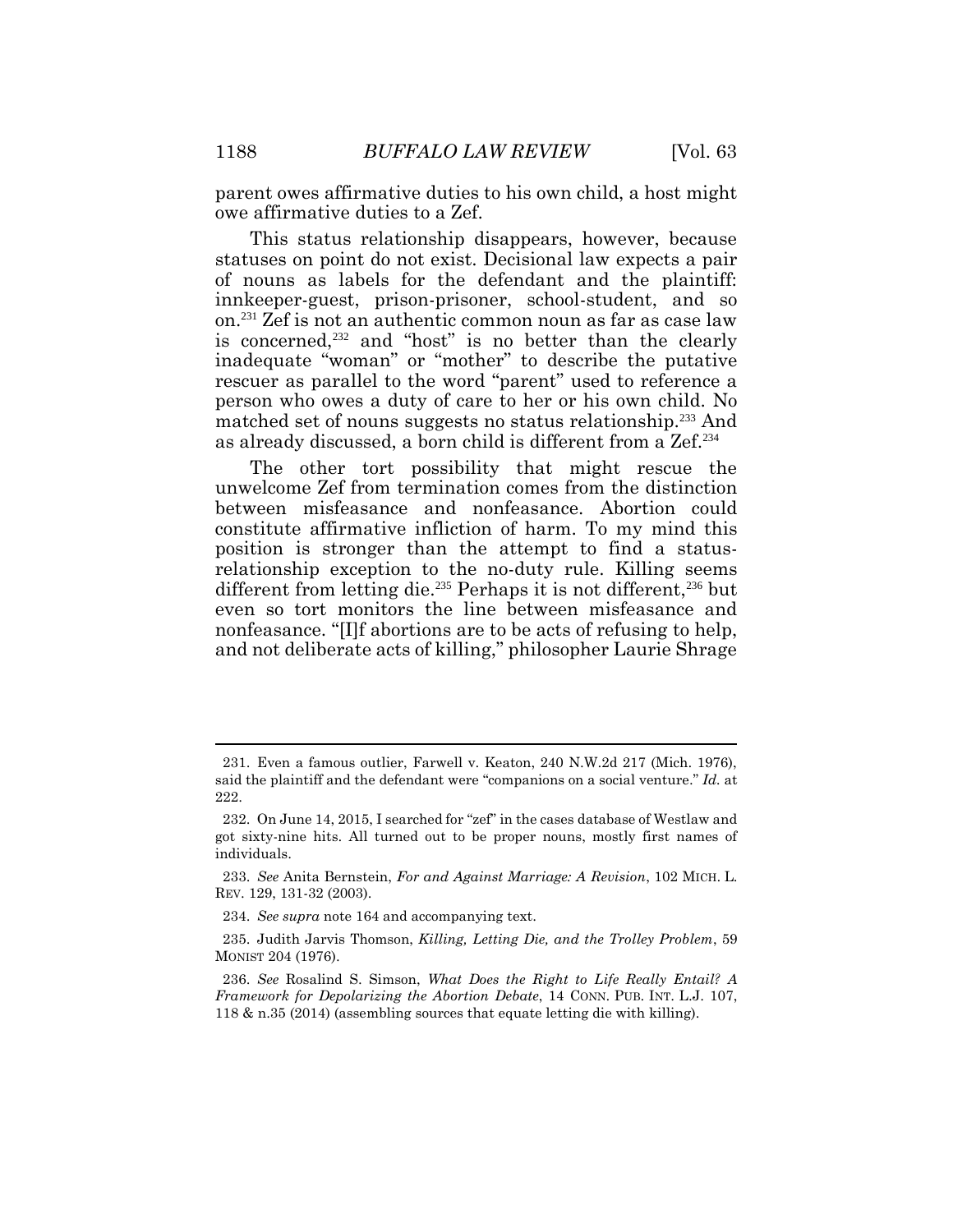parent owes affirmative duties to his own child, a host might owe affirmative duties to a Zef.

This status relationship disappears, however, because statuses on point do not exist. Decisional law expects a pair of nouns as labels for the defendant and the plaintiff: innkeeper-guest, prison-prisoner, school-student, and so on.[231] Zef is not an authentic common noun as far as case law is concerned,[232] and "host" is no better than the clearly inadequate "woman" or "mother" to describe the putative rescuer as parallel to the word "parent" used to reference a person who owes a duty of care to her or his own child. No matched set of nouns suggests no status relationship.[233] And as already discussed, a born child is different from a Zef.[234]

The other tort possibility that might rescue the unwelcome Zef from termination comes from the distinction between misfeasance and nonfeasance. Abortion could constitute affirmative infliction of harm. To my mind this position is stronger than the attempt to find a status-relationship exception to the no-duty rule. Killing seems different from letting die.[235] Perhaps it is not different,[236] but even so tort monitors the line between misfeasance and nonfeasance. "[I]f abortions are to be acts of refusing to help, and not deliberate acts of killing," philosopher Laurie Shrage

---

231. Even a famous outlier, Farwell v. Keaton, 240 N.W.2d 217 (Mich. 1976), said the plaintiff and the defendant were "companions on a social venture." *Id.* at 222.

232. On June 14, 2015, I searched for "zef" in the cases database of Westlaw and got sixty-nine hits. All turned out to be proper nouns, mostly first names of individuals.

233. *See* Anita Bernstein, *For and Against Marriage: A Revision*, 102 MICH. L. REV. 129, 131-32 (2003).

234. *See supra* note 164 and accompanying text.

235. Judith Jarvis Thomson, *Killing, Letting Die, and the Trolley Problem*, 59 MONIST 204 (1976).

236. *See* Rosalind S. Simson, *What Does the Right to Life Really Entail? A Framework for Depolarizing the Abortion Debate*, 14 CONN. PUB. INT. L.J. 107, 118 & n.35 (2014) (assembling sources that equate letting die with killing).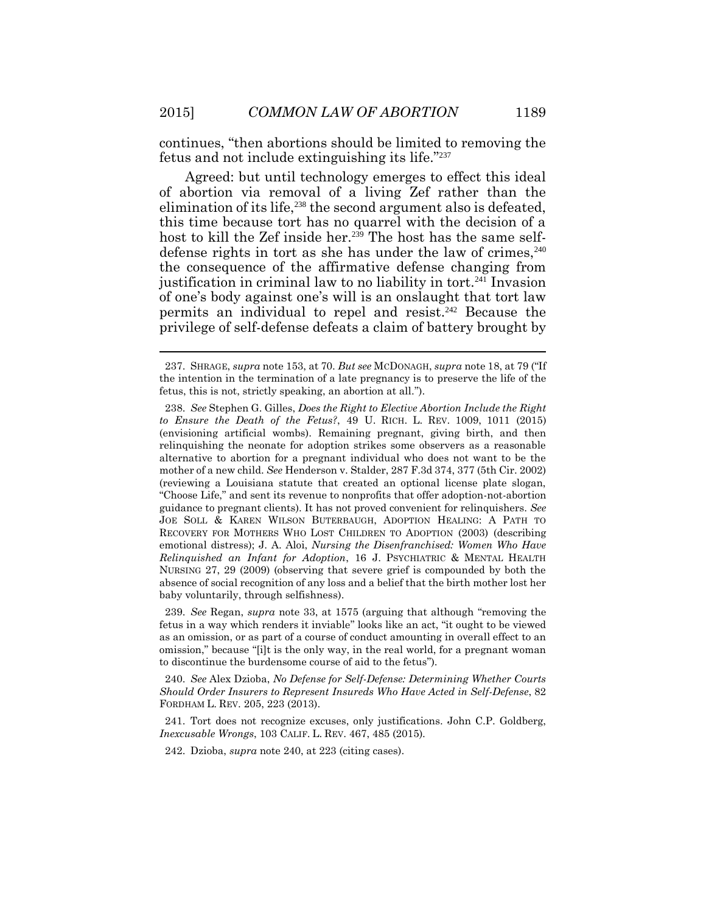continues, "then abortions should be limited to removing the fetus and not include extinguishing its life."[237]

Agreed: but until technology emerges to effect this ideal of abortion via removal of a living Zef rather than the elimination of its life,[238] the second argument also is defeated, this time because tort has no quarrel with the decision of a host to kill the Zef inside her.[239] The host has the same self-defense rights in tort as she has under the law of crimes,[240] the consequence of the affirmative defense changing from justification in criminal law to no liability in tort.[241] Invasion of one's body against one's will is an onslaught that tort law permits an individual to repel and resist.[242] Because the privilege of self-defense defeats a claim of battery brought by

---

237. SHRAGE, *supra* note 153, at 70. *But see* MCDONAGH, *supra* note 18, at 79 ("If the intention in the termination of a late pregnancy is to preserve the life of the fetus, this is not, strictly speaking, an abortion at all.").

238. *See* Stephen G. Gilles, *Does the Right to Elective Abortion Include the Right to Ensure the Death of the Fetus?*, 49 U. RICH. L. REV. 1009, 1011 (2015) (envisioning artificial wombs). Remaining pregnant, giving birth, and then relinquishing the neonate for adoption strikes some observers as a reasonable alternative to abortion for a pregnant individual who does not want to be the mother of a new child. *See* Henderson v. Stalder, 287 F.3d 374, 377 (5th Cir. 2002) (reviewing a Louisiana statute that created an optional license plate slogan, "Choose Life," and sent its revenue to nonprofits that offer adoption-not-abortion guidance to pregnant clients). It has not proved convenient for relinquishers. *See* JOE SOLL & KAREN WILSON BUTERBAUGH, ADOPTION HEALING: A PATH TO RECOVERY FOR MOTHERS WHO LOST CHILDREN TO ADOPTION (2003) (describing emotional distress); J. A. Aloi, *Nursing the Disenfranchised: Women Who Have Relinquished an Infant for Adoption*, 16 J. PSYCHIATRIC & MENTAL HEALTH NURSING 27, 29 (2009) (observing that severe grief is compounded by both the absence of social recognition of any loss and a belief that the birth mother lost her baby voluntarily, through selfishness).

239. *See* Regan, *supra* note 33, at 1575 (arguing that although "removing the fetus in a way which renders it inviable" looks like an act, "it ought to be viewed as an omission, or as part of a course of conduct amounting in overall effect to an omission," because "[i]t is the only way, in the real world, for a pregnant woman to discontinue the burdensome course of aid to the fetus").

240. *See* Alex Dzioba, *No Defense for Self-Defense: Determining Whether Courts Should Order Insurers to Represent Insureds Who Have Acted in Self-Defense*, 82 FORDHAM L. REV. 205, 223 (2013).

241. Tort does not recognize excuses, only justifications. John C.P. Goldberg, *Inexcusable Wrongs*, 103 CALIF. L. REV. 467, 485 (2015).

242. Dzioba, *supra* note 240, at 223 (citing cases).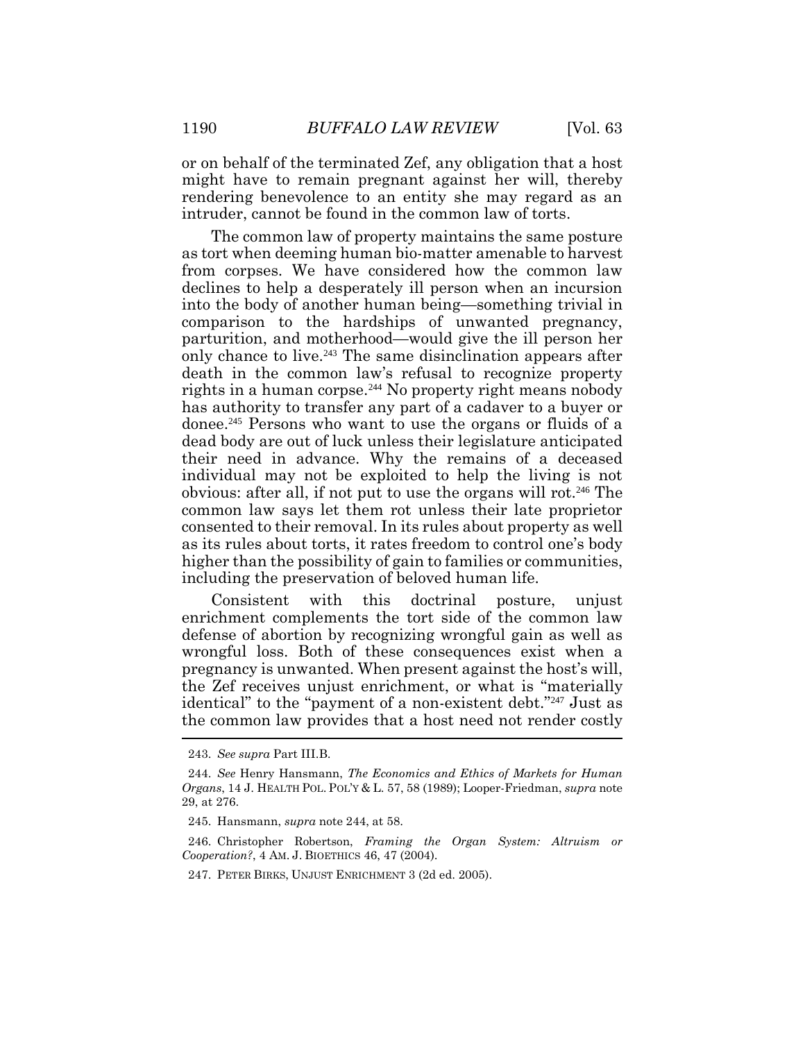or on behalf of the terminated Zef, any obligation that a host might have to remain pregnant against her will, thereby rendering benevolence to an entity she may regard as an intruder, cannot be found in the common law of torts.

The common law of property maintains the same posture as tort when deeming human bio-matter amenable to harvest from corpses. We have considered how the common law declines to help a desperately ill person when an incursion into the body of another human being—something trivial in comparison to the hardships of unwanted pregnancy, parturition, and motherhood—would give the ill person her only chance to live.[243] The same disinclination appears after death in the common law's refusal to recognize property rights in a human corpse.[244] No property right means nobody has authority to transfer any part of a cadaver to a buyer or donee.[245] Persons who want to use the organs or fluids of a dead body are out of luck unless their legislature anticipated their need in advance. Why the remains of a deceased individual may not be exploited to help the living is not obvious: after all, if not put to use the organs will rot.[246] The common law says let them rot unless their late proprietor consented to their removal. In its rules about property as well as its rules about torts, it rates freedom to control one's body higher than the possibility of gain to families or communities, including the preservation of beloved human life.

Consistent with this doctrinal posture, unjust enrichment complements the tort side of the common law defense of abortion by recognizing wrongful gain as well as wrongful loss. Both of these consequences exist when a pregnancy is unwanted. When present against the host's will, the Zef receives unjust enrichment, or what is "materially identical" to the "payment of a non-existent debt."[247] Just as the common law provides that a host need not render costly

243. *See supra* Part III.B.

244. *See* Henry Hansmann, *The Economics and Ethics of Markets for Human Organs*, 14 J. HEALTH POL. POL'Y & L. 57, 58 (1989); Looper-Friedman, *supra* note 29, at 276.

245. Hansmann, *supra* note 244, at 58.

246. Christopher Robertson, *Framing the Organ System: Altruism or Cooperation?*, 4 AM. J. BIOETHICS 46, 47 (2004).

247. PETER BIRKS, UNJUST ENRICHMENT 3 (2d ed. 2005).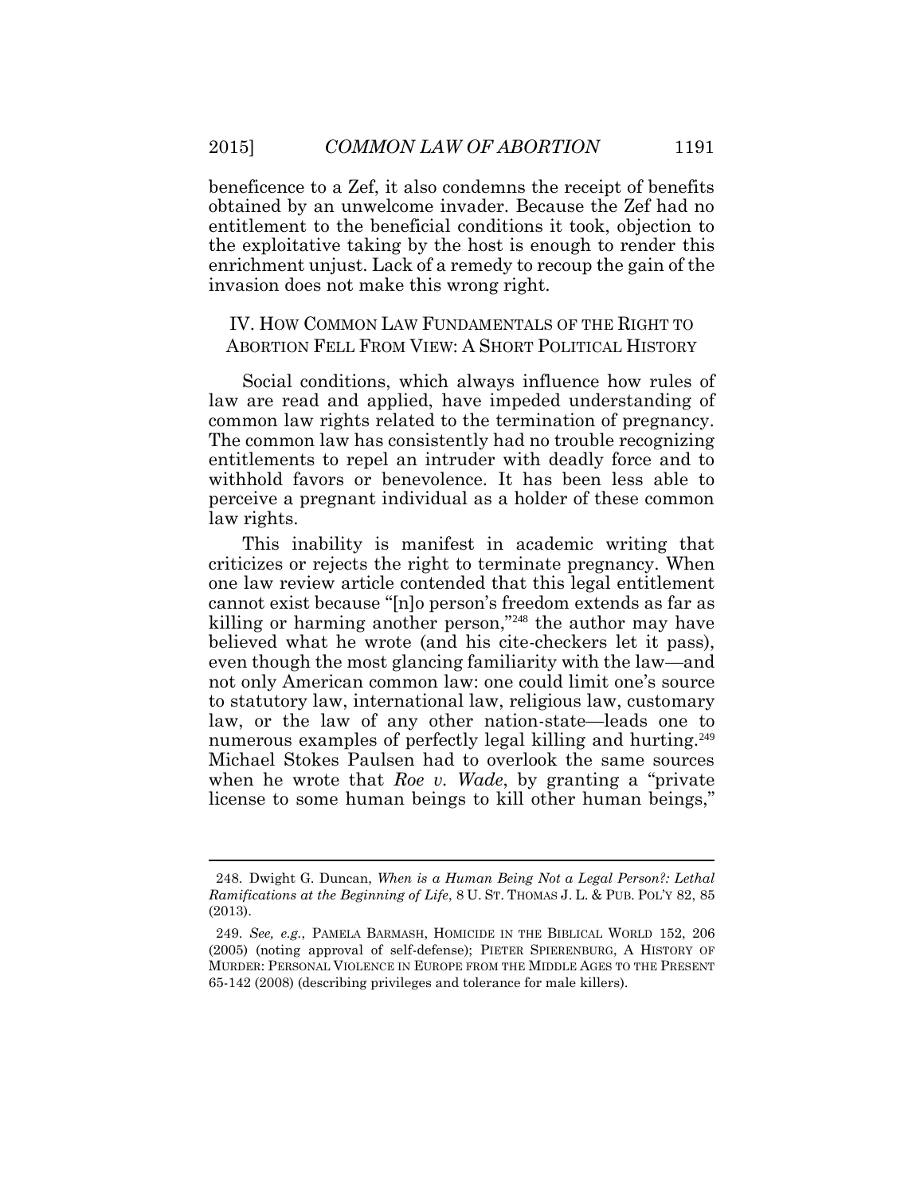beneficence to a Zef, it also condemns the receipt of benefits obtained by an unwelcome invader. Because the Zef had no entitlement to the beneficial conditions it took, objection to the exploitative taking by the host is enough to render this enrichment unjust. Lack of a remedy to recoup the gain of the invasion does not make this wrong right.

## IV. HOW COMMON LAW FUNDAMENTALS OF THE RIGHT TO ABORTION FELL FROM VIEW: A SHORT POLITICAL HISTORY

Social conditions, which always influence how rules of law are read and applied, have impeded understanding of common law rights related to the termination of pregnancy. The common law has consistently had no trouble recognizing entitlements to repel an intruder with deadly force and to withhold favors or benevolence. It has been less able to perceive a pregnant individual as a holder of these common law rights.

This inability is manifest in academic writing that criticizes or rejects the right to terminate pregnancy. When one law review article contended that this legal entitlement cannot exist because "[n]o person's freedom extends as far as killing or harming another person,"[248] the author may have believed what he wrote (and his cite-checkers let it pass), even though the most glancing familiarity with the law—and not only American common law: one could limit one's source to statutory law, international law, religious law, customary law, or the law of any other nation-state—leads one to numerous examples of perfectly legal killing and hurting.[249] Michael Stokes Paulsen had to overlook the same sources when he wrote that *Roe v. Wade*, by granting a "private license to some human beings to kill other human beings,"

---

248. Dwight G. Duncan, *When is a Human Being Not a Legal Person?: Lethal Ramifications at the Beginning of Life*, 8 U. ST. THOMAS J. L. & PUB. POL'Y 82, 85 (2013).

249. *See, e.g.*, PAMELA BARMASH, HOMICIDE IN THE BIBLICAL WORLD 152, 206 (2005) (noting approval of self-defense); PIETER SPIERENBURG, A HISTORY OF MURDER: PERSONAL VIOLENCE IN EUROPE FROM THE MIDDLE AGES TO THE PRESENT 65-142 (2008) (describing privileges and tolerance for male killers).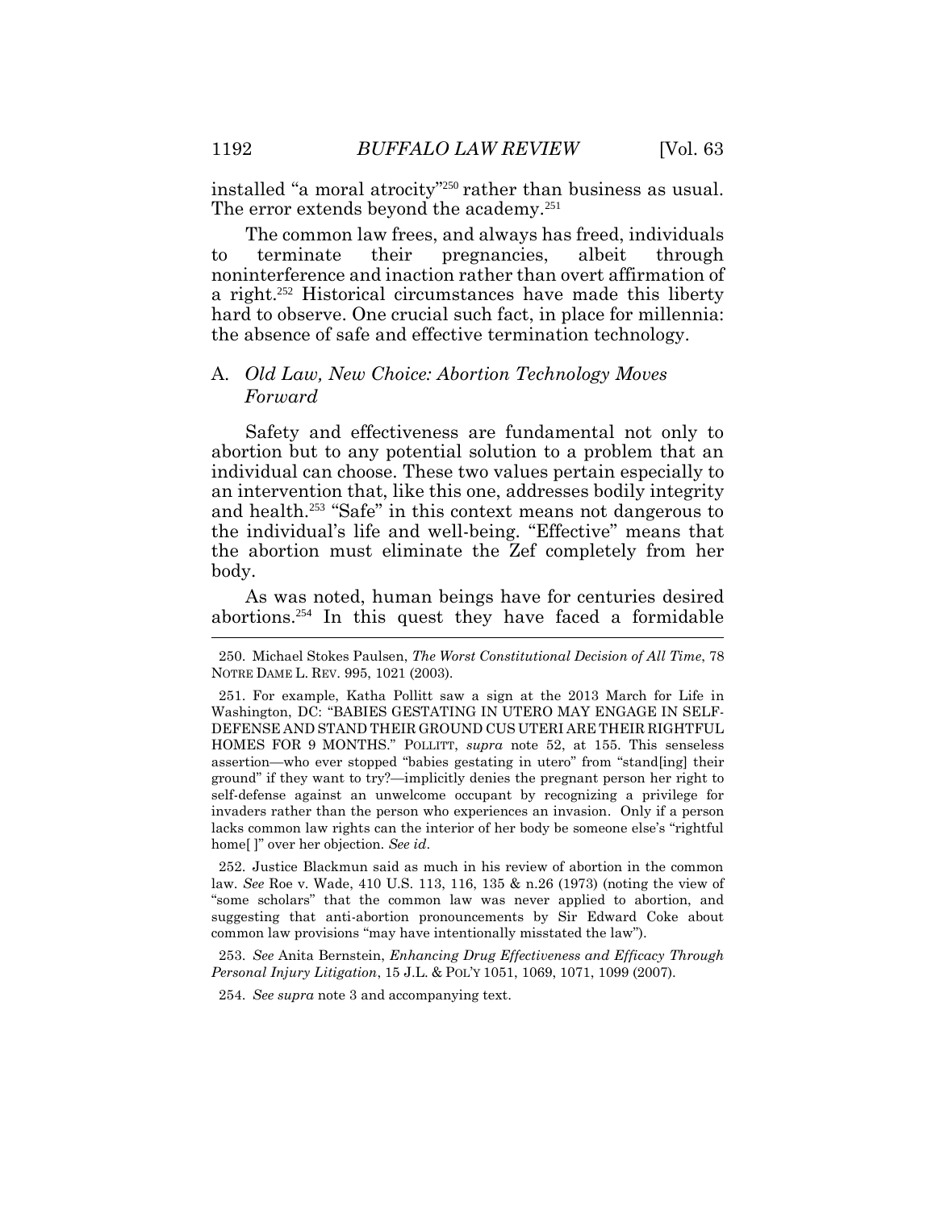installed "a moral atrocity"[250] rather than business as usual. The error extends beyond the academy.[251]

The common law frees, and always has freed, individuals to terminate their pregnancies, albeit through noninterference and inaction rather than overt affirmation of a right.[252] Historical circumstances have made this liberty hard to observe. One crucial such fact, in place for millennia: the absence of safe and effective termination technology.

### A. *Old Law, New Choice: Abortion Technology Moves Forward*

Safety and effectiveness are fundamental not only to abortion but to any potential solution to a problem that an individual can choose. These two values pertain especially to an intervention that, like this one, addresses bodily integrity and health.[253] "Safe" in this context means not dangerous to the individual's life and well-being. "Effective" means that the abortion must eliminate the Zef completely from her body.

As was noted, human beings have for centuries desired abortions.[254] In this quest they have faced a formidable

---

250. Michael Stokes Paulsen, *The Worst Constitutional Decision of All Time*, 78 NOTRE DAME L. REV. 995, 1021 (2003).

251. For example, Katha Pollitt saw a sign at the 2013 March for Life in Washington, DC: "BABIES GESTATING IN UTERO MAY ENGAGE IN SELF-DEFENSE AND STAND THEIR GROUND CUS UTERI ARE THEIR RIGHTFUL HOMES FOR 9 MONTHS." POLLITT, *supra* note 52, at 155. This senseless assertion—who ever stopped "babies gestating in utero" from "stand[ing] their ground" if they want to try?—implicitly denies the pregnant person her right to self-defense against an unwelcome occupant by recognizing a privilege for invaders rather than the person who experiences an invasion. Only if a person lacks common law rights can the interior of her body be someone else's "rightful home[ ]" over her objection. *See id*.

252. Justice Blackmun said as much in his review of abortion in the common law. *See* Roe v. Wade, 410 U.S. 113, 116, 135 & n.26 (1973) (noting the view of "some scholars" that the common law was never applied to abortion, and suggesting that anti-abortion pronouncements by Sir Edward Coke about common law provisions "may have intentionally misstated the law").

253. *See* Anita Bernstein, *Enhancing Drug Effectiveness and Efficacy Through Personal Injury Litigation*, 15 J.L. & POL'Y 1051, 1069, 1071, 1099 (2007).

254. *See supra* note 3 and accompanying text.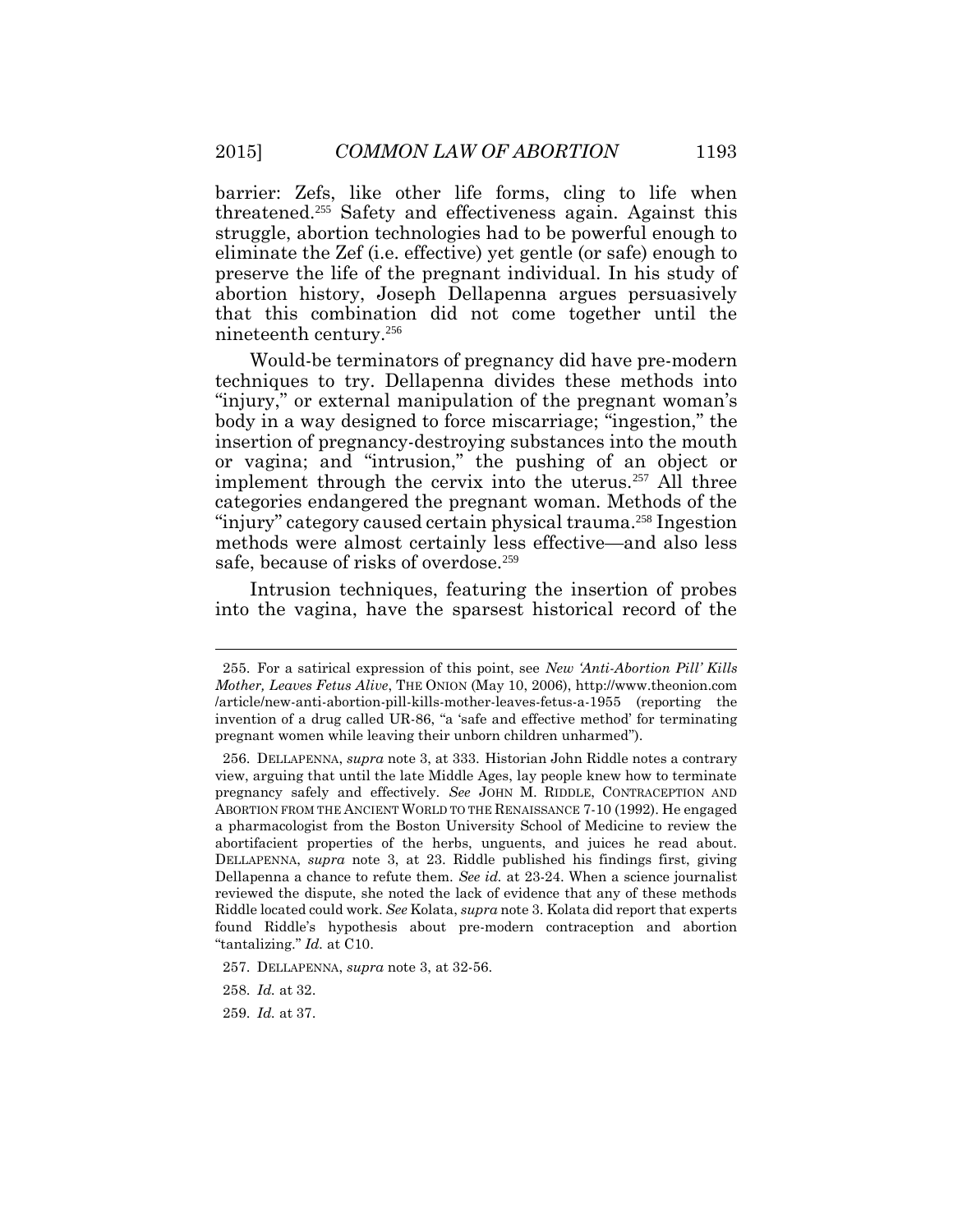barrier: Zefs, like other life forms, cling to life when threatened.[255] Safety and effectiveness again. Against this struggle, abortion technologies had to be powerful enough to eliminate the Zef (i.e. effective) yet gentle (or safe) enough to preserve the life of the pregnant individual. In his study of abortion history, Joseph Dellapenna argues persuasively that this combination did not come together until the nineteenth century.[256]

Would-be terminators of pregnancy did have pre-modern techniques to try. Dellapenna divides these methods into "injury," or external manipulation of the pregnant woman's body in a way designed to force miscarriage; "ingestion," the insertion of pregnancy-destroying substances into the mouth or vagina; and "intrusion," the pushing of an object or implement through the cervix into the uterus.[257] All three categories endangered the pregnant woman. Methods of the "injury" category caused certain physical trauma.[258] Ingestion methods were almost certainly less effective—and also less safe, because of risks of overdose.[259]

Intrusion techniques, featuring the insertion of probes into the vagina, have the sparsest historical record of the

---

255. For a satirical expression of this point, see *New 'Anti-Abortion Pill' Kills Mother, Leaves Fetus Alive*, THE ONION (May 10, 2006), http://www.theonion.com/article/new-anti-abortion-pill-kills-mother-leaves-fetus-a-1955 (reporting the invention of a drug called UR-86, "a 'safe and effective method' for terminating pregnant women while leaving their unborn children unharmed").

256. DELLAPENNA, *supra* note 3, at 333. Historian John Riddle notes a contrary view, arguing that until the late Middle Ages, lay people knew how to terminate pregnancy safely and effectively. *See* JOHN M. RIDDLE, CONTRACEPTION AND ABORTION FROM THE ANCIENT WORLD TO THE RENAISSANCE 7-10 (1992). He engaged a pharmacologist from the Boston University School of Medicine to review the abortifacient properties of the herbs, unguents, and juices he read about. DELLAPENNA, *supra* note 3, at 23. Riddle published his findings first, giving Dellapenna a chance to refute them. *See id.* at 23-24. When a science journalist reviewed the dispute, she noted the lack of evidence that any of these methods Riddle located could work. *See* Kolata, *supra* note 3. Kolata did report that experts found Riddle's hypothesis about pre-modern contraception and abortion "tantalizing." *Id.* at C10.

257. DELLAPENNA, *supra* note 3, at 32-56.

258. *Id.* at 32.

259. *Id.* at 37.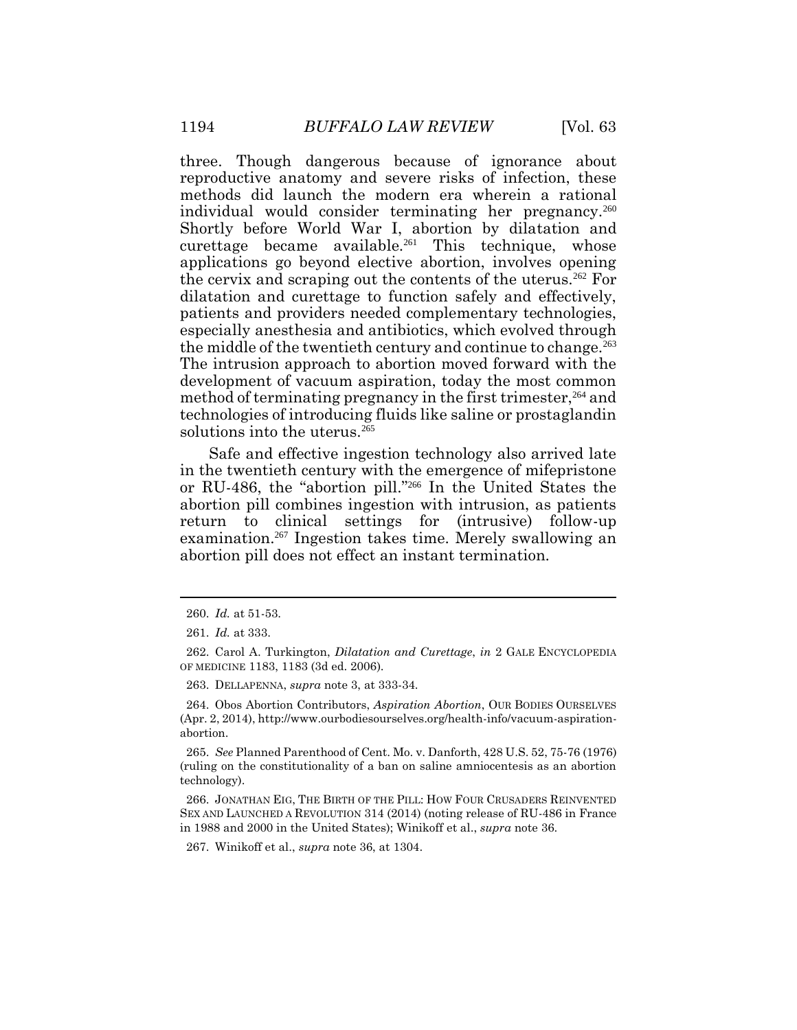three. Though dangerous because of ignorance about reproductive anatomy and severe risks of infection, these methods did launch the modern era wherein a rational individual would consider terminating her pregnancy.[260] Shortly before World War I, abortion by dilatation and curettage became available.[261] This technique, whose applications go beyond elective abortion, involves opening the cervix and scraping out the contents of the uterus.[262] For dilatation and curettage to function safely and effectively, patients and providers needed complementary technologies, especially anesthesia and antibiotics, which evolved through the middle of the twentieth century and continue to change.[263] The intrusion approach to abortion moved forward with the development of vacuum aspiration, today the most common method of terminating pregnancy in the first trimester,[264] and technologies of introducing fluids like saline or prostaglandin solutions into the uterus.[265]

Safe and effective ingestion technology also arrived late in the twentieth century with the emergence of mifepristone or RU-486, the "abortion pill."[266] In the United States the abortion pill combines ingestion with intrusion, as patients return to clinical settings for (intrusive) follow-up examination.[267] Ingestion takes time. Merely swallowing an abortion pill does not effect an instant termination.

---

260. *Id.* at 51-53.

261. *Id.* at 333.

262. Carol A. Turkington, *Dilatation and Curettage*, *in* 2 GALE ENCYCLOPEDIA OF MEDICINE 1183, 1183 (3d ed. 2006).

263. DELLAPENNA, *supra* note 3, at 333-34.

264. Obos Abortion Contributors, *Aspiration Abortion*, OUR BODIES OURSELVES (Apr. 2, 2014), http://www.ourbodiesourselves.org/health-info/vacuum-aspiration-abortion.

265. *See* Planned Parenthood of Cent. Mo. v. Danforth, 428 U.S. 52, 75-76 (1976) (ruling on the constitutionality of a ban on saline amniocentesis as an abortion technology).

266. JONATHAN EIG, THE BIRTH OF THE PILL: HOW FOUR CRUSADERS REINVENTED SEX AND LAUNCHED A REVOLUTION 314 (2014) (noting release of RU-486 in France in 1988 and 2000 in the United States); Winikoff et al., *supra* note 36.

267. Winikoff et al., *supra* note 36, at 1304.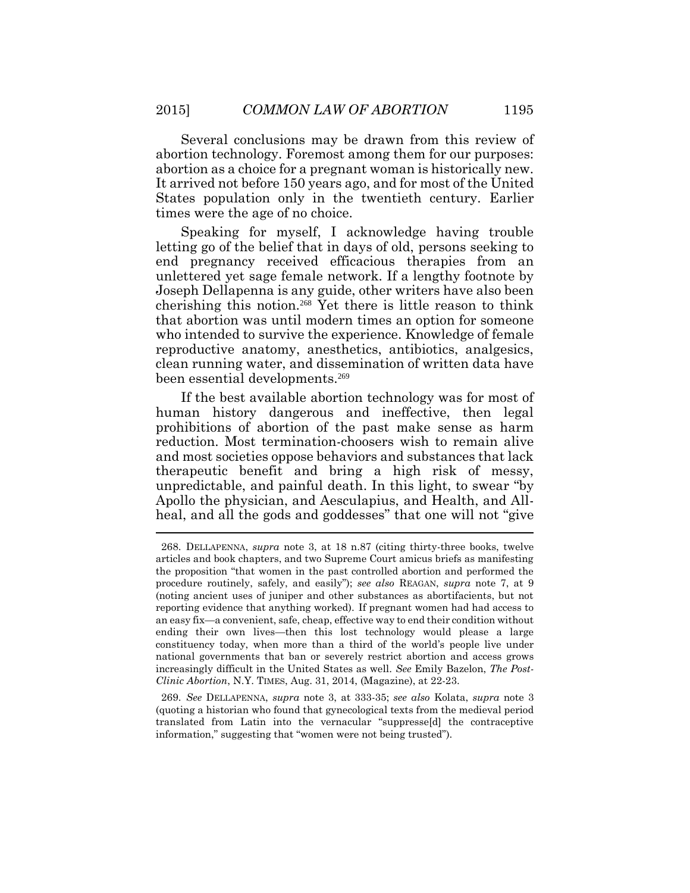Several conclusions may be drawn from this review of abortion technology. Foremost among them for our purposes: abortion as a choice for a pregnant woman is historically new. It arrived not before 150 years ago, and for most of the United States population only in the twentieth century. Earlier times were the age of no choice.

Speaking for myself, I acknowledge having trouble letting go of the belief that in days of old, persons seeking to end pregnancy received efficacious therapies from an unlettered yet sage female network. If a lengthy footnote by Joseph Dellapenna is any guide, other writers have also been cherishing this notion.[268] Yet there is little reason to think that abortion was until modern times an option for someone who intended to survive the experience. Knowledge of female reproductive anatomy, anesthetics, antibiotics, analgesics, clean running water, and dissemination of written data have been essential developments.[269]

If the best available abortion technology was for most of human history dangerous and ineffective, then legal prohibitions of abortion of the past make sense as harm reduction. Most termination-choosers wish to remain alive and most societies oppose behaviors and substances that lack therapeutic benefit and bring a high risk of messy, unpredictable, and painful death. In this light, to swear "by Apollo the physician, and Aesculapius, and Health, and All-heal, and all the gods and goddesses" that one will not "give

---

268. DELLAPENNA, *supra* note 3, at 18 n.87 (citing thirty-three books, twelve articles and book chapters, and two Supreme Court amicus briefs as manifesting the proposition "that women in the past controlled abortion and performed the procedure routinely, safely, and easily"); *see also* REAGAN, *supra* note 7, at 9 (noting ancient uses of juniper and other substances as abortifacients, but not reporting evidence that anything worked). If pregnant women had had access to an easy fix—a convenient, safe, cheap, effective way to end their condition without ending their own lives—then this lost technology would please a large constituency today, when more than a third of the world's people live under national governments that ban or severely restrict abortion and access grows increasingly difficult in the United States as well. *See* Emily Bazelon, *The Post-Clinic Abortion*, N.Y. TIMES, Aug. 31, 2014, (Magazine), at 22-23.

269. *See* DELLAPENNA, *supra* note 3, at 333-35; *see also* Kolata, *supra* note 3 (quoting a historian who found that gynecological texts from the medieval period translated from Latin into the vernacular "suppresse[d] the contraceptive information," suggesting that "women were not being trusted").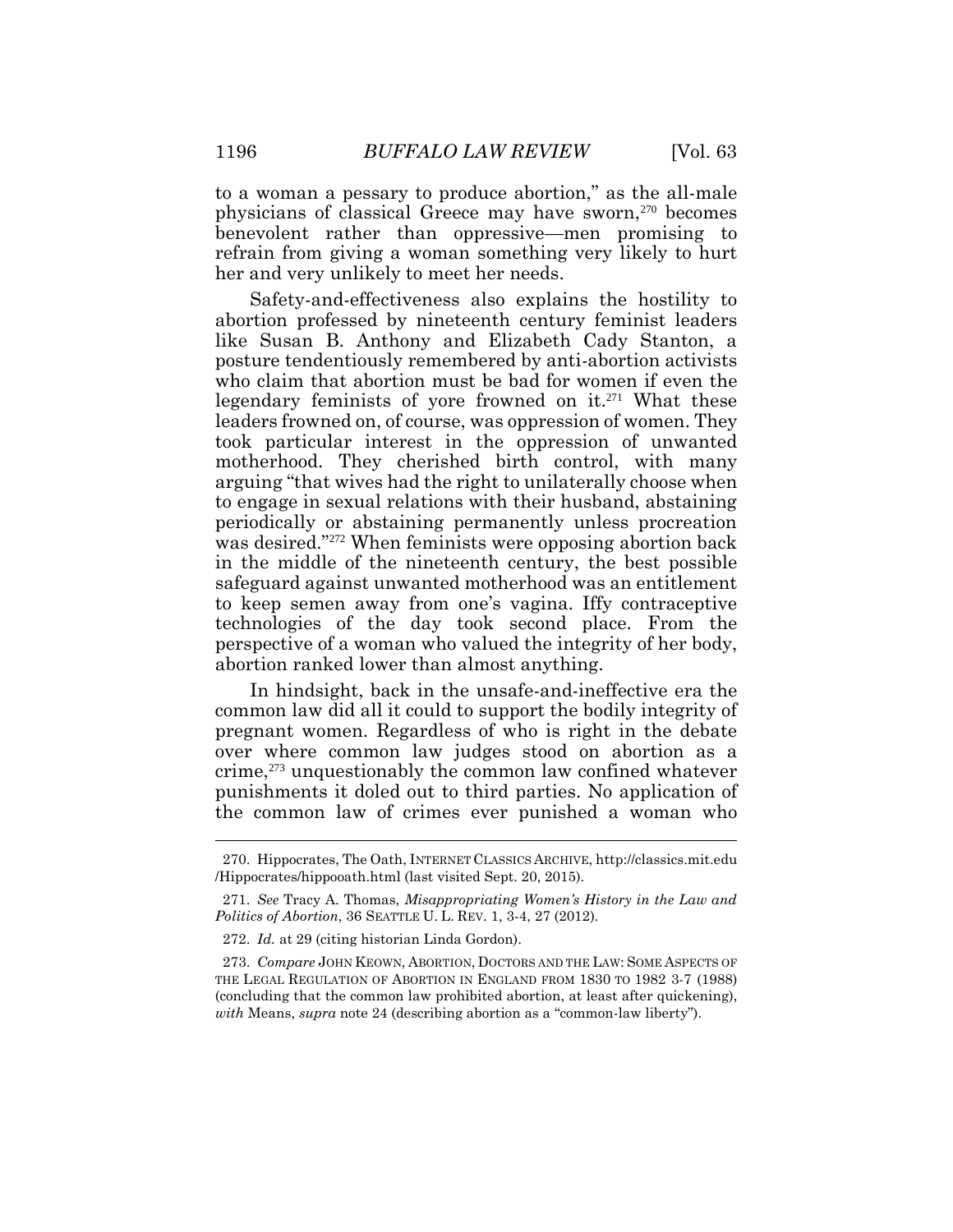to a woman a pessary to produce abortion," as the all-male physicians of classical Greece may have sworn,[270] becomes benevolent rather than oppressive—men promising to refrain from giving a woman something very likely to hurt her and very unlikely to meet her needs.

Safety-and-effectiveness also explains the hostility to abortion professed by nineteenth century feminist leaders like Susan B. Anthony and Elizabeth Cady Stanton, a posture tendentiously remembered by anti-abortion activists who claim that abortion must be bad for women if even the legendary feminists of yore frowned on it.[271] What these leaders frowned on, of course, was oppression of women. They took particular interest in the oppression of unwanted motherhood. They cherished birth control, with many arguing "that wives had the right to unilaterally choose when to engage in sexual relations with their husband, abstaining periodically or abstaining permanently unless procreation was desired."[272] When feminists were opposing abortion back in the middle of the nineteenth century, the best possible safeguard against unwanted motherhood was an entitlement to keep semen away from one's vagina. Iffy contraceptive technologies of the day took second place. From the perspective of a woman who valued the integrity of her body, abortion ranked lower than almost anything.

In hindsight, back in the unsafe-and-ineffective era the common law did all it could to support the bodily integrity of pregnant women. Regardless of who is right in the debate over where common law judges stood on abortion as a crime,[273] unquestionably the common law confined whatever punishments it doled out to third parties. No application of the common law of crimes ever punished a woman who

---

270. Hippocrates, The Oath, INTERNET CLASSICS ARCHIVE, http://classics.mit.edu /Hippocrates/hippooath.html (last visited Sept. 20, 2015).

271. *See* Tracy A. Thomas, *Misappropriating Women's History in the Law and Politics of Abortion*, 36 SEATTLE U. L. REV. 1, 3-4, 27 (2012).

272. *Id.* at 29 (citing historian Linda Gordon).

273. *Compare* JOHN KEOWN, ABORTION, DOCTORS AND THE LAW: SOME ASPECTS OF THE LEGAL REGULATION OF ABORTION IN ENGLAND FROM 1830 TO 1982 3-7 (1988) (concluding that the common law prohibited abortion, at least after quickening), *with* Means, *supra* note 24 (describing abortion as a "common-law liberty").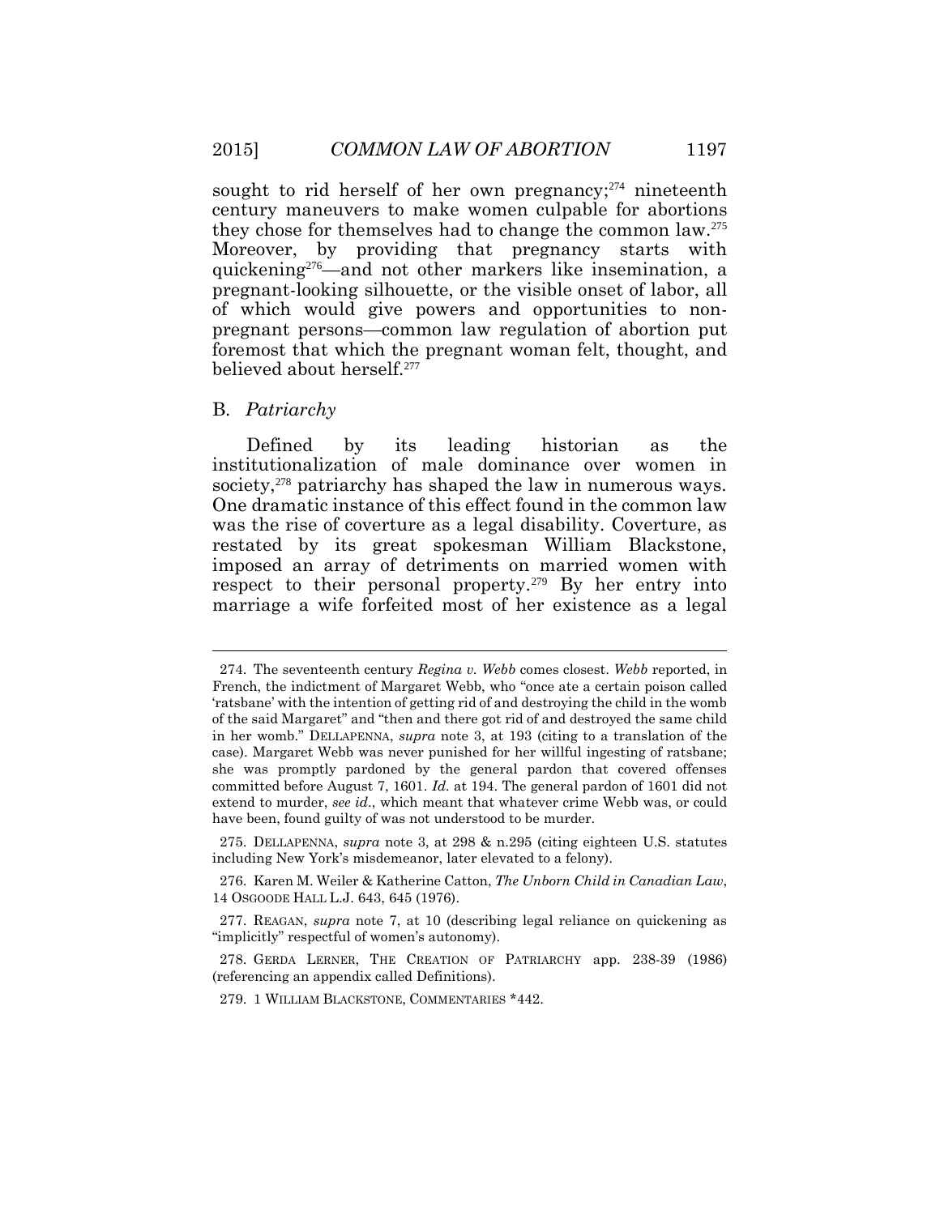sought to rid herself of her own pregnancy;[274] nineteenth century maneuvers to make women culpable for abortions they chose for themselves had to change the common law.[275] Moreover, by providing that pregnancy starts with quickening[276]—and not other markers like insemination, a pregnant-looking silhouette, or the visible onset of labor, all of which would give powers and opportunities to non-pregnant persons—common law regulation of abortion put foremost that which the pregnant woman felt, thought, and believed about herself.[277]

## B. *Patriarchy*

Defined by its leading historian as the institutionalization of male dominance over women in society,[278] patriarchy has shaped the law in numerous ways. One dramatic instance of this effect found in the common law was the rise of coverture as a legal disability. Coverture, as restated by its great spokesman William Blackstone, imposed an array of detriments on married women with respect to their personal property.[279] By her entry into marriage a wife forfeited most of her existence as a legal

---

274. The seventeenth century *Regina v. Webb* comes closest. *Webb* reported, in French, the indictment of Margaret Webb, who "once ate a certain poison called 'ratsbane' with the intention of getting rid of and destroying the child in the womb of the said Margaret" and "then and there got rid of and destroyed the same child in her womb." DELLAPENNA, *supra* note 3, at 193 (citing to a translation of the case). Margaret Webb was never punished for her willful ingesting of ratsbane; she was promptly pardoned by the general pardon that covered offenses committed before August 7, 1601. *Id.* at 194. The general pardon of 1601 did not extend to murder, *see id.*, which meant that whatever crime Webb was, or could have been, found guilty of was not understood to be murder.

275. DELLAPENNA, *supra* note 3, at 298 & n.295 (citing eighteen U.S. statutes including New York's misdemeanor, later elevated to a felony).

276. Karen M. Weiler & Katherine Catton, *The Unborn Child in Canadian Law*, 14 OSGOODE HALL L.J. 643, 645 (1976).

277. REAGAN, *supra* note 7, at 10 (describing legal reliance on quickening as "implicitly" respectful of women's autonomy).

278. GERDA LERNER, THE CREATION OF PATRIARCHY app. 238-39 (1986) (referencing an appendix called Definitions).

279. 1 WILLIAM BLACKSTONE, COMMENTARIES *442.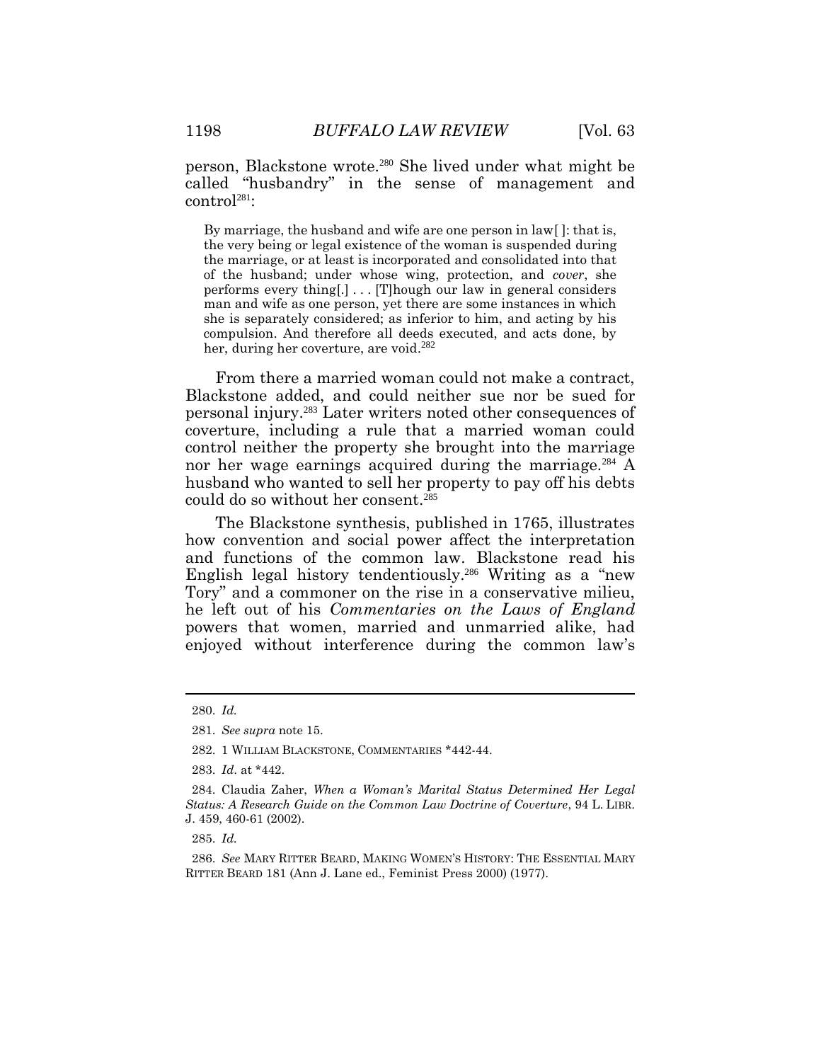person, Blackstone wrote.[280] She lived under what might be called "husbandry" in the sense of management and control[281]:

> By marriage, the husband and wife are one person in law[ ]: that is, the very being or legal existence of the woman is suspended during the marriage, or at least is incorporated and consolidated into that of the husband; under whose wing, protection, and *cover*, she performs every thing[.] . . . [T]hough our law in general considers man and wife as one person, yet there are some instances in which she is separately considered; as inferior to him, and acting by his compulsion. And therefore all deeds executed, and acts done, by her, during her coverture, are void.[282]

From there a married woman could not make a contract, Blackstone added, and could neither sue nor be sued for personal injury.[283] Later writers noted other consequences of coverture, including a rule that a married woman could control neither the property she brought into the marriage nor her wage earnings acquired during the marriage.[284] A husband who wanted to sell her property to pay off his debts could do so without her consent.[285]

The Blackstone synthesis, published in 1765, illustrates how convention and social power affect the interpretation and functions of the common law. Blackstone read his English legal history tendentiously.[286] Writing as a "new Tory" and a commoner on the rise in a conservative milieu, he left out of his *Commentaries on the Laws of England* powers that women, married and unmarried alike, had enjoyed without interference during the common law's

---

280. *Id.*

281. *See supra* note 15.

282. 1 WILLIAM BLACKSTONE, COMMENTARIES *442-44.

283. *Id*. at *442.

284. Claudia Zaher, *When a Woman's Marital Status Determined Her Legal Status: A Research Guide on the Common Law Doctrine of Coverture*, 94 L. LIBR. J. 459, 460-61 (2002).

285. *Id.*

286. *See* MARY RITTER BEARD, MAKING WOMEN'S HISTORY: THE ESSENTIAL MARY RITTER BEARD 181 (Ann J. Lane ed., Feminist Press 2000) (1977).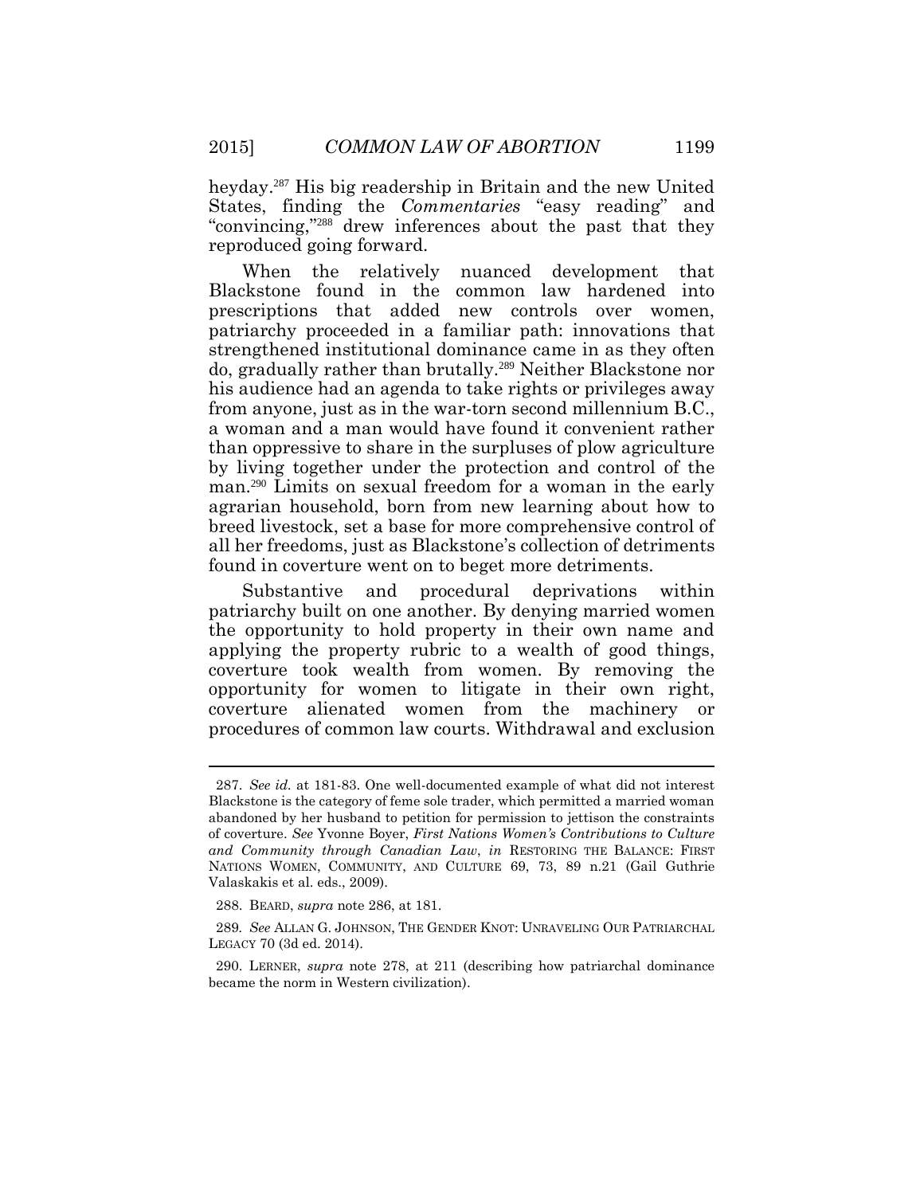heyday.[287] His big readership in Britain and the new United States, finding the *Commentaries* "easy reading" and "convincing,"[288] drew inferences about the past that they reproduced going forward.

When the relatively nuanced development that Blackstone found in the common law hardened into prescriptions that added new controls over women, patriarchy proceeded in a familiar path: innovations that strengthened institutional dominance came in as they often do, gradually rather than brutally.[289] Neither Blackstone nor his audience had an agenda to take rights or privileges away from anyone, just as in the war-torn second millennium B.C., a woman and a man would have found it convenient rather than oppressive to share in the surpluses of plow agriculture by living together under the protection and control of the man.[290] Limits on sexual freedom for a woman in the early agrarian household, born from new learning about how to breed livestock, set a base for more comprehensive control of all her freedoms, just as Blackstone's collection of detriments found in coverture went on to beget more detriments.

Substantive and procedural deprivations within patriarchy built on one another. By denying married women the opportunity to hold property in their own name and applying the property rubric to a wealth of good things, coverture took wealth from women. By removing the opportunity for women to litigate in their own right, coverture alienated women from the machinery or procedures of common law courts. Withdrawal and exclusion

---

287. *See id.* at 181-83. One well-documented example of what did not interest Blackstone is the category of feme sole trader, which permitted a married woman abandoned by her husband to petition for permission to jettison the constraints of coverture. *See* Yvonne Boyer, *First Nations Women's Contributions to Culture and Community through Canadian Law*, *in* RESTORING THE BALANCE: FIRST NATIONS WOMEN, COMMUNITY, AND CULTURE 69, 73, 89 n.21 (Gail Guthrie Valaskakis et al. eds., 2009).

288. BEARD, *supra* note 286, at 181.

289. *See* ALLAN G. JOHNSON, THE GENDER KNOT: UNRAVELING OUR PATRIARCHAL LEGACY 70 (3d ed. 2014).

290. LERNER, *supra* note 278, at 211 (describing how patriarchal dominance became the norm in Western civilization).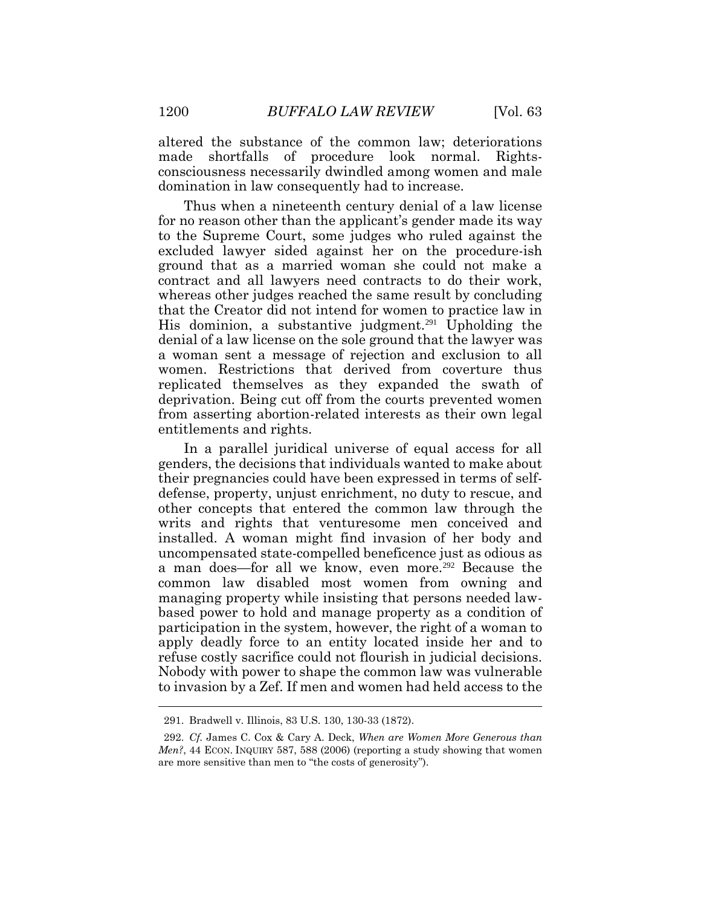altered the substance of the common law; deteriorations made shortfalls of procedure look normal. Rights-consciousness necessarily dwindled among women and male domination in law consequently had to increase.

Thus when a nineteenth century denial of a law license for no reason other than the applicant's gender made its way to the Supreme Court, some judges who ruled against the excluded lawyer sided against her on the procedure-ish ground that as a married woman she could not make a contract and all lawyers need contracts to do their work, whereas other judges reached the same result by concluding that the Creator did not intend for women to practice law in His dominion, a substantive judgment.[291] Upholding the denial of a law license on the sole ground that the lawyer was a woman sent a message of rejection and exclusion to all women. Restrictions that derived from coverture thus replicated themselves as they expanded the swath of deprivation. Being cut off from the courts prevented women from asserting abortion-related interests as their own legal entitlements and rights.

In a parallel juridical universe of equal access for all genders, the decisions that individuals wanted to make about their pregnancies could have been expressed in terms of self-defense, property, unjust enrichment, no duty to rescue, and other concepts that entered the common law through the writs and rights that venturesome men conceived and installed. A woman might find invasion of her body and uncompensated state-compelled beneficence just as odious as a man does—for all we know, even more.[292] Because the common law disabled most women from owning and managing property while insisting that persons needed law-based power to hold and manage property as a condition of participation in the system, however, the right of a woman to apply deadly force to an entity located inside her and to refuse costly sacrifice could not flourish in judicial decisions. Nobody with power to shape the common law was vulnerable to invasion by a Zef. If men and women had held access to the

---

291. Bradwell v. Illinois, 83 U.S. 130, 130-33 (1872).

292. *Cf.* James C. Cox & Cary A. Deck, *When are Women More Generous than Men?*, 44 ECON. INQUIRY 587, 588 (2006) (reporting a study showing that women are more sensitive than men to "the costs of generosity").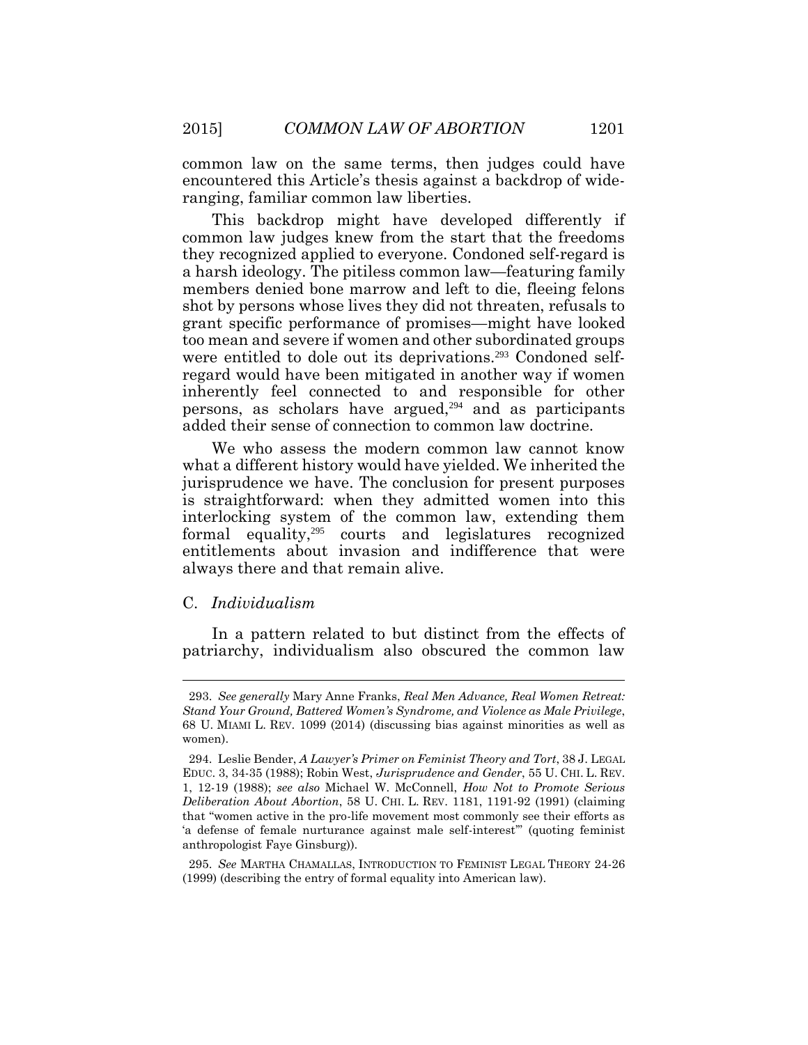common law on the same terms, then judges could have encountered this Article's thesis against a backdrop of wide-ranging, familiar common law liberties.

This backdrop might have developed differently if common law judges knew from the start that the freedoms they recognized applied to everyone. Condoned self-regard is a harsh ideology. The pitiless common law—featuring family members denied bone marrow and left to die, fleeing felons shot by persons whose lives they did not threaten, refusals to grant specific performance of promises—might have looked too mean and severe if women and other subordinated groups were entitled to dole out its deprivations.[293] Condoned self-regard would have been mitigated in another way if women inherently feel connected to and responsible for other persons, as scholars have argued,[294] and as participants added their sense of connection to common law doctrine.

We who assess the modern common law cannot know what a different history would have yielded. We inherited the jurisprudence we have. The conclusion for present purposes is straightforward: when they admitted women into this interlocking system of the common law, extending them formal equality,[295] courts and legislatures recognized entitlements about invasion and indifference that were always there and that remain alive.

### C. *Individualism*

In a pattern related to but distinct from the effects of patriarchy, individualism also obscured the common law

---

293. *See generally* Mary Anne Franks, *Real Men Advance, Real Women Retreat: Stand Your Ground, Battered Women's Syndrome, and Violence as Male Privilege*, 68 U. MIAMI L. REV. 1099 (2014) (discussing bias against minorities as well as women).

294. Leslie Bender, *A Lawyer's Primer on Feminist Theory and Tort*, 38 J. LEGAL EDUC. 3, 34-35 (1988); Robin West, *Jurisprudence and Gender*, 55 U. CHI. L. REV. 1, 12-19 (1988); *see also* Michael W. McConnell, *How Not to Promote Serious Deliberation About Abortion*, 58 U. CHI. L. REV. 1181, 1191-92 (1991) (claiming that "women active in the pro-life movement most commonly see their efforts as 'a defense of female nurturance against male self-interest'" (quoting feminist anthropologist Faye Ginsburg)).

295. *See* MARTHA CHAMALLAS, INTRODUCTION TO FEMINIST LEGAL THEORY 24-26 (1999) (describing the entry of formal equality into American law).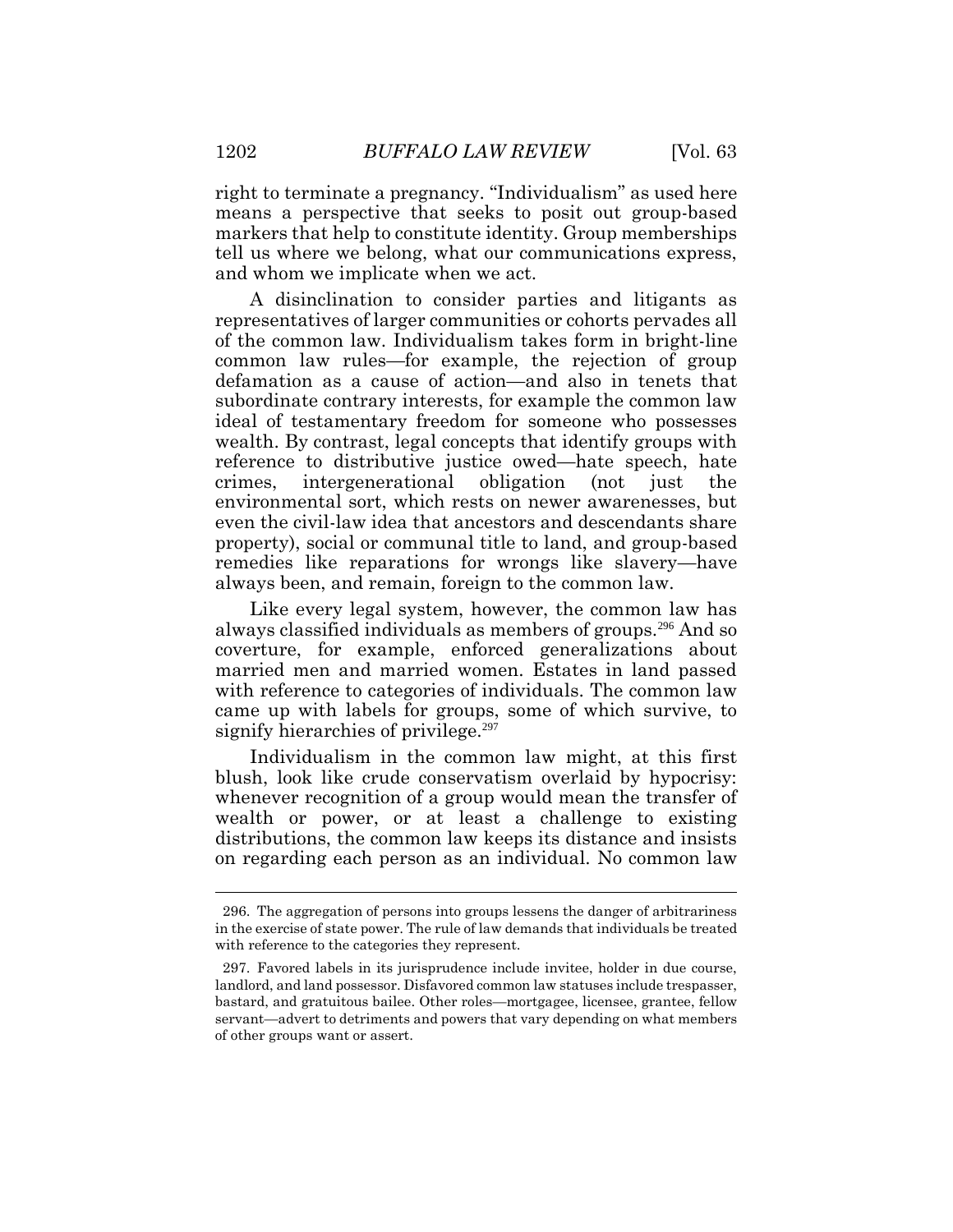right to terminate a pregnancy. "Individualism" as used here means a perspective that seeks to posit out group-based markers that help to constitute identity. Group memberships tell us where we belong, what our communications express, and whom we implicate when we act.

A disinclination to consider parties and litigants as representatives of larger communities or cohorts pervades all of the common law. Individualism takes form in bright-line common law rules—for example, the rejection of group defamation as a cause of action—and also in tenets that subordinate contrary interests, for example the common law ideal of testamentary freedom for someone who possesses wealth. By contrast, legal concepts that identify groups with reference to distributive justice owed—hate speech, hate crimes, intergenerational obligation (not just the environmental sort, which rests on newer awarenesses, but even the civil-law idea that ancestors and descendants share property), social or communal title to land, and group-based remedies like reparations for wrongs like slavery—have always been, and remain, foreign to the common law.

Like every legal system, however, the common law has always classified individuals as members of groups.[296] And so coverture, for example, enforced generalizations about married men and married women. Estates in land passed with reference to categories of individuals. The common law came up with labels for groups, some of which survive, to signify hierarchies of privilege.[297]

Individualism in the common law might, at this first blush, look like crude conservatism overlaid by hypocrisy: whenever recognition of a group would mean the transfer of wealth or power, or at least a challenge to existing distributions, the common law keeps its distance and insists on regarding each person as an individual. No common law

296. The aggregation of persons into groups lessens the danger of arbitrariness in the exercise of state power. The rule of law demands that individuals be treated with reference to the categories they represent.

297. Favored labels in its jurisprudence include invitee, holder in due course, landlord, and land possessor. Disfavored common law statuses include trespasser, bastard, and gratuitous bailee. Other roles—mortgagee, licensee, grantee, fellow servant—advert to detriments and powers that vary depending on what members of other groups want or assert.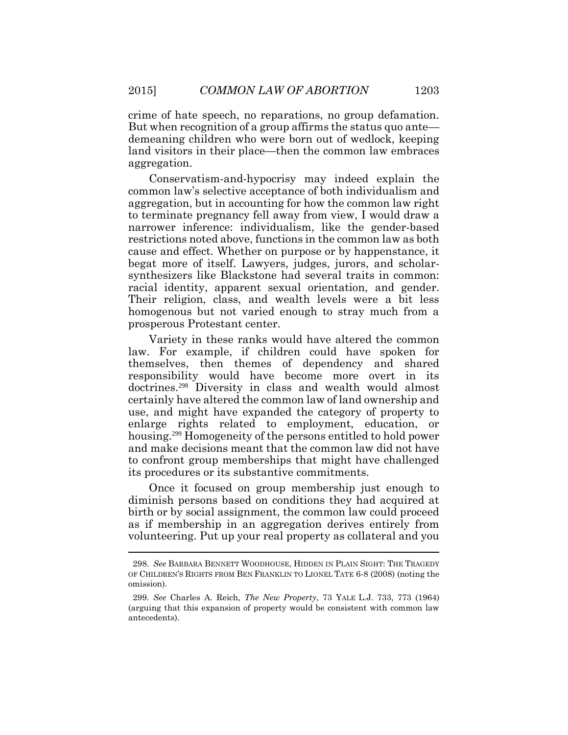crime of hate speech, no reparations, no group defamation. But when recognition of a group affirms the status quo ante—demeaning children who were born out of wedlock, keeping land visitors in their place—then the common law embraces aggregation.

Conservatism-and-hypocrisy may indeed explain the common law's selective acceptance of both individualism and aggregation, but in accounting for how the common law right to terminate pregnancy fell away from view, I would draw a narrower inference: individualism, like the gender-based restrictions noted above, functions in the common law as both cause and effect. Whether on purpose or by happenstance, it begat more of itself. Lawyers, judges, jurors, and scholar-synthesizers like Blackstone had several traits in common: racial identity, apparent sexual orientation, and gender. Their religion, class, and wealth levels were a bit less homogenous but not varied enough to stray much from a prosperous Protestant center.

Variety in these ranks would have altered the common law. For example, if children could have spoken for themselves, then themes of dependency and shared responsibility would have become more overt in its doctrines.[298] Diversity in class and wealth would almost certainly have altered the common law of land ownership and use, and might have expanded the category of property to enlarge rights related to employment, education, or housing.[299] Homogeneity of the persons entitled to hold power and make decisions meant that the common law did not have to confront group memberships that might have challenged its procedures or its substantive commitments.

Once it focused on group membership just enough to diminish persons based on conditions they had acquired at birth or by social assignment, the common law could proceed as if membership in an aggregation derives entirely from volunteering. Put up your real property as collateral and you

---

298. *See* BARBARA BENNETT WOODHOUSE, HIDDEN IN PLAIN SIGHT: THE TRAGEDY OF CHILDREN'S RIGHTS FROM BEN FRANKLIN TO LIONEL TATE 6-8 (2008) (noting the omission).

299. *See* Charles A. Reich, *The New Property*, 73 YALE L.J. 733, 773 (1964) (arguing that this expansion of property would be consistent with common law antecedents).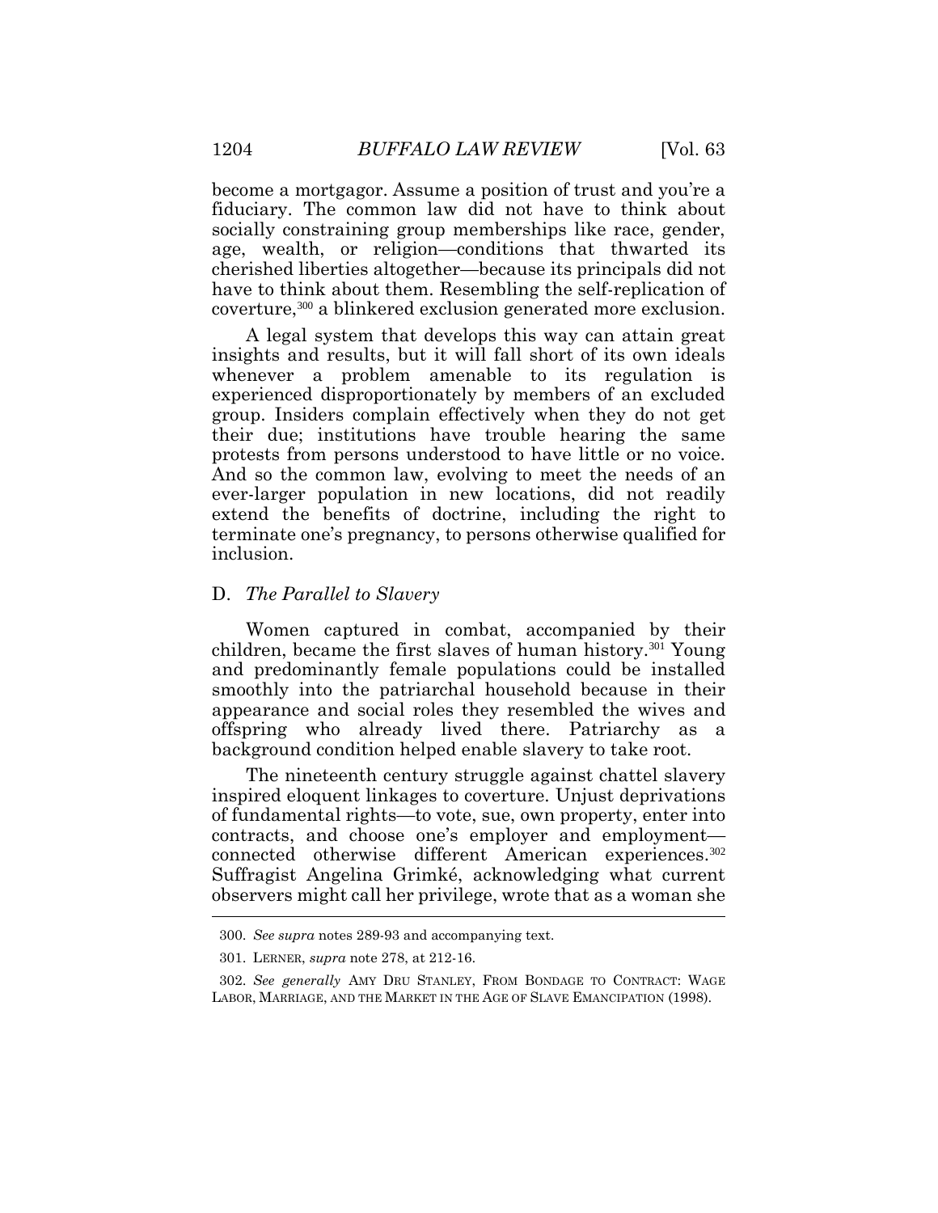become a mortgagor. Assume a position of trust and you're a fiduciary. The common law did not have to think about socially constraining group memberships like race, gender, age, wealth, or religion—conditions that thwarted its cherished liberties altogether—because its principals did not have to think about them. Resembling the self-replication of coverture,[300] a blinkered exclusion generated more exclusion.

A legal system that develops this way can attain great insights and results, but it will fall short of its own ideals whenever a problem amenable to its regulation is experienced disproportionately by members of an excluded group. Insiders complain effectively when they do not get their due; institutions have trouble hearing the same protests from persons understood to have little or no voice. And so the common law, evolving to meet the needs of an ever-larger population in new locations, did not readily extend the benefits of doctrine, including the right to terminate one's pregnancy, to persons otherwise qualified for inclusion.

### D. *The Parallel to Slavery*

Women captured in combat, accompanied by their children, became the first slaves of human history.[301] Young and predominantly female populations could be installed smoothly into the patriarchal household because in their appearance and social roles they resembled the wives and offspring who already lived there. Patriarchy as a background condition helped enable slavery to take root.

The nineteenth century struggle against chattel slavery inspired eloquent linkages to coverture. Unjust deprivations of fundamental rights—to vote, sue, own property, enter into contracts, and choose one's employer and employment—connected otherwise different American experiences.[302] Suffragist Angelina Grimké, acknowledging what current observers might call her privilege, wrote that as a woman she

---

300. *See supra* notes 289-93 and accompanying text.

301. LERNER, *supra* note 278, at 212-16.

302. *See generally* AMY DRU STANLEY, FROM BONDAGE TO CONTRACT: WAGE LABOR, MARRIAGE, AND THE MARKET IN THE AGE OF SLAVE EMANCIPATION (1998).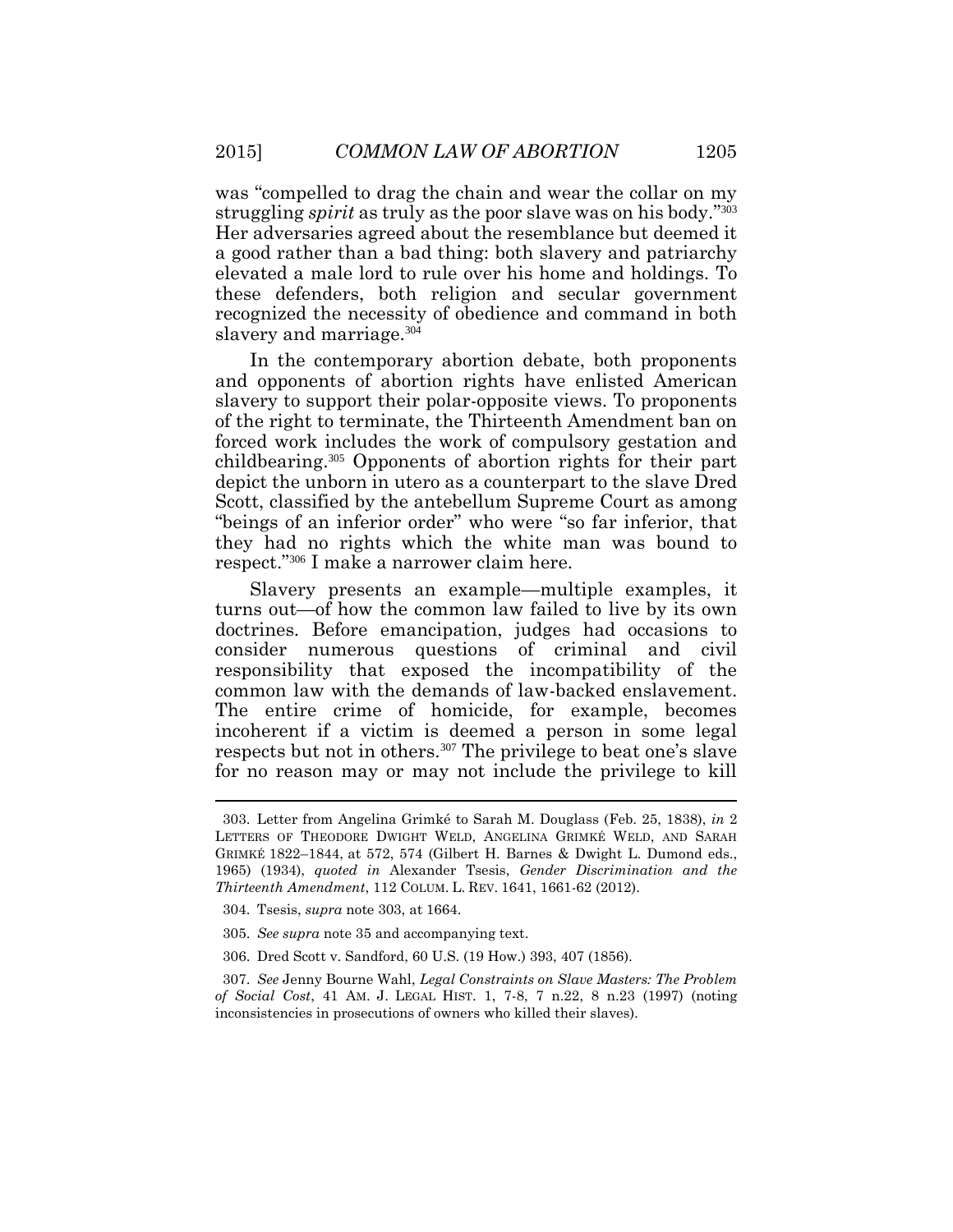was "compelled to drag the chain and wear the collar on my struggling *spirit* as truly as the poor slave was on his body."[303] Her adversaries agreed about the resemblance but deemed it a good rather than a bad thing: both slavery and patriarchy elevated a male lord to rule over his home and holdings. To these defenders, both religion and secular government recognized the necessity of obedience and command in both slavery and marriage.[304]

In the contemporary abortion debate, both proponents and opponents of abortion rights have enlisted American slavery to support their polar-opposite views. To proponents of the right to terminate, the Thirteenth Amendment ban on forced work includes the work of compulsory gestation and childbearing.[305] Opponents of abortion rights for their part depict the unborn in utero as a counterpart to the slave Dred Scott, classified by the antebellum Supreme Court as among "beings of an inferior order" who were "so far inferior, that they had no rights which the white man was bound to respect."[306] I make a narrower claim here.

Slavery presents an example—multiple examples, it turns out—of how the common law failed to live by its own doctrines. Before emancipation, judges had occasions to consider numerous questions of criminal and civil responsibility that exposed the incompatibility of the common law with the demands of law-backed enslavement. The entire crime of homicide, for example, becomes incoherent if a victim is deemed a person in some legal respects but not in others.[307] The privilege to beat one's slave for no reason may or may not include the privilege to kill

---

303. Letter from Angelina Grimké to Sarah M. Douglass (Feb. 25, 1838), *in* 2 LETTERS OF THEODORE DWIGHT WELD, ANGELINA GRIMKÉ WELD, AND SARAH GRIMKÉ 1822–1844, at 572, 574 (Gilbert H. Barnes & Dwight L. Dumond eds., 1965) (1934), *quoted in* Alexander Tsesis, *Gender Discrimination and the Thirteenth Amendment*, 112 COLUM. L. REV. 1641, 1661-62 (2012).

304. Tsesis, *supra* note 303, at 1664.

305. *See supra* note 35 and accompanying text.

306. Dred Scott v. Sandford, 60 U.S. (19 How.) 393, 407 (1856).

307. *See* Jenny Bourne Wahl, *Legal Constraints on Slave Masters: The Problem of Social Cost*, 41 AM. J. LEGAL HIST. 1, 7-8, 7 n.22, 8 n.23 (1997) (noting inconsistencies in prosecutions of owners who killed their slaves).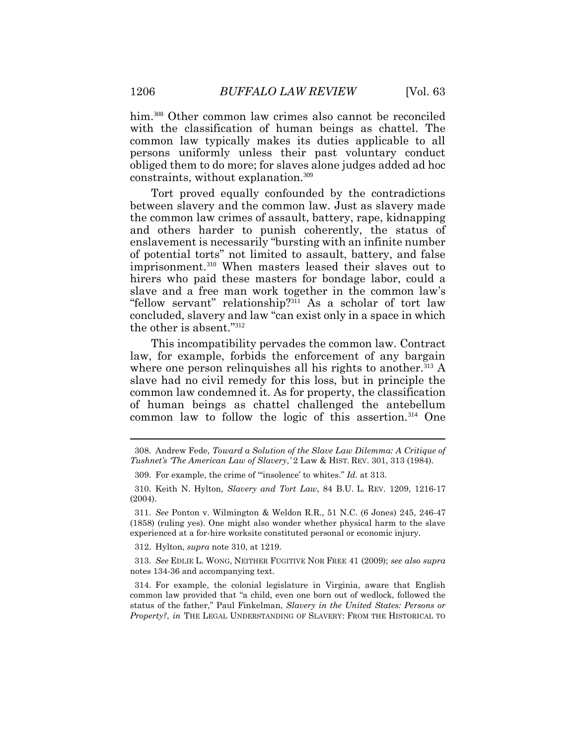him.[308] Other common law crimes also cannot be reconciled with the classification of human beings as chattel. The common law typically makes its duties applicable to all persons uniformly unless their past voluntary conduct obliged them to do more; for slaves alone judges added ad hoc constraints, without explanation.[309]

Tort proved equally confounded by the contradictions between slavery and the common law. Just as slavery made the common law crimes of assault, battery, rape, kidnapping and others harder to punish coherently, the status of enslavement is necessarily "bursting with an infinite number of potential torts" not limited to assault, battery, and false imprisonment.[310] When masters leased their slaves out to hirers who paid these masters for bondage labor, could a slave and a free man work together in the common law's "fellow servant" relationship?[311] As a scholar of tort law concluded, slavery and law "can exist only in a space in which the other is absent."[312]

This incompatibility pervades the common law. Contract law, for example, forbids the enforcement of any bargain where one person relinquishes all his rights to another.[313] A slave had no civil remedy for this loss, but in principle the common law condemned it. As for property, the classification of human beings as chattel challenged the antebellum common law to follow the logic of this assertion.[314] One

---

308. Andrew Fede, *Toward a Solution of the Slave Law Dilemma: A Critique of Tushnet's 'The American Law of Slavery*,*'* 2 LAW & HIST. REV. 301, 313 (1984).

309. For example, the crime of "'insolence' to whites." *Id.* at 313.

310. Keith N. Hylton, *Slavery and Tort Law*, 84 B.U. L. REV. 1209, 1216-17 (2004).

311. *See* Ponton v. Wilmington & Weldon R.R., 51 N.C. (6 Jones) 245, 246-47 (1858) (ruling yes). One might also wonder whether physical harm to the slave experienced at a for-hire worksite constituted personal or economic injury.

312. Hylton, *supra* note 310, at 1219.

313. *See* EDLIE L. WONG, NEITHER FUGITIVE NOR FREE 41 (2009); *see also supra* notes 134-36 and accompanying text.

314. For example, the colonial legislature in Virginia, aware that English common law provided that "a child, even one born out of wedlock, followed the status of the father," Paul Finkelman, *Slavery in the United States: Persons or Property?*, *in* THE LEGAL UNDERSTANDING OF SLAVERY: FROM THE HISTORICAL TO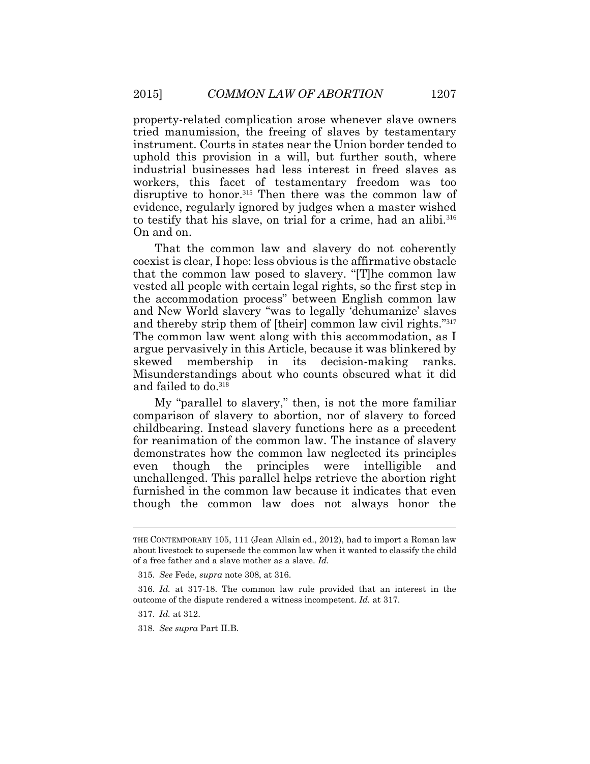property-related complication arose whenever slave owners tried manumission, the freeing of slaves by testamentary instrument. Courts in states near the Union border tended to uphold this provision in a will, but further south, where industrial businesses had less interest in freed slaves as workers, this facet of testamentary freedom was too disruptive to honor.[315] Then there was the common law of evidence, regularly ignored by judges when a master wished to testify that his slave, on trial for a crime, had an alibi.[316] On and on.

That the common law and slavery do not coherently coexist is clear, I hope: less obvious is the affirmative obstacle that the common law posed to slavery. "[T]he common law vested all people with certain legal rights, so the first step in the accommodation process" between English common law and New World slavery "was to legally 'dehumanize' slaves and thereby strip them of [their] common law civil rights."[317] The common law went along with this accommodation, as I argue pervasively in this Article, because it was blinkered by skewed membership in its decision-making ranks. Misunderstandings about who counts obscured what it did and failed to do.[318]

My "parallel to slavery," then, is not the more familiar comparison of slavery to abortion, nor of slavery to forced childbearing. Instead slavery functions here as a precedent for reanimation of the common law. The instance of slavery demonstrates how the common law neglected its principles even though the principles were intelligible and unchallenged. This parallel helps retrieve the abortion right furnished in the common law because it indicates that even though the common law does not always honor the

---

THE CONTEMPORARY 105, 111 (Jean Allain ed., 2012), had to import a Roman law about livestock to supersede the common law when it wanted to classify the child of a free father and a slave mother as a slave. *Id.*

315. *See* Fede, *supra* note 308, at 316.

316. *Id.* at 317-18. The common law rule provided that an interest in the outcome of the dispute rendered a witness incompetent. *Id.* at 317.

317. *Id.* at 312.

318. *See supra* Part II.B.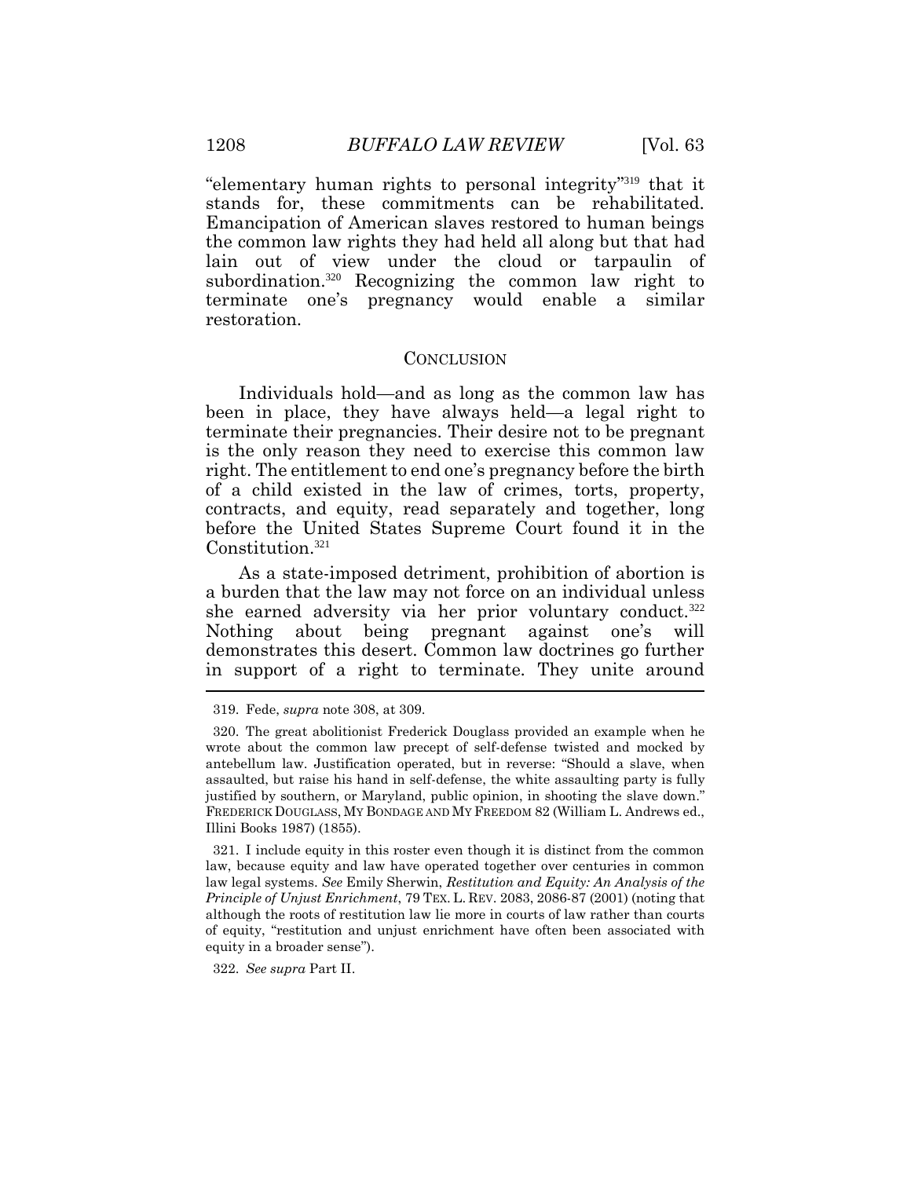"elementary human rights to personal integrity"[319] that it stands for, these commitments can be rehabilitated. Emancipation of American slaves restored to human beings the common law rights they had held all along but that had lain out of view under the cloud or tarpaulin of subordination.[320] Recognizing the common law right to terminate one's pregnancy would enable a similar restoration.

## CONCLUSION

Individuals hold—and as long as the common law has been in place, they have always held—a legal right to terminate their pregnancies. Their desire not to be pregnant is the only reason they need to exercise this common law right. The entitlement to end one's pregnancy before the birth of a child existed in the law of crimes, torts, property, contracts, and equity, read separately and together, long before the United States Supreme Court found it in the Constitution.[321]

As a state-imposed detriment, prohibition of abortion is a burden that the law may not force on an individual unless she earned adversity via her prior voluntary conduct.[322] Nothing about being pregnant against one's will demonstrates this desert. Common law doctrines go further in support of a right to terminate. They unite around

---

319. Fede, *supra* note 308, at 309.

320. The great abolitionist Frederick Douglass provided an example when he wrote about the common law precept of self-defense twisted and mocked by antebellum law. Justification operated, but in reverse: "Should a slave, when assaulted, but raise his hand in self-defense, the white assaulting party is fully justified by southern, or Maryland, public opinion, in shooting the slave down." FREDERICK DOUGLASS, MY BONDAGE AND MY FREEDOM 82 (William L. Andrews ed., Illini Books 1987) (1855).

321. I include equity in this roster even though it is distinct from the common law, because equity and law have operated together over centuries in common law legal systems. *See* Emily Sherwin, *Restitution and Equity: An Analysis of the Principle of Unjust Enrichment*, 79 TEX. L. REV. 2083, 2086-87 (2001) (noting that although the roots of restitution law lie more in courts of law rather than courts of equity, "restitution and unjust enrichment have often been associated with equity in a broader sense").

322. *See supra* Part II.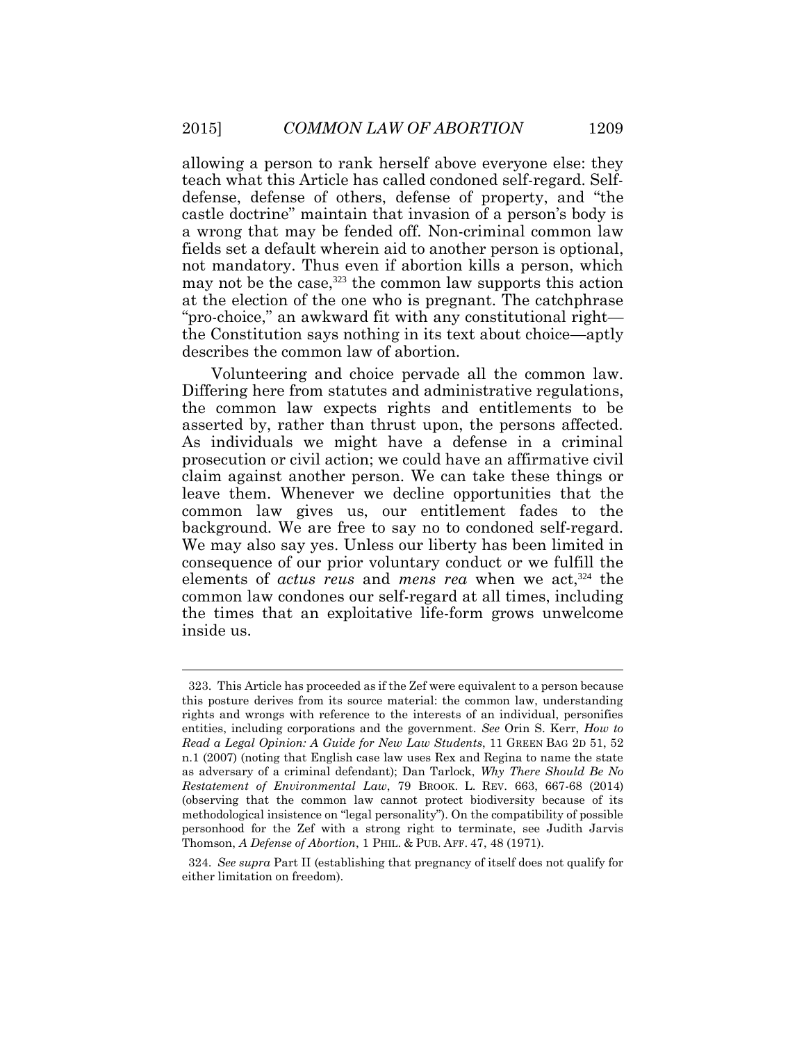allowing a person to rank herself above everyone else: they teach what this Article has called condoned self-regard. Self-defense, defense of others, defense of property, and "the castle doctrine" maintain that invasion of a person's body is a wrong that may be fended off. Non-criminal common law fields set a default wherein aid to another person is optional, not mandatory. Thus even if abortion kills a person, which may not be the case,[323] the common law supports this action at the election of the one who is pregnant. The catchphrase "pro-choice," an awkward fit with any constitutional right—the Constitution says nothing in its text about choice—aptly describes the common law of abortion.

Volunteering and choice pervade all the common law. Differing here from statutes and administrative regulations, the common law expects rights and entitlements to be asserted by, rather than thrust upon, the persons affected. As individuals we might have a defense in a criminal prosecution or civil action; we could have an affirmative civil claim against another person. We can take these things or leave them. Whenever we decline opportunities that the common law gives us, our entitlement fades to the background. We are free to say no to condoned self-regard. We may also say yes. Unless our liberty has been limited in consequence of our prior voluntary conduct or we fulfill the elements of *actus reus* and *mens rea* when we act,[324] the common law condones our self-regard at all times, including the times that an exploitative life-form grows unwelcome inside us.

---

323. This Article has proceeded as if the Zef were equivalent to a person because this posture derives from its source material: the common law, understanding rights and wrongs with reference to the interests of an individual, personifies entities, including corporations and the government. *See* Orin S. Kerr, *How to Read a Legal Opinion: A Guide for New Law Students*, 11 GREEN BAG 2D 51, 52 n.1 (2007) (noting that English case law uses Rex and Regina to name the state as adversary of a criminal defendant); Dan Tarlock, *Why There Should Be No Restatement of Environmental Law*, 79 BROOK. L. REV. 663, 667-68 (2014) (observing that the common law cannot protect biodiversity because of its methodological insistence on "legal personality"). On the compatibility of possible personhood for the Zef with a strong right to terminate, see Judith Jarvis Thomson, *A Defense of Abortion*, 1 PHIL. & PUB. AFF. 47, 48 (1971).

324. *See supra* Part II (establishing that pregnancy of itself does not qualify for either limitation on freedom).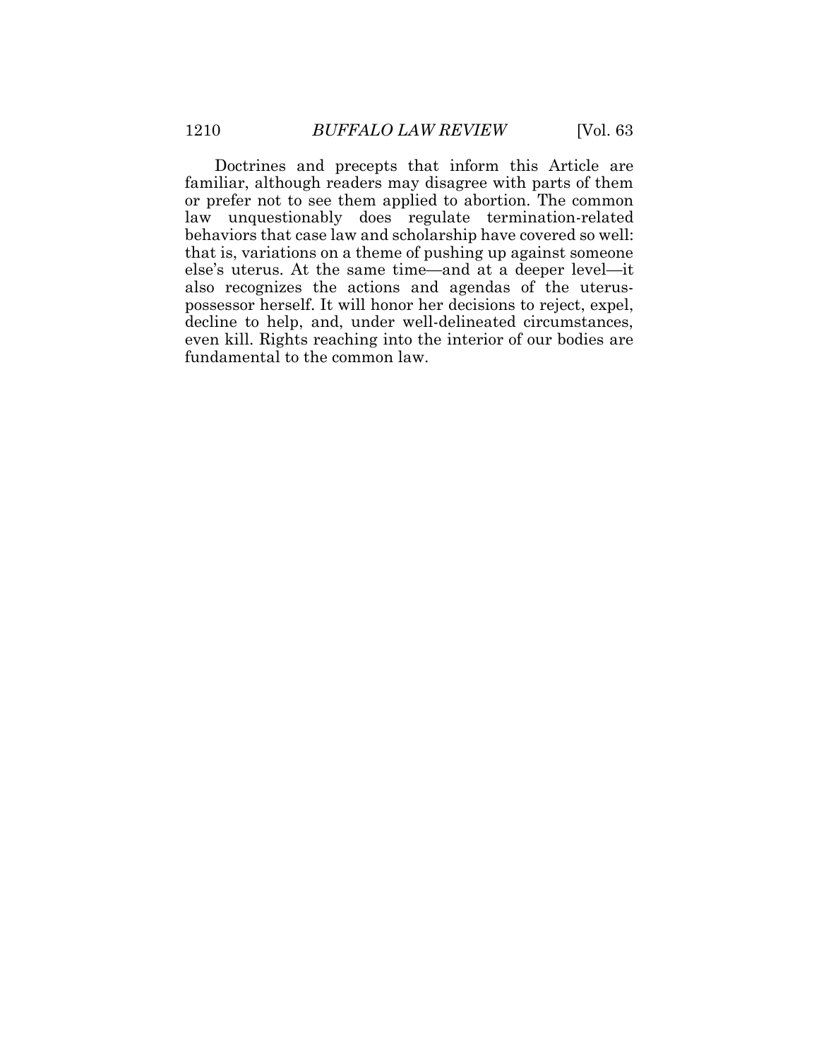Doctrines and precepts that inform this Article are familiar, although readers may disagree with parts of them or prefer not to see them applied to abortion. The common law unquestionably does regulate termination-related behaviors that case law and scholarship have covered so well: that is, variations on a theme of pushing up against someone else's uterus. At the same time—and at a deeper level—it also recognizes the actions and agendas of the uterus-possessor herself. It will honor her decisions to reject, expel, decline to help, and, under well-delineated circumstances, even kill. Rights reaching into the interior of our bodies are fundamental to the common law.